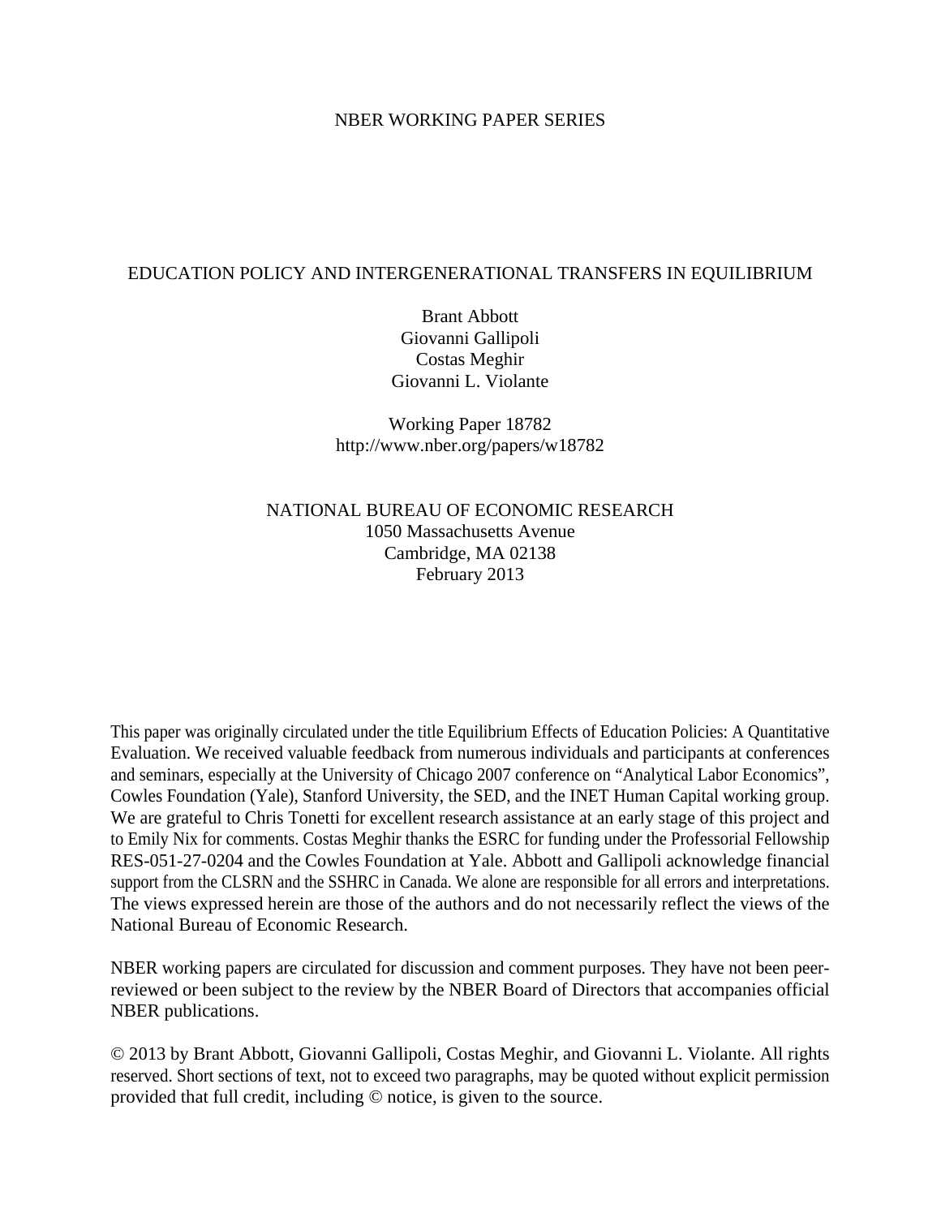NBER WORKING PAPER SERIES

# EDUCATION POLICY AND INTERGENERATIONAL TRANSFERS IN EQUILIBRIUM

Brant Abbott
Giovanni Gallipoli
Costas Meghir
Giovanni L. Violante

Working Paper 18782
http://www.nber.org/papers/w18782

NATIONAL BUREAU OF ECONOMIC RESEARCH
1050 Massachusetts Avenue
Cambridge, MA 02138
February 2013

This paper was originally circulated under the title Equilibrium Effects of Education Policies: A Quantitative Evaluation. We received valuable feedback from numerous individuals and participants at conferences and seminars, especially at the University of Chicago 2007 conference on "Analytical Labor Economics", Cowles Foundation (Yale), Stanford University, the SED, and the INET Human Capital working group. We are grateful to Chris Tonetti for excellent research assistance at an early stage of this project and to Emily Nix for comments. Costas Meghir thanks the ESRC for funding under the Professorial Fellowship RES-051-27-0204 and the Cowles Foundation at Yale. Abbott and Gallipoli acknowledge financial support from the CLSRN and the SSHRC in Canada. We alone are responsible for all errors and interpretations. The views expressed herein are those of the authors and do not necessarily reflect the views of the National Bureau of Economic Research.

NBER working papers are circulated for discussion and comment purposes. They have not been peer-reviewed or been subject to the review by the NBER Board of Directors that accompanies official NBER publications.

© 2013 by Brant Abbott, Giovanni Gallipoli, Costas Meghir, and Giovanni L. Violante. All rights reserved. Short sections of text, not to exceed two paragraphs, may be quoted without explicit permission provided that full credit, including © notice, is given to the source.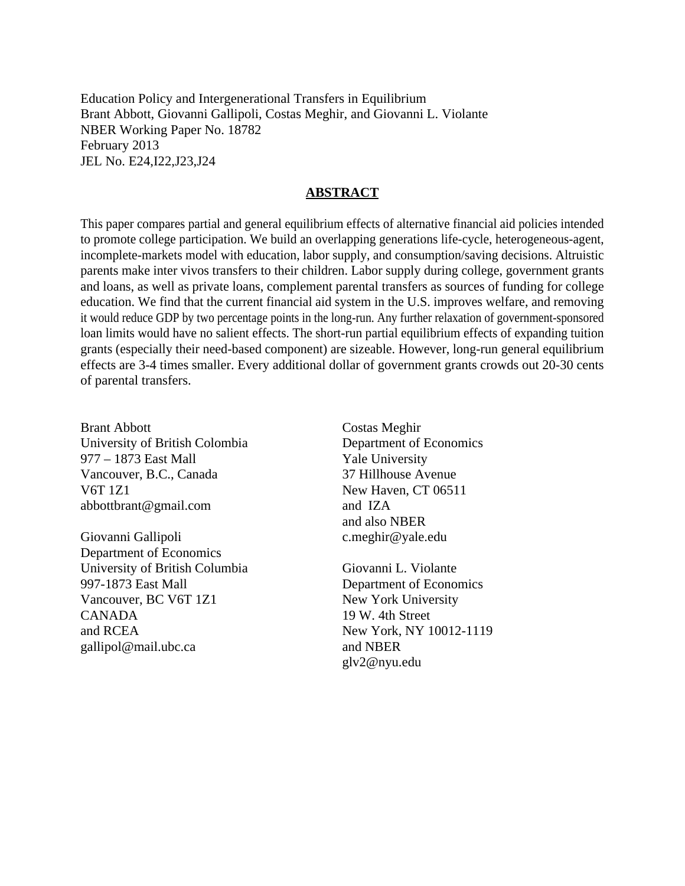Education Policy and Intergenerational Transfers in Equilibrium
Brant Abbott, Giovanni Gallipoli, Costas Meghir, and Giovanni L. Violante
NBER Working Paper No. 18782
February 2013
JEL No. E24,I22,J23,J24

## ABSTRACT

This paper compares partial and general equilibrium effects of alternative financial aid policies intended to promote college participation. We build an overlapping generations life-cycle, heterogeneous-agent, incomplete-markets model with education, labor supply, and consumption/saving decisions. Altruistic parents make inter vivos transfers to their children. Labor supply during college, government grants and loans, as well as private loans, complement parental transfers as sources of funding for college education. We find that the current financial aid system in the U.S. improves welfare, and removing it would reduce GDP by two percentage points in the long-run. Any further relaxation of government-sponsored loan limits would have no salient effects. The short-run partial equilibrium effects of expanding tuition grants (especially their need-based component) are sizeable. However, long-run general equilibrium effects are 3-4 times smaller. Every additional dollar of government grants crowds out 20-30 cents of parental transfers.

Brant Abbott
University of British Colombia
977 – 1873 East Mall
Vancouver, B.C., Canada
V6T 1Z1
abbottbrant@gmail.com

Giovanni Gallipoli
Department of Economics
University of British Columbia
997-1873 East Mall
Vancouver, BC V6T 1Z1
CANADA
and RCEA
gallipol@mail.ubc.ca

Costas Meghir
Department of Economics
Yale University
37 Hillhouse Avenue
New Haven, CT 06511
and IZA
and also NBER
c.meghir@yale.edu

Giovanni L. Violante
Department of Economics
New York University
19 W. 4th Street
New York, NY 10012-1119
and NBER
glv2@nyu.edu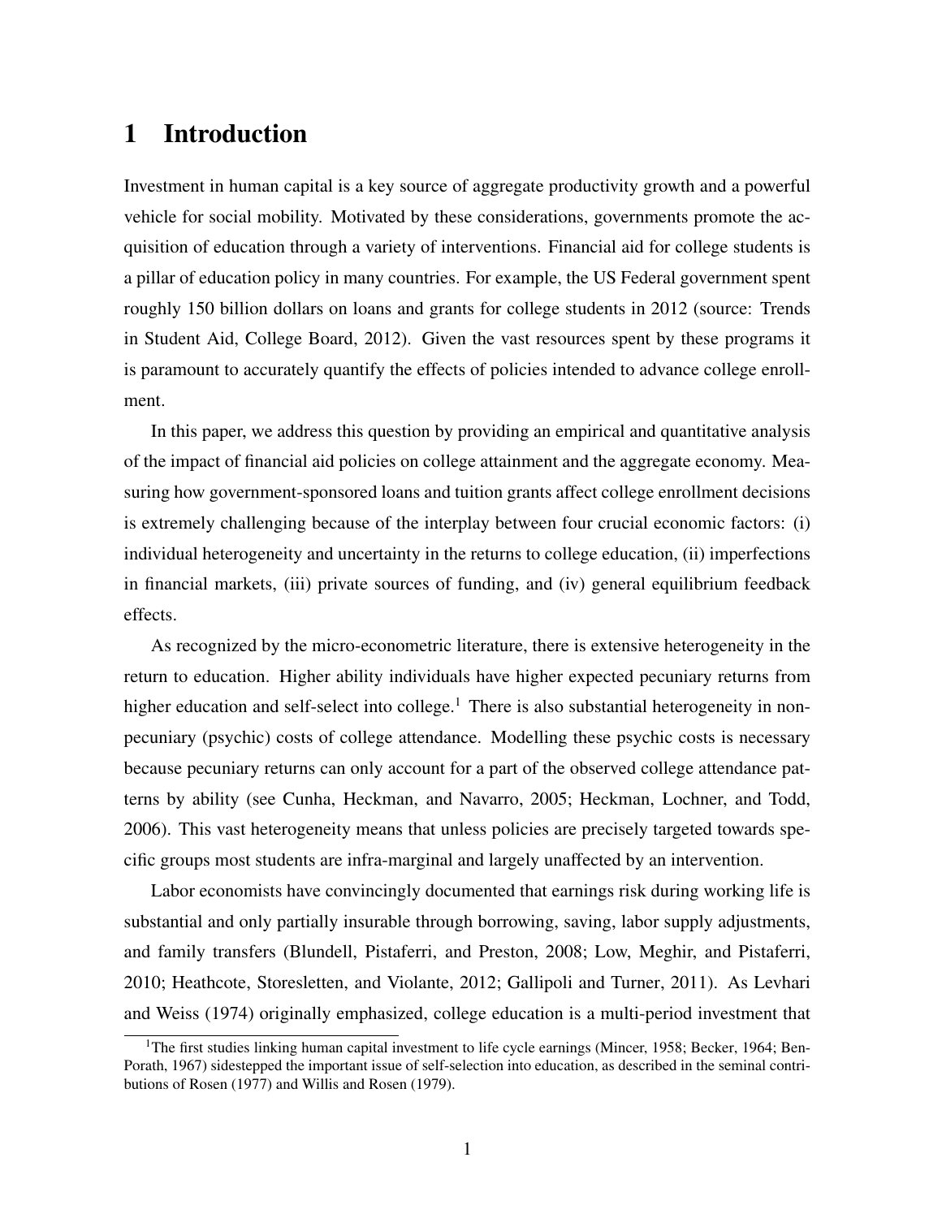# 1 Introduction

Investment in human capital is a key source of aggregate productivity growth and a powerful vehicle for social mobility. Motivated by these considerations, governments promote the acquisition of education through a variety of interventions. Financial aid for college students is a pillar of education policy in many countries. For example, the US Federal government spent roughly 150 billion dollars on loans and grants for college students in 2012 (source: Trends in Student Aid, College Board, 2012). Given the vast resources spent by these programs it is paramount to accurately quantify the effects of policies intended to advance college enrollment.

In this paper, we address this question by providing an empirical and quantitative analysis of the impact of financial aid policies on college attainment and the aggregate economy. Measuring how government-sponsored loans and tuition grants affect college enrollment decisions is extremely challenging because of the interplay between four crucial economic factors: (i) individual heterogeneity and uncertainty in the returns to college education, (ii) imperfections in financial markets, (iii) private sources of funding, and (iv) general equilibrium feedback effects.

As recognized by the micro-econometric literature, there is extensive heterogeneity in the return to education. Higher ability individuals have higher expected pecuniary returns from higher education and self-select into college.[1] There is also substantial heterogeneity in non-pecuniary (psychic) costs of college attendance. Modelling these psychic costs is necessary because pecuniary returns can only account for a part of the observed college attendance patterns by ability (see Cunha, Heckman, and Navarro, 2005; Heckman, Lochner, and Todd, 2006). This vast heterogeneity means that unless policies are precisely targeted towards specific groups most students are infra-marginal and largely unaffected by an intervention.

Labor economists have convincingly documented that earnings risk during working life is substantial and only partially insurable through borrowing, saving, labor supply adjustments, and family transfers (Blundell, Pistaferri, and Preston, 2008; Low, Meghir, and Pistaferri, 2010; Heathcote, Storesletten, and Violante, 2012; Gallipoli and Turner, 2011). As Levhari and Weiss (1974) originally emphasized, college education is a multi-period investment that

[1] The first studies linking human capital investment to life cycle earnings (Mincer, 1958; Becker, 1964; Ben-Porath, 1967) sidestepped the important issue of self-selection into education, as described in the seminal contributions of Rosen (1977) and Willis and Rosen (1979).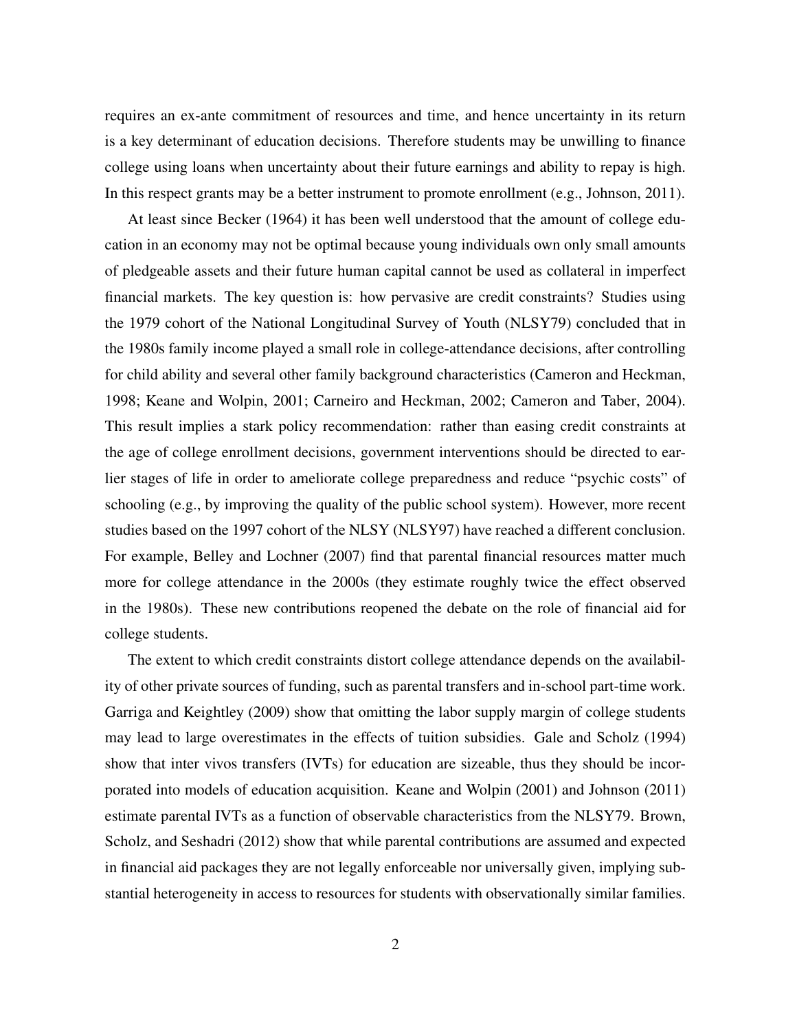requires an ex-ante commitment of resources and time, and hence uncertainty in its return is a key determinant of education decisions. Therefore students may be unwilling to finance college using loans when uncertainty about their future earnings and ability to repay is high. In this respect grants may be a better instrument to promote enrollment (e.g., Johnson, 2011).

At least since Becker (1964) it has been well understood that the amount of college education in an economy may not be optimal because young individuals own only small amounts of pledgeable assets and their future human capital cannot be used as collateral in imperfect financial markets. The key question is: how pervasive are credit constraints? Studies using the 1979 cohort of the National Longitudinal Survey of Youth (NLSY79) concluded that in the 1980s family income played a small role in college-attendance decisions, after controlling for child ability and several other family background characteristics (Cameron and Heckman, 1998; Keane and Wolpin, 2001; Carneiro and Heckman, 2002; Cameron and Taber, 2004). This result implies a stark policy recommendation: rather than easing credit constraints at the age of college enrollment decisions, government interventions should be directed to earlier stages of life in order to ameliorate college preparedness and reduce "psychic costs" of schooling (e.g., by improving the quality of the public school system). However, more recent studies based on the 1997 cohort of the NLSY (NLSY97) have reached a different conclusion. For example, Belley and Lochner (2007) find that parental financial resources matter much more for college attendance in the 2000s (they estimate roughly twice the effect observed in the 1980s). These new contributions reopened the debate on the role of financial aid for college students.

The extent to which credit constraints distort college attendance depends on the availability of other private sources of funding, such as parental transfers and in-school part-time work. Garriga and Keightley (2009) show that omitting the labor supply margin of college students may lead to large overestimates in the effects of tuition subsidies. Gale and Scholz (1994) show that inter vivos transfers (IVTs) for education are sizeable, thus they should be incorporated into models of education acquisition. Keane and Wolpin (2001) and Johnson (2011) estimate parental IVTs as a function of observable characteristics from the NLSY79. Brown, Scholz, and Seshadri (2012) show that while parental contributions are assumed and expected in financial aid packages they are not legally enforceable nor universally given, implying substantial heterogeneity in access to resources for students with observationally similar families.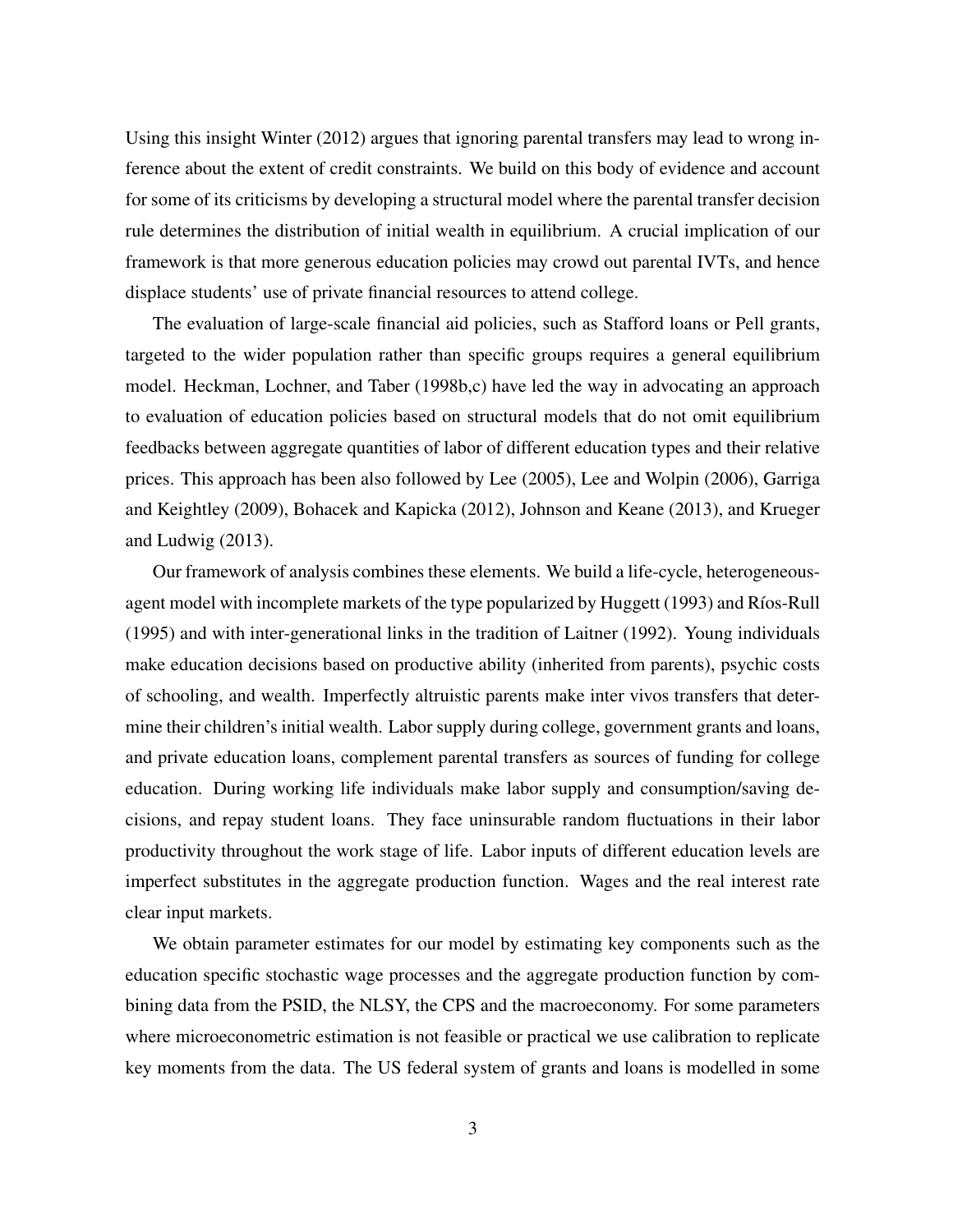Using this insight Winter (2012) argues that ignoring parental transfers may lead to wrong inference about the extent of credit constraints. We build on this body of evidence and account for some of its criticisms by developing a structural model where the parental transfer decision rule determines the distribution of initial wealth in equilibrium. A crucial implication of our framework is that more generous education policies may crowd out parental IVTs, and hence displace students' use of private financial resources to attend college.

The evaluation of large-scale financial aid policies, such as Stafford loans or Pell grants, targeted to the wider population rather than specific groups requires a general equilibrium model. Heckman, Lochner, and Taber (1998b,c) have led the way in advocating an approach to evaluation of education policies based on structural models that do not omit equilibrium feedbacks between aggregate quantities of labor of different education types and their relative prices. This approach has been also followed by Lee (2005), Lee and Wolpin (2006), Garriga and Keightley (2009), Bohacek and Kapicka (2012), Johnson and Keane (2013), and Krueger and Ludwig (2013).

Our framework of analysis combines these elements. We build a life-cycle, heterogeneous-agent model with incomplete markets of the type popularized by Huggett (1993) and Ríos-Rull (1995) and with inter-generational links in the tradition of Laitner (1992). Young individuals make education decisions based on productive ability (inherited from parents), psychic costs of schooling, and wealth. Imperfectly altruistic parents make inter vivos transfers that determine their children's initial wealth. Labor supply during college, government grants and loans, and private education loans, complement parental transfers as sources of funding for college education. During working life individuals make labor supply and consumption/saving decisions, and repay student loans. They face uninsurable random fluctuations in their labor productivity throughout the work stage of life. Labor inputs of different education levels are imperfect substitutes in the aggregate production function. Wages and the real interest rate clear input markets.

We obtain parameter estimates for our model by estimating key components such as the education specific stochastic wage processes and the aggregate production function by combining data from the PSID, the NLSY, the CPS and the macroeconomy. For some parameters where microeconometric estimation is not feasible or practical we use calibration to replicate key moments from the data. The US federal system of grants and loans is modelled in some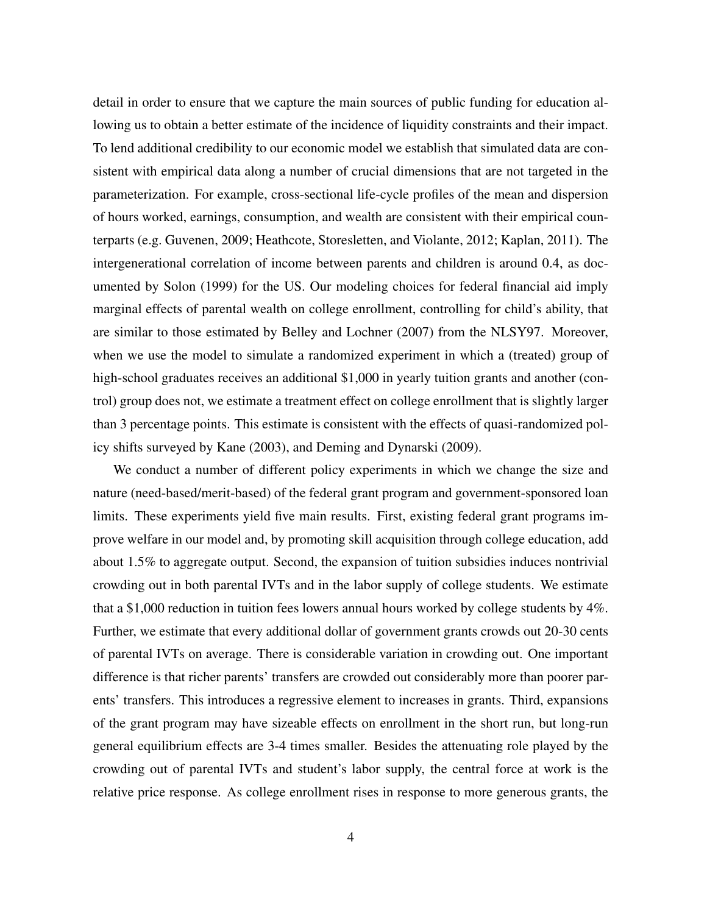detail in order to ensure that we capture the main sources of public funding for education allowing us to obtain a better estimate of the incidence of liquidity constraints and their impact. To lend additional credibility to our economic model we establish that simulated data are consistent with empirical data along a number of crucial dimensions that are not targeted in the parameterization. For example, cross-sectional life-cycle profiles of the mean and dispersion of hours worked, earnings, consumption, and wealth are consistent with their empirical counterparts (e.g. Guvenen, 2009; Heathcote, Storesletten, and Violante, 2012; Kaplan, 2011). The intergenerational correlation of income between parents and children is around 0.4, as documented by Solon (1999) for the US. Our modeling choices for federal financial aid imply marginal effects of parental wealth on college enrollment, controlling for child's ability, that are similar to those estimated by Belley and Lochner (2007) from the NLSY97. Moreover, when we use the model to simulate a randomized experiment in which a (treated) group of high-school graduates receives an additional $1,000 in yearly tuition grants and another (control) group does not, we estimate a treatment effect on college enrollment that is slightly larger than 3 percentage points. This estimate is consistent with the effects of quasi-randomized policy shifts surveyed by Kane (2003), and Deming and Dynarski (2009).

We conduct a number of different policy experiments in which we change the size and nature (need-based/merit-based) of the federal grant program and government-sponsored loan limits. These experiments yield five main results. First, existing federal grant programs improve welfare in our model and, by promoting skill acquisition through college education, add about 1.5% to aggregate output. Second, the expansion of tuition subsidies induces nontrivial crowding out in both parental IVTs and in the labor supply of college students. We estimate that a $1,000 reduction in tuition fees lowers annual hours worked by college students by 4%. Further, we estimate that every additional dollar of government grants crowds out 20-30 cents of parental IVTs on average. There is considerable variation in crowding out. One important difference is that richer parents' transfers are crowded out considerably more than poorer parents' transfers. This introduces a regressive element to increases in grants. Third, expansions of the grant program may have sizeable effects on enrollment in the short run, but long-run general equilibrium effects are 3-4 times smaller. Besides the attenuating role played by the crowding out of parental IVTs and student's labor supply, the central force at work is the relative price response. As college enrollment rises in response to more generous grants, the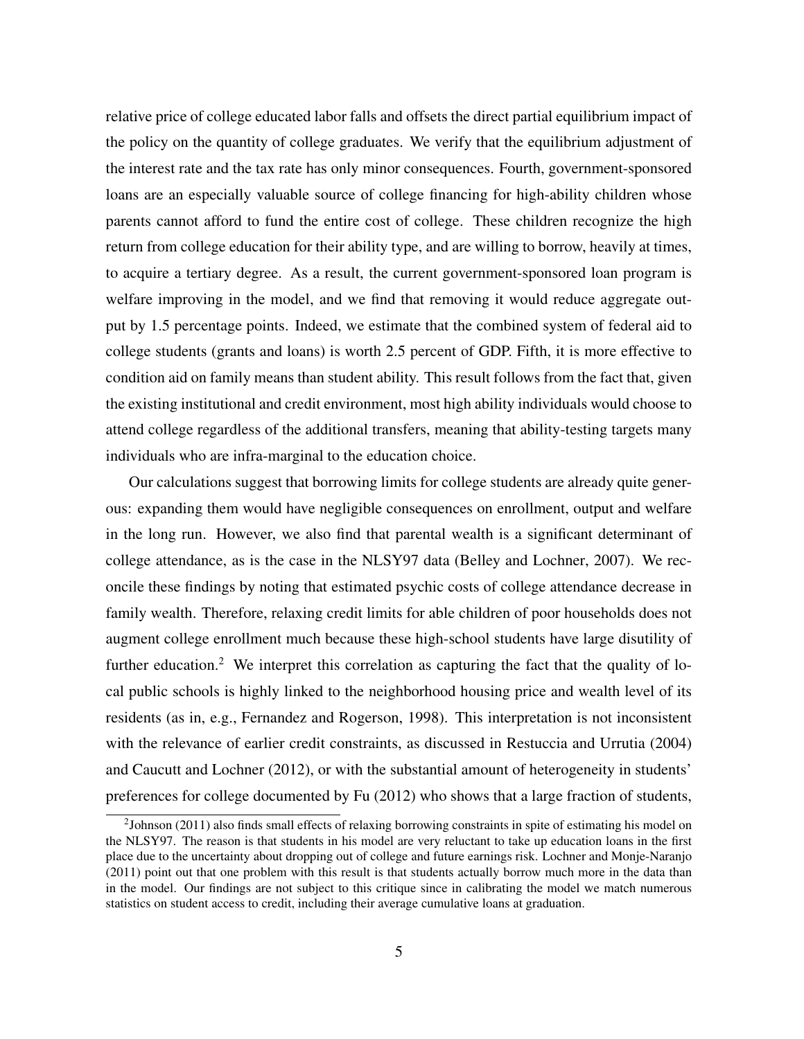relative price of college educated labor falls and offsets the direct partial equilibrium impact of the policy on the quantity of college graduates. We verify that the equilibrium adjustment of the interest rate and the tax rate has only minor consequences. Fourth, government-sponsored loans are an especially valuable source of college financing for high-ability children whose parents cannot afford to fund the entire cost of college. These children recognize the high return from college education for their ability type, and are willing to borrow, heavily at times, to acquire a tertiary degree. As a result, the current government-sponsored loan program is welfare improving in the model, and we find that removing it would reduce aggregate output by 1.5 percentage points. Indeed, we estimate that the combined system of federal aid to college students (grants and loans) is worth 2.5 percent of GDP. Fifth, it is more effective to condition aid on family means than student ability. This result follows from the fact that, given the existing institutional and credit environment, most high ability individuals would choose to attend college regardless of the additional transfers, meaning that ability-testing targets many individuals who are infra-marginal to the education choice.

Our calculations suggest that borrowing limits for college students are already quite generous: expanding them would have negligible consequences on enrollment, output and welfare in the long run. However, we also find that parental wealth is a significant determinant of college attendance, as is the case in the NLSY97 data (Belley and Lochner, 2007). We reconcile these findings by noting that estimated psychic costs of college attendance decrease in family wealth. Therefore, relaxing credit limits for able children of poor households does not augment college enrollment much because these high-school students have large disutility of further education.[2] We interpret this correlation as capturing the fact that the quality of local public schools is highly linked to the neighborhood housing price and wealth level of its residents (as in, e.g., Fernandez and Rogerson, 1998). This interpretation is not inconsistent with the relevance of earlier credit constraints, as discussed in Restuccia and Urrutia (2004) and Caucutt and Lochner (2012), or with the substantial amount of heterogeneity in students' preferences for college documented by Fu (2012) who shows that a large fraction of students,

[2] Johnson (2011) also finds small effects of relaxing borrowing constraints in spite of estimating his model on the NLSY97. The reason is that students in his model are very reluctant to take up education loans in the first place due to the uncertainty about dropping out of college and future earnings risk. Lochner and Monje-Naranjo (2011) point out that one problem with this result is that students actually borrow much more in the data than in the model. Our findings are not subject to this critique since in calibrating the model we match numerous statistics on student access to credit, including their average cumulative loans at graduation.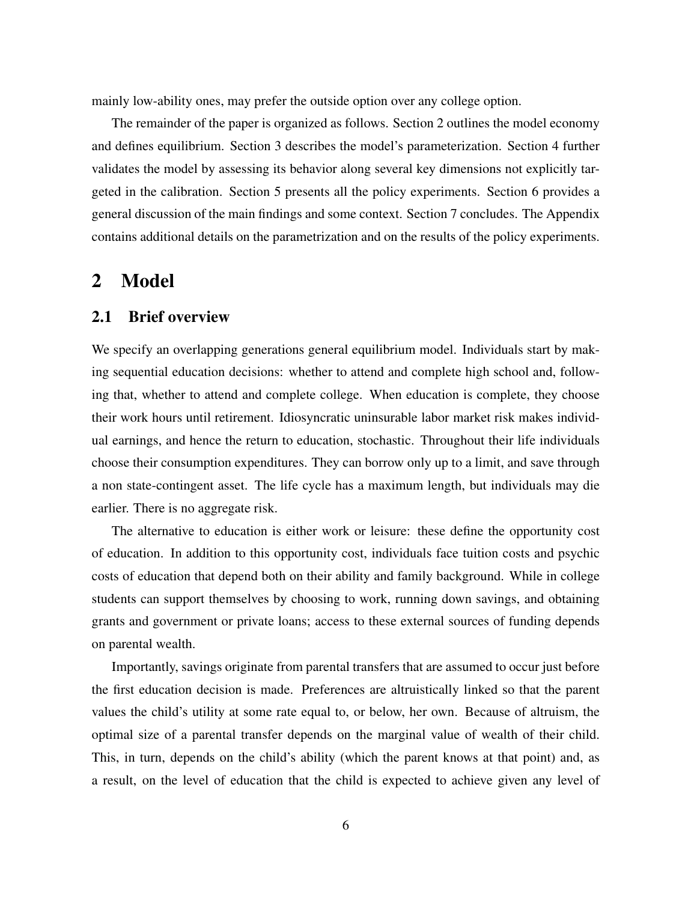mainly low-ability ones, may prefer the outside option over any college option.

The remainder of the paper is organized as follows. Section 2 outlines the model economy and defines equilibrium. Section 3 describes the model's parameterization. Section 4 further validates the model by assessing its behavior along several key dimensions not explicitly targeted in the calibration. Section 5 presents all the policy experiments. Section 6 provides a general discussion of the main findings and some context. Section 7 concludes. The Appendix contains additional details on the parametrization and on the results of the policy experiments.

# 2 Model

## 2.1 Brief overview

We specify an overlapping generations general equilibrium model. Individuals start by making sequential education decisions: whether to attend and complete high school and, following that, whether to attend and complete college. When education is complete, they choose their work hours until retirement. Idiosyncratic uninsurable labor market risk makes individual earnings, and hence the return to education, stochastic. Throughout their life individuals choose their consumption expenditures. They can borrow only up to a limit, and save through a non state-contingent asset. The life cycle has a maximum length, but individuals may die earlier. There is no aggregate risk.

The alternative to education is either work or leisure: these define the opportunity cost of education. In addition to this opportunity cost, individuals face tuition costs and psychic costs of education that depend both on their ability and family background. While in college students can support themselves by choosing to work, running down savings, and obtaining grants and government or private loans; access to these external sources of funding depends on parental wealth.

Importantly, savings originate from parental transfers that are assumed to occur just before the first education decision is made. Preferences are altruistically linked so that the parent values the child's utility at some rate equal to, or below, her own. Because of altruism, the optimal size of a parental transfer depends on the marginal value of wealth of their child. This, in turn, depends on the child's ability (which the parent knows at that point) and, as a result, on the level of education that the child is expected to achieve given any level of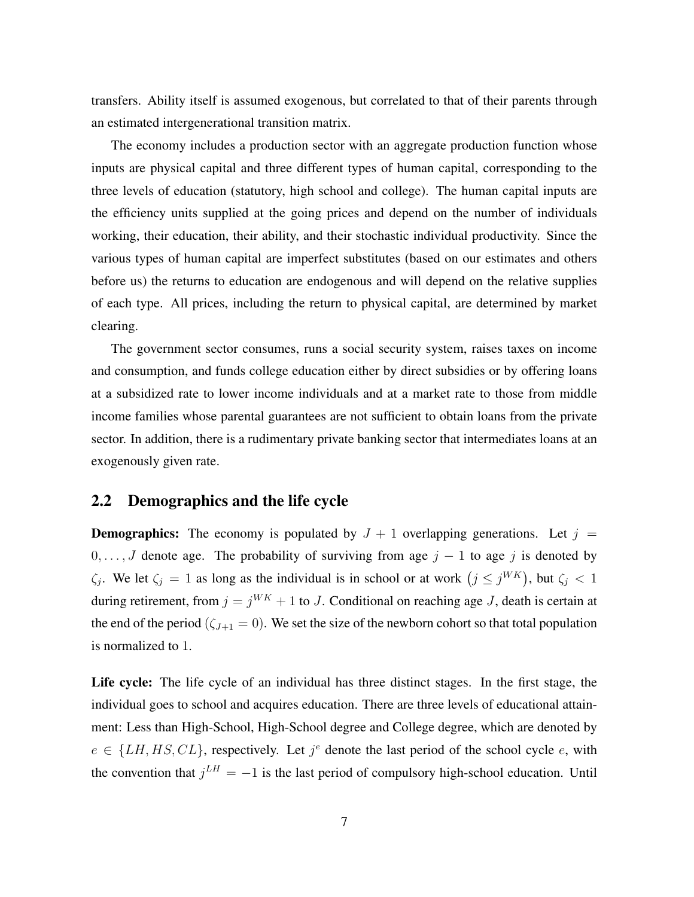transfers. Ability itself is assumed exogenous, but correlated to that of their parents through an estimated intergenerational transition matrix.

The economy includes a production sector with an aggregate production function whose inputs are physical capital and three different types of human capital, corresponding to the three levels of education (statutory, high school and college). The human capital inputs are the efficiency units supplied at the going prices and depend on the number of individuals working, their education, their ability, and their stochastic individual productivity. Since the various types of human capital are imperfect substitutes (based on our estimates and others before us) the returns to education are endogenous and will depend on the relative supplies of each type. All prices, including the return to physical capital, are determined by market clearing.

The government sector consumes, runs a social security system, raises taxes on income and consumption, and funds college education either by direct subsidies or by offering loans at a subsidized rate to lower income individuals and at a market rate to those from middle income families whose parental guarantees are not sufficient to obtain loans from the private sector. In addition, there is a rudimentary private banking sector that intermediates loans at an exogenously given rate.

## 2.2 Demographics and the life cycle

**Demographics:** The economy is populated by $J+1$ overlapping generations. Let $j = 0, \ldots, J$ denote age. The probability of surviving from age $j-1$ to age $j$ is denoted by $\zeta_j$. We let $\zeta_j = 1$ as long as the individual is in school or at work $\left(j \leq j^{WK}\right)$, but $\zeta_j < 1$ during retirement, from $j = j^{WK}+1$ to $J$. Conditional on reaching age $J$, death is certain at the end of the period ($\zeta_{J+1} = 0$). We set the size of the newborn cohort so that total population is normalized to 1.

**Life cycle:** The life cycle of an individual has three distinct stages. In the first stage, the individual goes to school and acquires education. There are three levels of educational attainment: Less than High-School, High-School degree and College degree, which are denoted by $e \in \{LH, HS, CL\}$, respectively. Let $j^e$ denote the last period of the school cycle $e$, with the convention that $j^{LH} = -1$ is the last period of compulsory high-school education. Until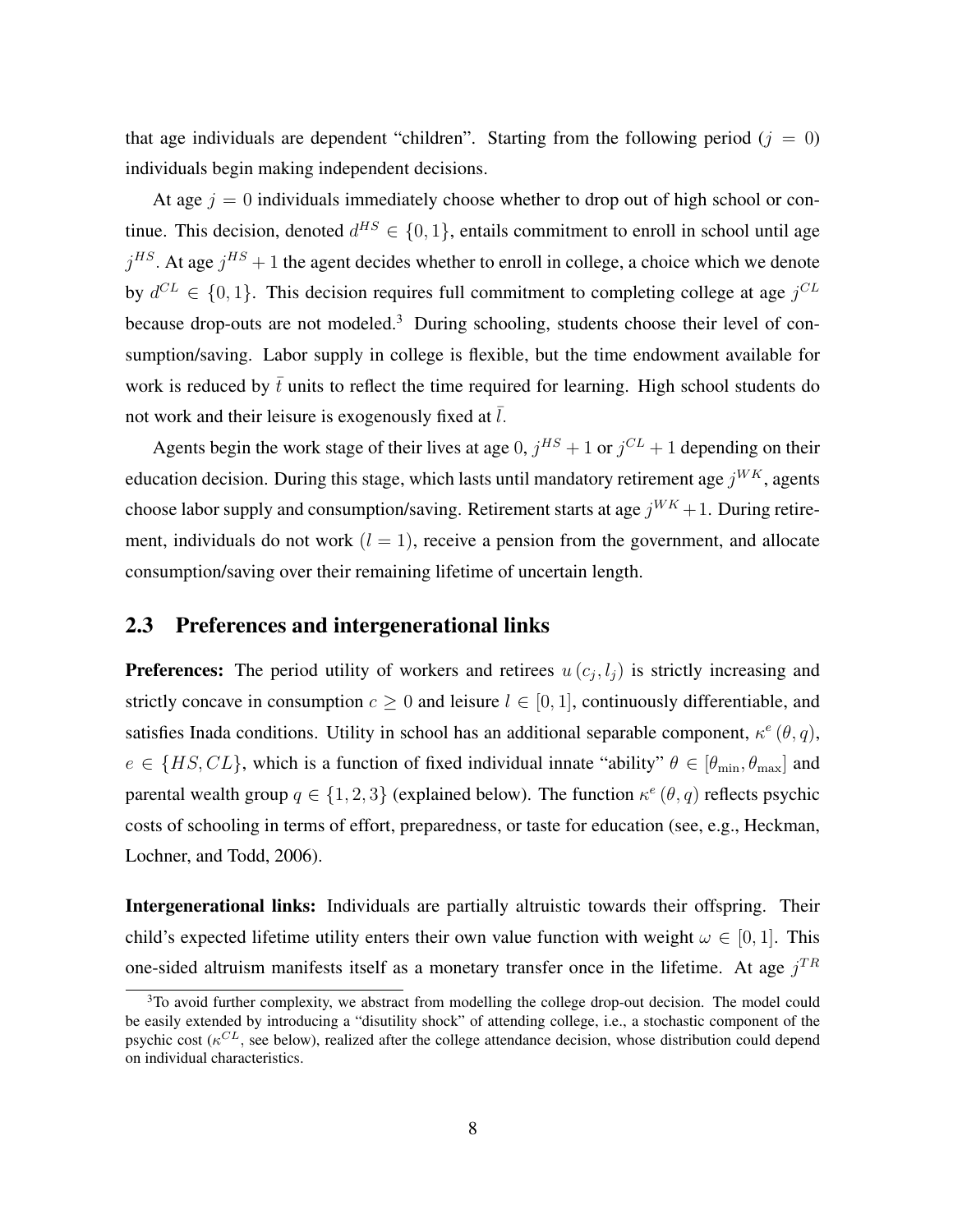that age individuals are dependent "children". Starting from the following period ($j = 0$) individuals begin making independent decisions.

At age $j = 0$ individuals immediately choose whether to drop out of high school or continue. This decision, denoted $d^{HS} \in \{0, 1\}$, entails commitment to enroll in school until age $j^{HS}$. At age $j^{HS} + 1$ the agent decides whether to enroll in college, a choice which we denote by $d^{CL} \in \{0, 1\}$. This decision requires full commitment to completing college at age $j^{CL}$ because drop-outs are not modeled.[3] During schooling, students choose their level of consumption/saving. Labor supply in college is flexible, but the time endowment available for work is reduced by $\bar{t}$ units to reflect the time required for learning. High school students do not work and their leisure is exogenously fixed at $\bar{l}$.

Agents begin the work stage of their lives at age 0, $j^{HS} + 1$ or $j^{CL} + 1$ depending on their education decision. During this stage, which lasts until mandatory retirement age $j^{WK}$, agents choose labor supply and consumption/saving. Retirement starts at age $j^{WK} + 1$. During retirement, individuals do not work ($l = 1$), receive a pension from the government, and allocate consumption/saving over their remaining lifetime of uncertain length.

## 2.3 Preferences and intergenerational links

**Preferences:** The period utility of workers and retirees $u(c_j, l_j)$ is strictly increasing and strictly concave in consumption $c \geq 0$ and leisure $l \in [0, 1]$, continuously differentiable, and satisfies Inada conditions. Utility in school has an additional separable component, $\kappa^e(\theta, q)$, $e \in \{HS, CL\}$, which is a function of fixed individual innate "ability" $\theta \in [\theta_{\min}, \theta_{\max}]$ and parental wealth group $q \in \{1, 2, 3\}$ (explained below). The function $\kappa^e(\theta, q)$ reflects psychic costs of schooling in terms of effort, preparedness, or taste for education (see, e.g., Heckman, Lochner, and Todd, 2006).

**Intergenerational links:** Individuals are partially altruistic towards their offspring. Their child's expected lifetime utility enters their own value function with weight $\omega \in [0, 1]$. This one-sided altruism manifests itself as a monetary transfer once in the lifetime. At age $j^{TR}$

[3] To avoid further complexity, we abstract from modelling the college drop-out decision. The model could be easily extended by introducing a "disutility shock" of attending college, i.e., a stochastic component of the psychic cost ($\kappa^{CL}$, see below), realized after the college attendance decision, whose distribution could depend on individual characteristics.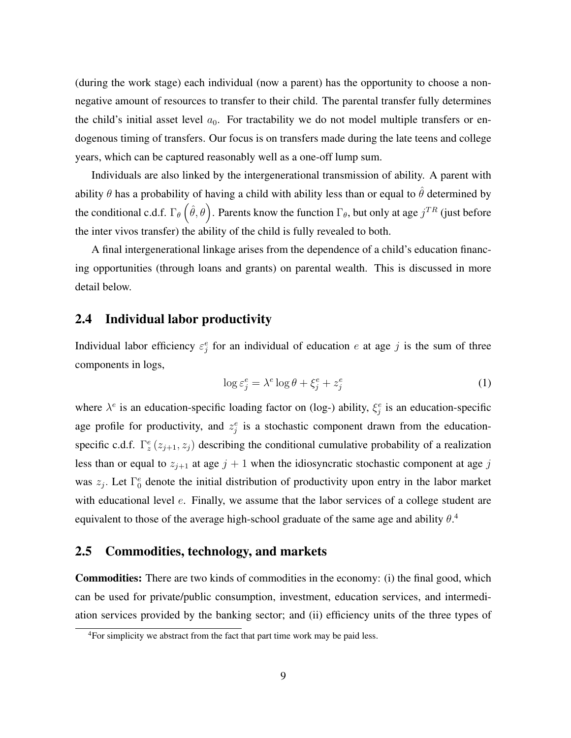(during the work stage) each individual (now a parent) has the opportunity to choose a non-negative amount of resources to transfer to their child. The parental transfer fully determines the child's initial asset level $a_0$. For tractability we do not model multiple transfers or endogenous timing of transfers. Our focus is on transfers made during the late teens and college years, which can be captured reasonably well as a one-off lump sum.

Individuals are also linked by the intergenerational transmission of ability. A parent with ability $\theta$ has a probability of having a child with ability less than or equal to $\hat{\theta}$ determined by the conditional c.d.f. $\Gamma_\theta\left(\hat{\theta}, \theta\right)$. Parents know the function $\Gamma_\theta$, but only at age $j^{TR}$ (just before the inter vivos transfer) the ability of the child is fully revealed to both.

A final intergenerational linkage arises from the dependence of a child's education financing opportunities (through loans and grants) on parental wealth. This is discussed in more detail below.

## 2.4 Individual labor productivity

Individual labor efficiency $\varepsilon_j^e$ for an individual of education $e$ at age $j$ is the sum of three components in logs,

$$\log \varepsilon_j^e = \lambda^e \log \theta + \xi_j^e + z_j^e \tag{1}$$

where $\lambda^e$ is an education-specific loading factor on (log-) ability, $\xi_j^e$ is an education-specific age profile for productivity, and $z_j^e$ is a stochastic component drawn from the education-specific c.d.f. $\Gamma_z^e\left(z_{j+1}, z_j\right)$ describing the conditional cumulative probability of a realization less than or equal to $z_{j+1}$ at age $j+1$ when the idiosyncratic stochastic component at age $j$ was $z_j$. Let $\Gamma_0^e$ denote the initial distribution of productivity upon entry in the labor market with educational level $e$. Finally, we assume that the labor services of a college student are equivalent to those of the average high-school graduate of the same age and ability $\theta$.[4]

## 2.5 Commodities, technology, and markets

**Commodities:** There are two kinds of commodities in the economy: (i) the final good, which can be used for private/public consumption, investment, education services, and intermediation services provided by the banking sector; and (ii) efficiency units of the three types of

[4]For simplicity we abstract from the fact that part time work may be paid less.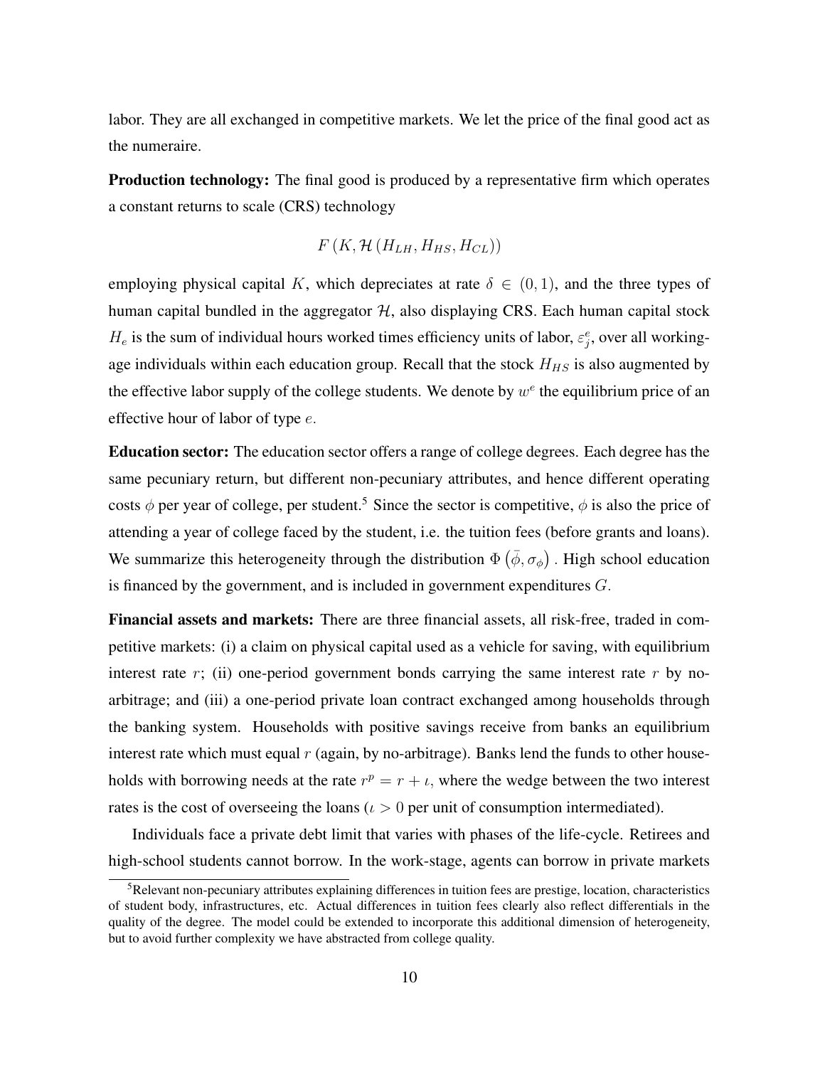labor. They are all exchanged in competitive markets. We let the price of the final good act as the numeraire.

**Production technology:** The final good is produced by a representative firm which operates a constant returns to scale (CRS) technology

$$F\left(K, \mathcal{H}\left(H_{LH}, H_{HS}, H_{CL}\right)\right)$$

employing physical capital $K$, which depreciates at rate $\delta \in (0,1)$, and the three types of human capital bundled in the aggregator $\mathcal{H}$, also displaying CRS. Each human capital stock $H_e$ is the sum of individual hours worked times efficiency units of labor, $\varepsilon_j^e$, over all working-age individuals within each education group. Recall that the stock $H_{HS}$ is also augmented by the effective labor supply of the college students. We denote by $w^e$ the equilibrium price of an effective hour of labor of type $e$.

**Education sector:** The education sector offers a range of college degrees. Each degree has the same pecuniary return, but different non-pecuniary attributes, and hence different operating costs $\phi$ per year of college, per student.[5] Since the sector is competitive, $\phi$ is also the price of attending a year of college faced by the student, i.e. the tuition fees (before grants and loans). We summarize this heterogeneity through the distribution $\Phi\left(\bar{\phi}, \sigma_\phi\right)$. High school education is financed by the government, and is included in government expenditures $G$.

**Financial assets and markets:** There are three financial assets, all risk-free, traded in competitive markets: (i) a claim on physical capital used as a vehicle for saving, with equilibrium interest rate $r$; (ii) one-period government bonds carrying the same interest rate $r$ by no-arbitrage; and (iii) a one-period private loan contract exchanged among households through the banking system. Households with positive savings receive from banks an equilibrium interest rate which must equal $r$ (again, by no-arbitrage). Banks lend the funds to other households with borrowing needs at the rate $r^p = r + \iota$, where the wedge between the two interest rates is the cost of overseeing the loans ($\iota > 0$ per unit of consumption intermediated).

Individuals face a private debt limit that varies with phases of the life-cycle. Retirees and high-school students cannot borrow. In the work-stage, agents can borrow in private markets

[5] Relevant non-pecuniary attributes explaining differences in tuition fees are prestige, location, characteristics of student body, infrastructures, etc. Actual differences in tuition fees clearly also reflect differentials in the quality of the degree. The model could be extended to incorporate this additional dimension of heterogeneity, but to avoid further complexity we have abstracted from college quality.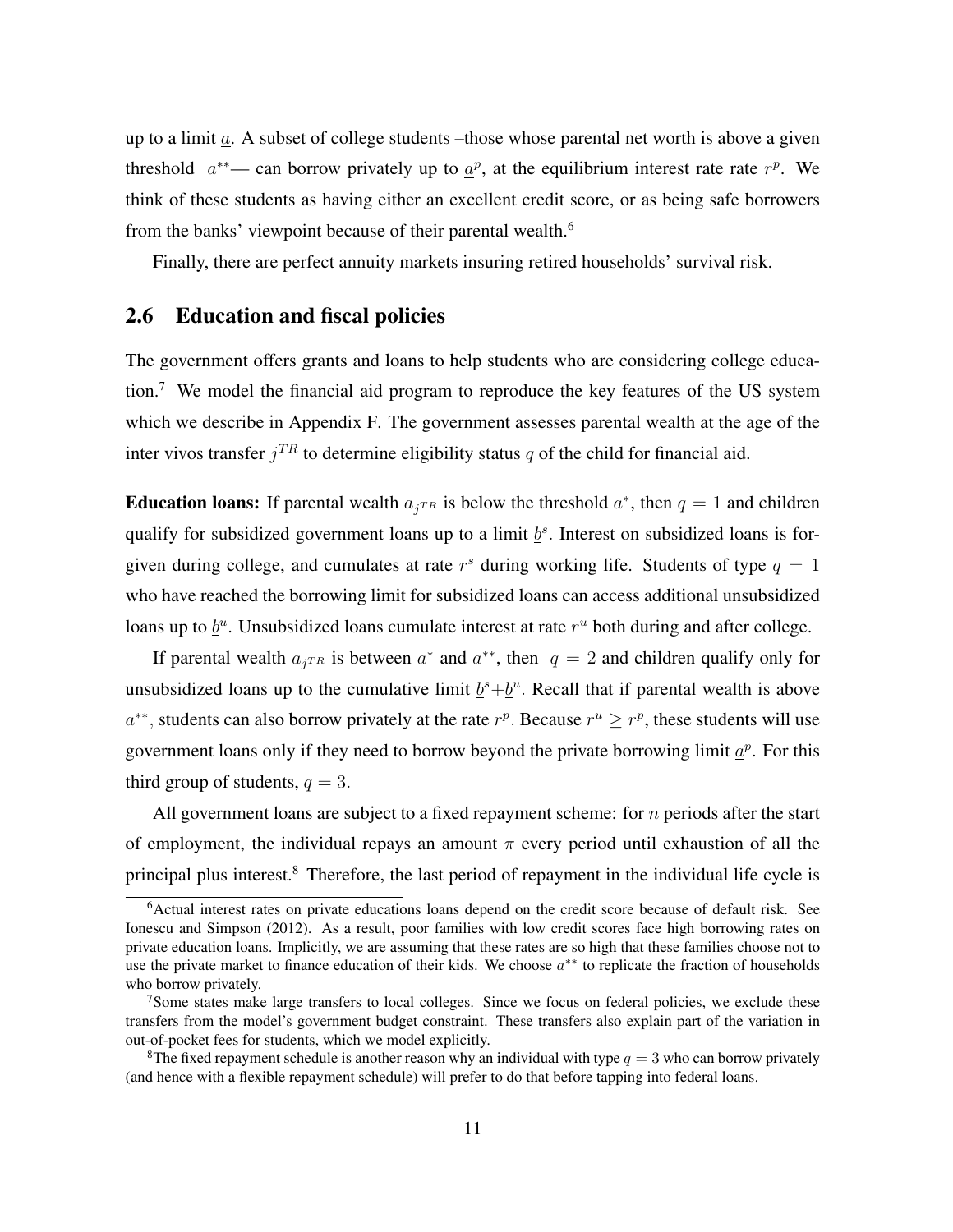up to a limit $\underline{a}$. A subset of college students –those whose parental net worth is above a given threshold $a^{**}$— can borrow privately up to $\underline{a}^p$, at the equilibrium interest rate rate $r^p$. We think of these students as having either an excellent credit score, or as being safe borrowers from the banks' viewpoint because of their parental wealth.[6]

Finally, there are perfect annuity markets insuring retired households' survival risk.

## 2.6 Education and fiscal policies

The government offers grants and loans to help students who are considering college education.[7] We model the financial aid program to reproduce the key features of the US system which we describe in Appendix F. The government assesses parental wealth at the age of the inter vivos transfer $j^{TR}$ to determine eligibility status $q$ of the child for financial aid.

**Education loans:** If parental wealth $a_{j^{TR}}$ is below the threshold $a^*$, then $q = 1$ and children qualify for subsidized government loans up to a limit $\underline{b}^s$. Interest on subsidized loans is forgiven during college, and cumulates at rate $r^s$ during working life. Students of type $q = 1$ who have reached the borrowing limit for subsidized loans can access additional unsubsidized loans up to $\underline{b}^u$. Unsubsidized loans cumulate interest at rate $r^u$ both during and after college.

If parental wealth $a_{j^{TR}}$ is between $a^*$ and $a^{**}$, then $q = 2$ and children qualify only for unsubsidized loans up to the cumulative limit $\underline{b}^s+\underline{b}^u$. Recall that if parental wealth is above $a^{**}$, students can also borrow privately at the rate $r^p$. Because $r^u \geq r^p$, these students will use government loans only if they need to borrow beyond the private borrowing limit $\underline{a}^p$. For this third group of students, $q = 3$.

All government loans are subject to a fixed repayment scheme: for $n$ periods after the start of employment, the individual repays an amount $\pi$ every period until exhaustion of all the principal plus interest.[8] Therefore, the last period of repayment in the individual life cycle is

[6] Actual interest rates on private educations loans depend on the credit score because of default risk. See Ionescu and Simpson (2012). As a result, poor families with low credit scores face high borrowing rates on private education loans. Implicitly, we are assuming that these rates are so high that these families choose not to use the private market to finance education of their kids. We choose $a^{**}$ to replicate the fraction of households who borrow privately.

[7] Some states make large transfers to local colleges. Since we focus on federal policies, we exclude these transfers from the model's government budget constraint. These transfers also explain part of the variation in out-of-pocket fees for students, which we model explicitly.

[8] The fixed repayment schedule is another reason why an individual with type $q = 3$ who can borrow privately (and hence with a flexible repayment schedule) will prefer to do that before tapping into federal loans.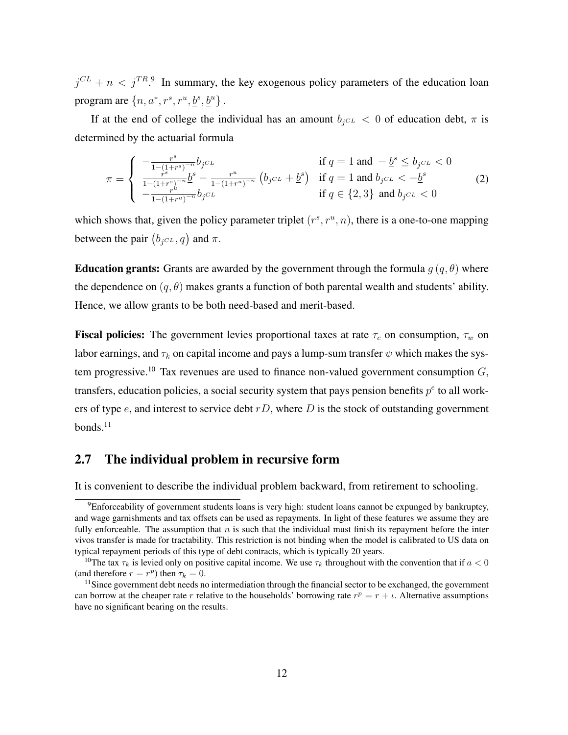$j^{CL} + n < j^{TR}$.[9] In summary, the key exogenous policy parameters of the education loan program are $\{n, a^*, r^s, r^u, \underline{b}^s, \underline{b}^u\}$.

If at the end of college the individual has an amount $b_{j^{CL}} < 0$ of education debt, $\pi$ is determined by the actuarial formula

$$\pi = \begin{cases} -\frac{r^s}{1-(1+r^s)^{-n}} b_{j^{CL}} & \text{if } q = 1 \text{ and } -\underline{b}^s \leq b_{j^{CL}} < 0 \\ \frac{r^s}{1-(1+r^s)^{-n}} \underline{b}^s - \frac{r^u}{1-(1+r^u)^{-n}} \left(b_{j^{CL}} + \underline{b}^s\right) & \text{if } q = 1 \text{ and } b_{j^{CL}} < -\underline{b}^s \\ -\frac{r^u}{1-(1+r^u)^{-n}} b_{j^{CL}} & \text{if } q \in \{2,3\} \text{ and } b_{j^{CL}} < 0 \end{cases} \tag{2}$$

which shows that, given the policy parameter triplet $(r^s, r^u, n)$, there is a one-to-one mapping between the pair $(b_{j^{CL}}, q)$ and $\pi$.

**Education grants:** Grants are awarded by the government through the formula $g(q, \theta)$ where the dependence on $(q, \theta)$ makes grants a function of both parental wealth and students' ability. Hence, we allow grants to be both need-based and merit-based.

**Fiscal policies:** The government levies proportional taxes at rate $\tau_c$ on consumption, $\tau_w$ on labor earnings, and $\tau_k$ on capital income and pays a lump-sum transfer $\psi$ which makes the system progressive.[10] Tax revenues are used to finance non-valued government consumption $G$, transfers, education policies, a social security system that pays pension benefits $p^e$ to all workers of type $e$, and interest to service debt $rD$, where $D$ is the stock of outstanding government bonds.[11]

## 2.7 The individual problem in recursive form

It is convenient to describe the individual problem backward, from retirement to schooling.

[9] Enforceability of government students loans is very high: student loans cannot be expunged by bankruptcy, and wage garnishments and tax offsets can be used as repayments. In light of these features we assume they are fully enforceable. The assumption that $n$ is such that the individual must finish its repayment before the inter vivos transfer is made for tractability. This restriction is not binding when the model is calibrated to US data on typical repayment periods of this type of debt contracts, which is typically 20 years.

[10] The tax $\tau_k$ is levied only on positive capital income. We use $\tau_k$ throughout with the convention that if $a < 0$ (and therefore $r = r^p$) then $\tau_k = 0$.

[11] Since government debt needs no intermediation through the financial sector to be exchanged, the government can borrow at the cheaper rate $r$ relative to the households' borrowing rate $r^p = r + \iota$. Alternative assumptions have no significant bearing on the results.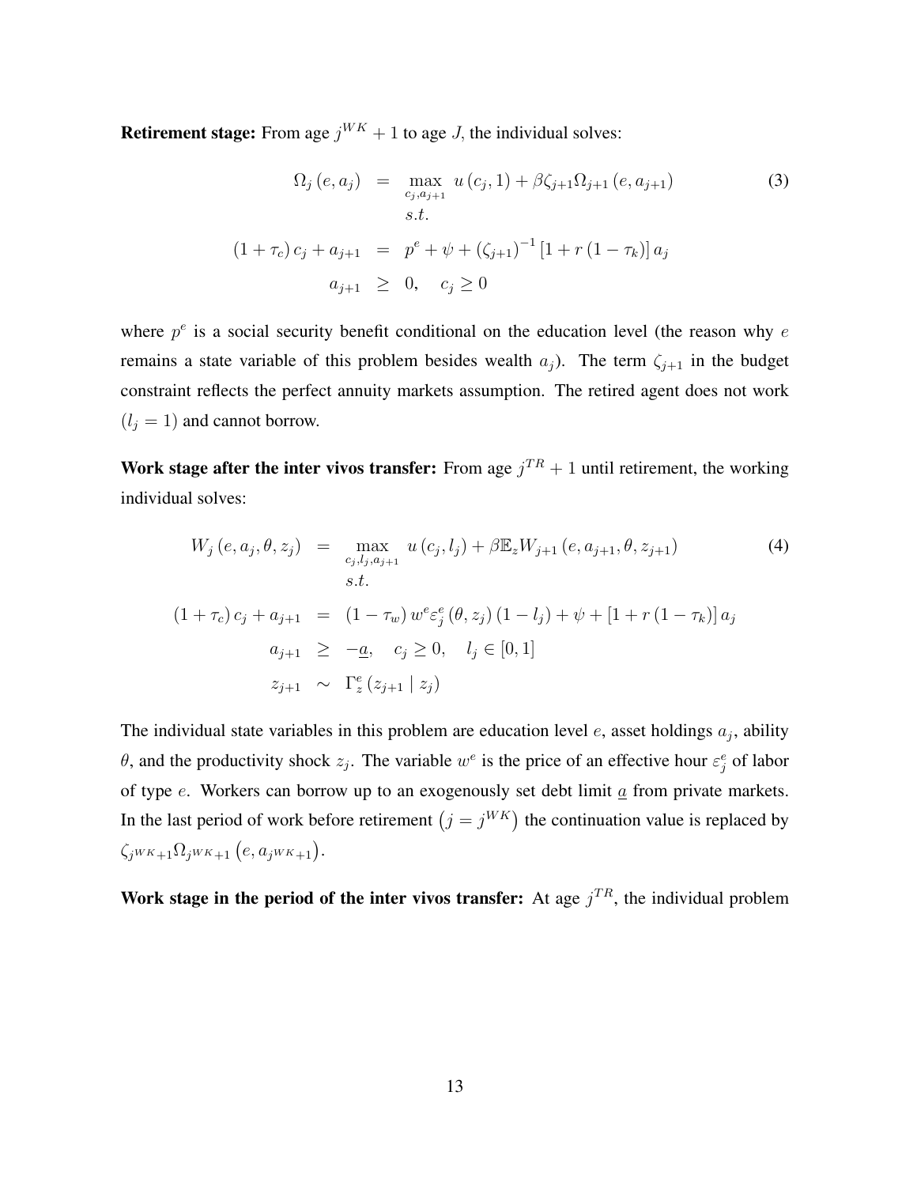**Retirement stage:** From age $j^{WK}+1$ to age $J$, the individual solves:

$$
\begin{aligned}
\Omega_j(e, a_j) &= \max_{c_j, a_{j+1}} u(c_j, 1) + \beta \zeta_{j+1} \Omega_{j+1}(e, a_{j+1}) \\
& \quad s.t. \\
(1+\tau_c) c_j + a_{j+1} &= p^e + \psi + (\zeta_{j+1})^{-1} [1 + r(1-\tau_k)] a_j \\
a_{j+1} &\geq 0, \quad c_j \geq 0
\end{aligned}
\tag{3}
$$

where $p^e$ is a social security benefit conditional on the education level (the reason why $e$ remains a state variable of this problem besides wealth $a_j$). The term $\zeta_{j+1}$ in the budget constraint reflects the perfect annuity markets assumption. The retired agent does not work $(l_j = 1)$ and cannot borrow.

**Work stage after the inter vivos transfer:** From age $j^{TR}+1$ until retirement, the working individual solves:

$$
\begin{aligned}
W_j(e, a_j, \theta, z_j) &= \max_{c_j, l_j, a_{j+1}} u(c_j, l_j) + \beta \mathbb{E}_z W_{j+1}(e, a_{j+1}, \theta, z_{j+1}) \\
& \quad s.t. \\
(1+\tau_c) c_j + a_{j+1} &= (1-\tau_w) w^e \varepsilon_j^e(\theta, z_j)(1-l_j) + \psi + [1 + r(1-\tau_k)] a_j \\
a_{j+1} &\geq -\underline{a}, \quad c_j \geq 0, \quad l_j \in [0,1] \\
z_{j+1} &\sim \Gamma_z^e(z_{j+1} \mid z_j)
\end{aligned}
\tag{4}
$$

The individual state variables in this problem are education level $e$, asset holdings $a_j$, ability $\theta$, and the productivity shock $z_j$. The variable $w^e$ is the price of an effective hour $\varepsilon_j^e$ of labor of type $e$. Workers can borrow up to an exogenously set debt limit $\underline{a}$ from private markets. In the last period of work before retirement $(j = j^{WK})$ the continuation value is replaced by $\zeta_{j^{WK}+1} \Omega_{j^{WK}+1}(e, a_{j^{WK}+1})$.

**Work stage in the period of the inter vivos transfer:** At age $j^{TR}$, the individual problem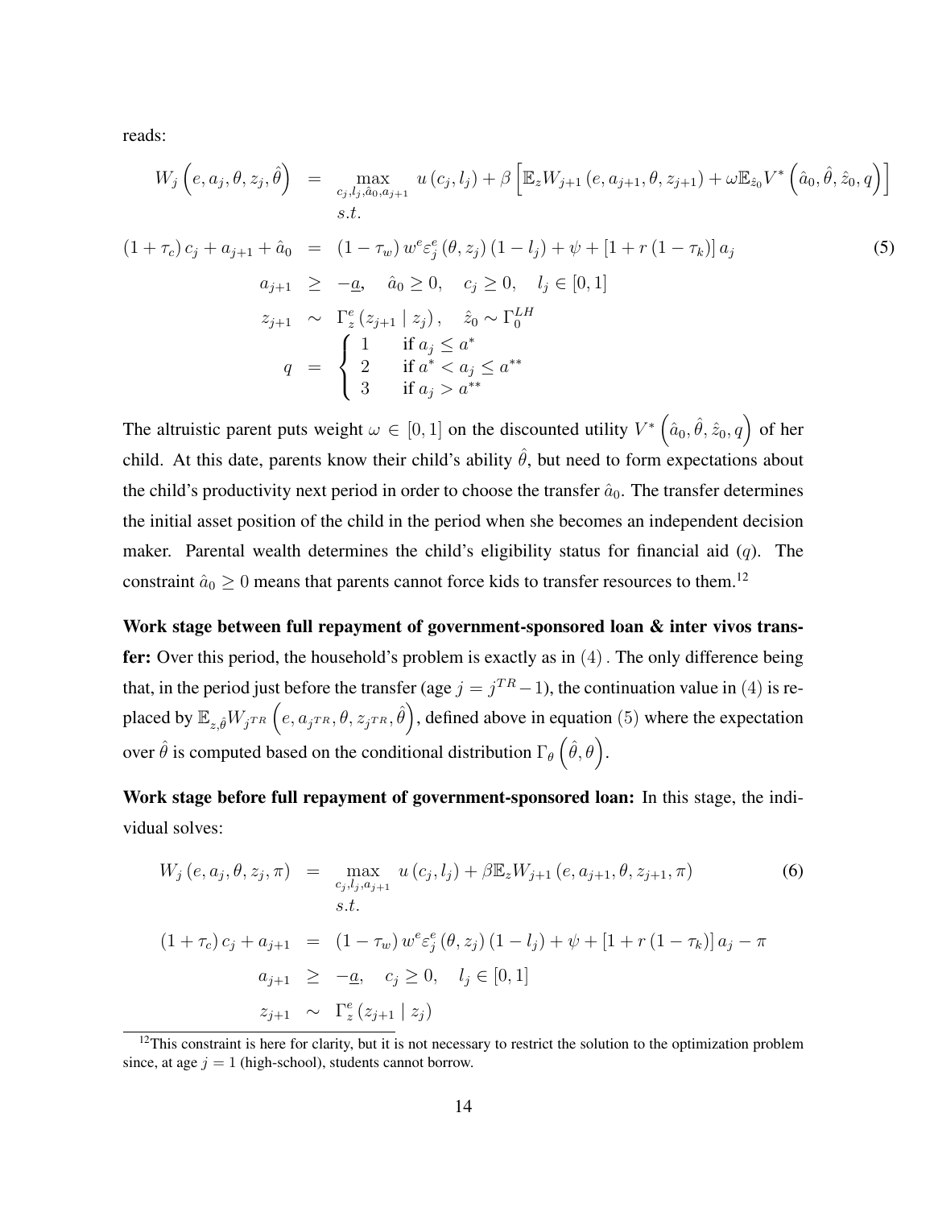reads:

$$
\begin{aligned}
W_j\left(e, a_j, \theta, z_j, \hat{\theta}\right) &= \max_{c_j, l_j, \hat{a}_0, a_{j+1}} u\left(c_j, l_j\right) + \beta\left[\mathbb{E}_z W_{j+1}\left(e, a_{j+1}, \theta, z_{j+1}\right) + \omega \mathbb{E}_{\hat{z}_0} V^*\left(\hat{a}_0, \hat{\theta}, \hat{z}_0, q\right)\right] \\
& \quad s.t. \\
\left(1+\tau_c\right) c_j + a_{j+1} + \hat{a}_0 &= \left(1-\tau_w\right) w^e \varepsilon_j^e\left(\theta, z_j\right)\left(1-l_j\right) + \psi + \left[1 + r\left(1-\tau_k\right)\right] a_j \\
a_{j+1} &\geq -\underline{a}, \quad \hat{a}_0 \geq 0, \quad c_j \geq 0, \quad l_j \in [0,1] \\
z_{j+1} &\sim \Gamma_z^e\left(z_{j+1} \mid z_j\right), \quad \hat{z}_0 \sim \Gamma_0^{LH} \\
q &= \begin{cases} 1 & \text{if } a_j \leq a^* \\ 2 & \text{if } a^* < a_j \leq a^{**} \\ 3 & \text{if } a_j > a^{**} \end{cases}
\end{aligned} \tag{5}
$$

The altruistic parent puts weight $\omega \in [0,1]$ on the discounted utility $V^*\left(\hat{a}_0, \hat{\theta}, \hat{z}_0, q\right)$ of her child. At this date, parents know their child's ability $\hat{\theta}$, but need to form expectations about the child's productivity next period in order to choose the transfer $\hat{a}_0$. The transfer determines the initial asset position of the child in the period when she becomes an independent decision maker. Parental wealth determines the child's eligibility status for financial aid ($q$). The constraint $\hat{a}_0 \geq 0$ means that parents cannot force kids to transfer resources to them.[12]

**Work stage between full repayment of government-sponsored loan & inter vivos transfer:** Over this period, the household's problem is exactly as in $(4)$. The only difference being that, in the period just before the transfer (age $j = j^{TR} - 1$), the continuation value in $(4)$ is replaced by $\mathbb{E}_{z,\hat{\theta}} W_{j^{TR}}\left(e, a_{j^{TR}}, \theta, z_{j^{TR}}, \hat{\theta}\right)$, defined above in equation $(5)$ where the expectation over $\hat{\theta}$ is computed based on the conditional distribution $\Gamma_\theta\left(\hat{\theta}, \theta\right)$.

**Work stage before full repayment of government-sponsored loan:** In this stage, the individual solves:

$$
\begin{aligned}
W_j\left(e, a_j, \theta, z_j, \pi\right) &= \max_{c_j, l_j, a_{j+1}} u\left(c_j, l_j\right) + \beta \mathbb{E}_z W_{j+1}\left(e, a_{j+1}, \theta, z_{j+1}, \pi\right) \\
& \quad s.t. \\
\left(1+\tau_c\right) c_j + a_{j+1} &= \left(1-\tau_w\right) w^e \varepsilon_j^e\left(\theta, z_j\right)\left(1-l_j\right) + \psi + \left[1 + r\left(1-\tau_k\right)\right] a_j - \pi \\
a_{j+1} &\geq -\underline{a}, \quad c_j \geq 0, \quad l_j \in [0,1] \\
z_{j+1} &\sim \Gamma_z^e\left(z_{j+1} \mid z_j\right)
\end{aligned} \tag{6}
$$

[12] This constraint is here for clarity, but it is not necessary to restrict the solution to the optimization problem since, at age $j = 1$ (high-school), students cannot borrow.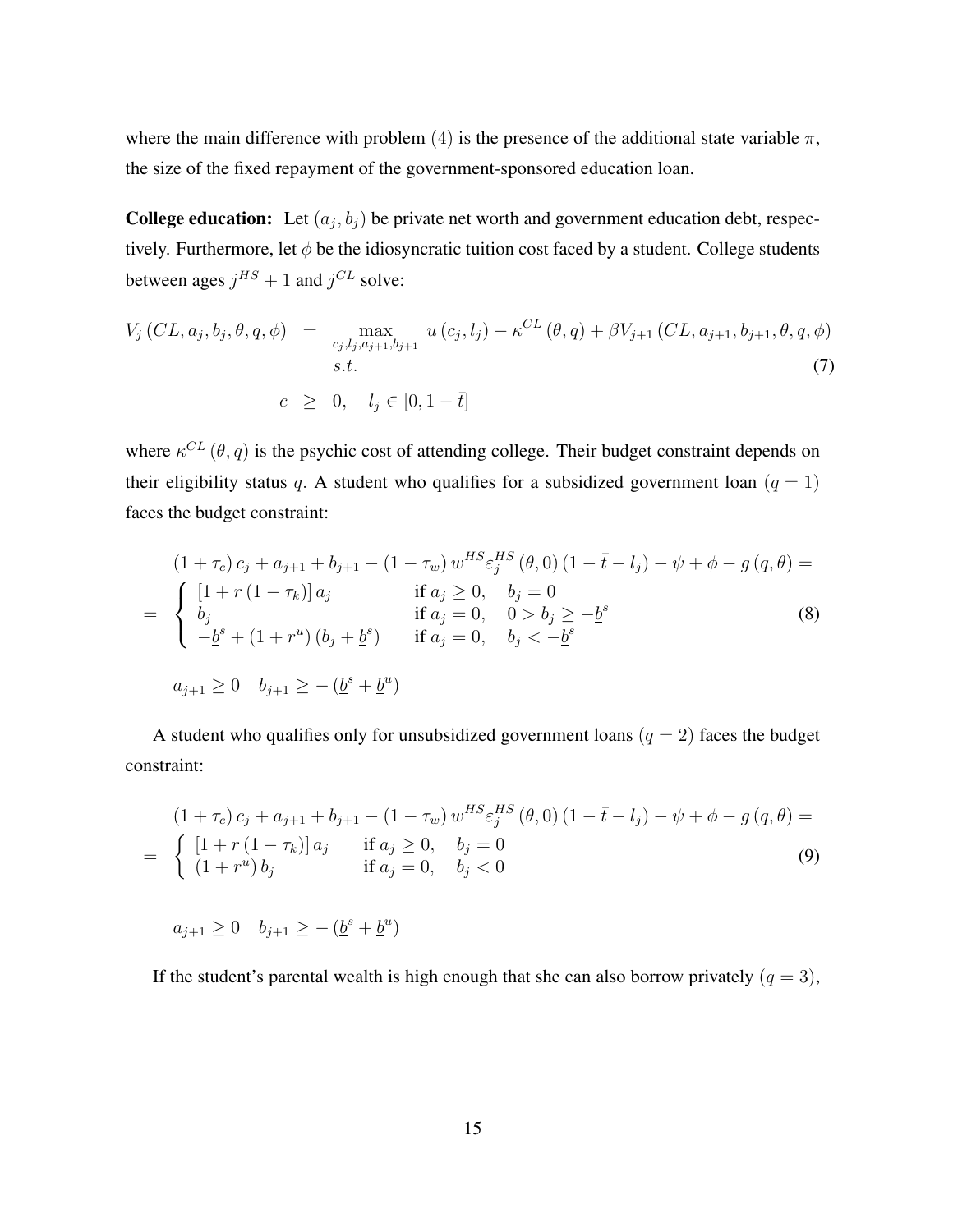where the main difference with problem $(4)$ is the presence of the additional state variable $\pi$, the size of the fixed repayment of the government-sponsored education loan.

**College education:** Let $(a_j, b_j)$ be private net worth and government education debt, respectively. Furthermore, let $\phi$ be the idiosyncratic tuition cost faced by a student. College students between ages $j^{HS}+1$ and $j^{CL}$ solve:

$$
\begin{aligned}
V_j\left(CL, a_j, b_j, \theta, q, \phi\right) \;&=\; \max_{c_j, l_j, a_{j+1}, b_{j+1}} \; u\left(c_j, l_j\right) - \kappa^{CL}\left(\theta, q\right) + \beta V_{j+1}\left(CL, a_{j+1}, b_{j+1}, \theta, q, \phi\right) \\
&\quad\; s.t. \\
&\quad\; c \;\geq\; 0, \quad l_j \in [0, 1-\bar{t}]
\end{aligned}
\tag{7}
$$

where $\kappa^{CL}(\theta, q)$ is the psychic cost of attending college. Their budget constraint depends on their eligibility status $q$. A student who qualifies for a subsidized government loan ($q = 1$) faces the budget constraint:

$$
\begin{aligned}
&(1+\tau_c)\, c_j + a_{j+1} + b_{j+1} - (1-\tau_w)\, w^{HS} \varepsilon_j^{HS}(\theta, 0)\left(1 - \bar{t} - l_j\right) - \psi + \phi - g(q, \theta) = \\
&= \begin{cases} \left[1 + r\left(1-\tau_k\right)\right] a_j & \text{if } a_j \geq 0, \quad b_j = 0 \\ b_j & \text{if } a_j = 0, \quad 0 > b_j \geq -\underline{b}^s \\ -\underline{b}^s + \left(1 + r^u\right)\left(b_j + \underline{b}^s\right) & \text{if } a_j = 0, \quad b_j < -\underline{b}^s \end{cases}
\end{aligned}
\tag{8}
$$

$$a_{j+1} \geq 0 \quad b_{j+1} \geq -\left(\underline{b}^s + \underline{b}^u\right)$$

A student who qualifies only for unsubsidized government loans ($q = 2$) faces the budget constraint:

$$
\begin{aligned}
&(1+\tau_c)\, c_j + a_{j+1} + b_{j+1} - (1-\tau_w)\, w^{HS} \varepsilon_j^{HS}(\theta, 0)\left(1 - \bar{t} - l_j\right) - \psi + \phi - g(q, \theta) = \\
&= \begin{cases} \left[1 + r\left(1-\tau_k\right)\right] a_j & \text{if } a_j \geq 0, \quad b_j = 0 \\ \left(1 + r^u\right) b_j & \text{if } a_j = 0, \quad b_j < 0 \end{cases}
\end{aligned}
\tag{9}
$$

$$a_{j+1} \geq 0 \quad b_{j+1} \geq -\left(\underline{b}^s + \underline{b}^u\right)$$

If the student's parental wealth is high enough that she can also borrow privately ($q = 3$),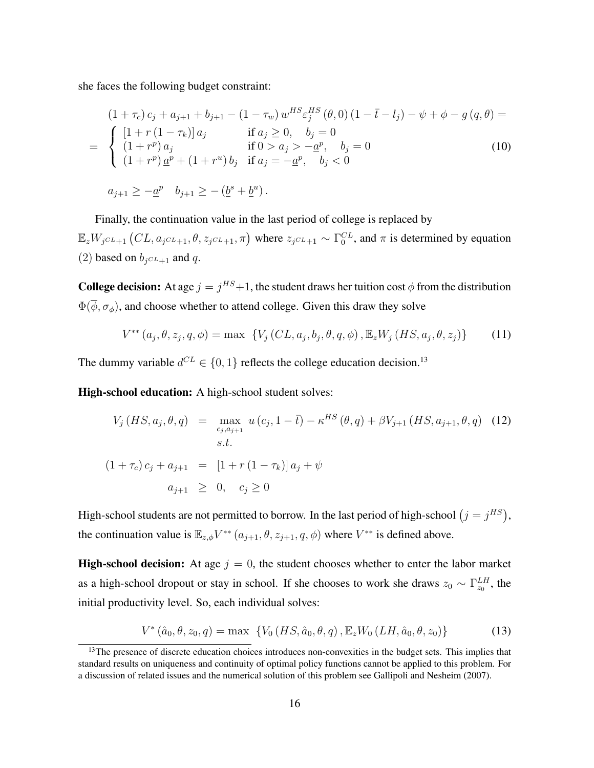she faces the following budget constraint:

$$
\begin{aligned}
&(1+\tau_c)\,c_j + a_{j+1} + b_{j+1} - (1-\tau_w)\,w^{HS}\varepsilon_j^{HS}(\theta,0)\,(1-\bar{t}-l_j) - \psi + \phi - g(q,\theta) = \\
&= \begin{cases} [1+r(1-\tau_k)]\,a_j & \text{if } a_j \geq 0, \quad b_j = 0 \\ (1+r^p)\,a_j & \text{if } 0 > a_j > -\underline{a}^p, \quad b_j = 0 \\ (1+r^p)\,\underline{a}^p + (1+r^u)\,b_j & \text{if } a_j = -\underline{a}^p, \quad b_j < 0 \end{cases} \qquad (10)
\end{aligned}
$$

$$
a_{j+1} \geq -\underline{a}^p \quad b_{j+1} \geq -\left(\underline{b}^s + \underline{b}^u\right).
$$

Finally, the continuation value in the last period of college is replaced by $\mathbb{E}_z W_{j^{CL}+1}\left(CL, a_{j^{CL}+1}, \theta, z_{j^{CL}+1}, \pi\right)$ where $z_{j^{CL}+1} \sim \Gamma_0^{CL}$, and $\pi$ is determined by equation (2) based on $b_{j^{CL}+1}$ and $q$.

**College decision:** At age $j = j^{HS}+1$, the student draws her tuition cost $\phi$ from the distribution $\Phi(\overline{\phi}, \sigma_\phi)$, and choose whether to attend college. Given this draw they solve

$$
V^{**}(a_j, \theta, z_j, q, \phi) = \max \ \{V_j(CL, a_j, b_j, \theta, q, \phi), \mathbb{E}_z W_j(HS, a_j, \theta, z_j)\} \qquad (11)
$$

The dummy variable $d^{CL} \in \{0,1\}$ reflects the college education decision.[13]

**High-school education:** A high-school student solves:

$$
\begin{aligned}
V_j(HS, a_j, \theta, q) &= \max_{c_j, a_{j+1}} \ u(c_j, 1-\bar{t}) - \kappa^{HS}(\theta, q) + \beta V_{j+1}(HS, a_{j+1}, \theta, q) \qquad (12) \\
&\quad s.t. \\
(1+\tau_c)\,c_j + a_{j+1} &= [1+r(1-\tau_k)]\,a_j + \psi \\
a_{j+1} &\geq 0, \quad c_j \geq 0
\end{aligned}
$$

High-school students are not permitted to borrow. In the last period of high-school $\left(j = j^{HS}\right)$, the continuation value is $\mathbb{E}_{z,\phi} V^{**}(a_{j+1}, \theta, z_{j+1}, q, \phi)$ where $V^{**}$ is defined above.

**High-school decision:** At age $j = 0$, the student chooses whether to enter the labor market as a high-school dropout or stay in school. If she chooses to work she draws $z_0 \sim \Gamma_{z_0}^{LH}$, the initial productivity level. So, each individual solves:

$$
V^*(\hat{a}_0, \theta, z_0, q) = \max \ \{V_0(HS, \hat{a}_0, \theta, q), \mathbb{E}_z W_0(LH, \hat{a}_0, \theta, z_0)\} \qquad (13)
$$

[13] The presence of discrete education choices introduces non-convexities in the budget sets. This implies that standard results on uniqueness and continuity of optimal policy functions cannot be applied to this problem. For a discussion of related issues and the numerical solution of this problem see Gallipoli and Nesheim (2007).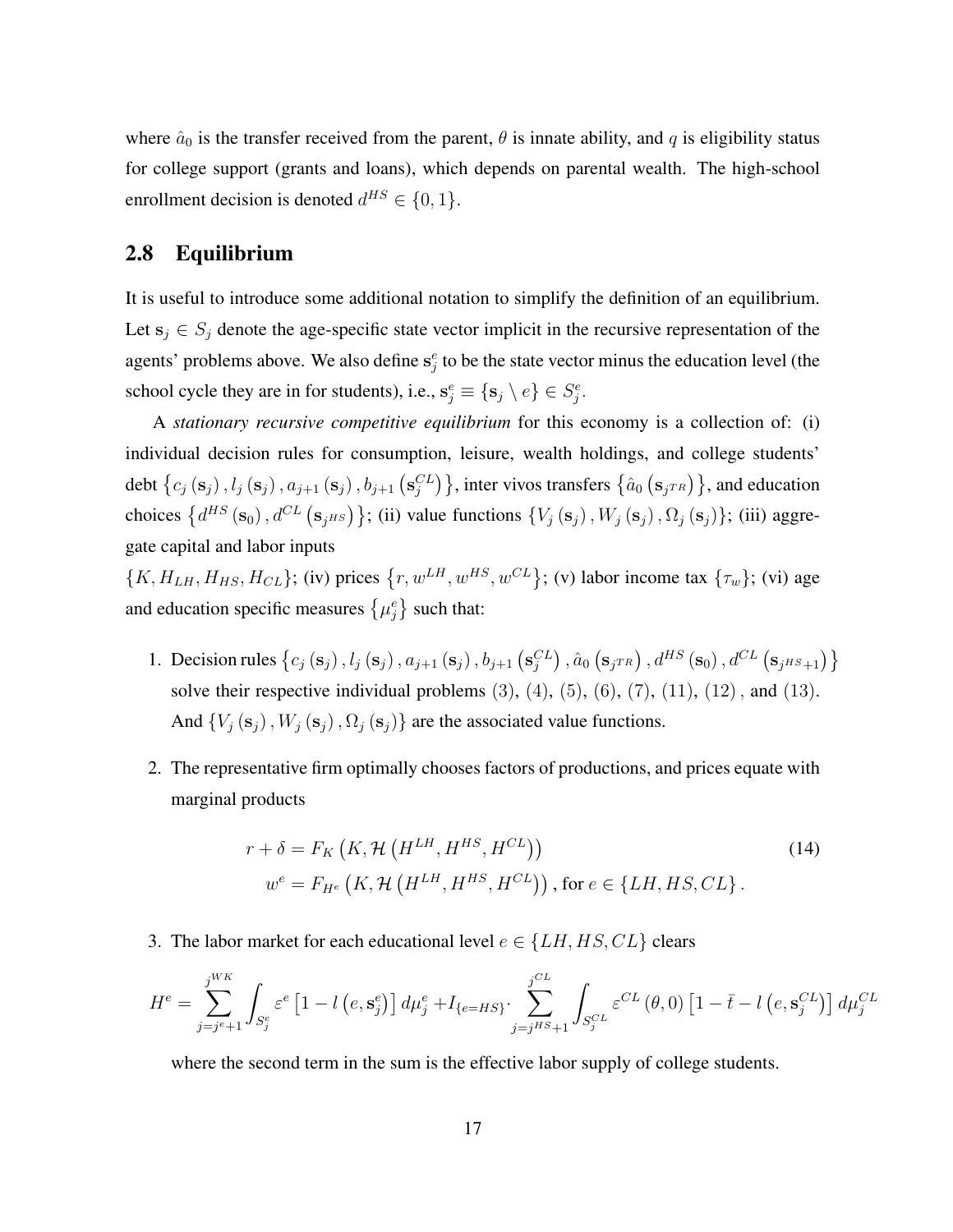where $\hat{a}_0$ is the transfer received from the parent, $\theta$ is innate ability, and $q$ is eligibility status for college support (grants and loans), which depends on parental wealth. The high-school enrollment decision is denoted $d^{HS} \in \{0, 1\}$.

## 2.8 Equilibrium

It is useful to introduce some additional notation to simplify the definition of an equilibrium. Let $\mathbf{s}_j \in S_j$ denote the age-specific state vector implicit in the recursive representation of the agents' problems above. We also define $\mathbf{s}_j^e$ to be the state vector minus the education level (the school cycle they are in for students), i.e., $\mathbf{s}_j^e \equiv \{\mathbf{s}_j \setminus e\} \in S_j^e$.

A *stationary recursive competitive equilibrium* for this economy is a collection of: (i) individual decision rules for consumption, leisure, wealth holdings, and college students' debt $\left\{c_j(\mathbf{s}_j), l_j(\mathbf{s}_j), a_{j+1}(\mathbf{s}_j), b_{j+1}\left(\mathbf{s}_j^{CL}\right)\right\}$, inter vivos transfers $\left\{\hat{a}_0\left(\mathbf{s}_{j^{TR}}\right)\right\}$, and education choices $\left\{d^{HS}(\mathbf{s}_0), d^{CL}\left(\mathbf{s}_{j^{HS}}\right)\right\}$; (ii) value functions $\{V_j(\mathbf{s}_j), W_j(\mathbf{s}_j), \Omega_j(\mathbf{s}_j)\}$; (iii) aggregate capital and labor inputs
$\{K, H_{LH}, H_{HS}, H_{CL}\}$; (iv) prices $\left\{r, w^{LH}, w^{HS}, w^{CL}\right\}$; (v) labor income tax $\{\tau_w\}$; (vi) age and education specific measures $\left\{\mu_j^e\right\}$ such that:

1. Decision rules $\left\{c_j(\mathbf{s}_j), l_j(\mathbf{s}_j), a_{j+1}(\mathbf{s}_j), b_{j+1}\left(\mathbf{s}_j^{CL}\right), \hat{a}_0\left(\mathbf{s}_{j^{TR}}\right), d^{HS}(\mathbf{s}_0), d^{CL}\left(\mathbf{s}_{j^{HS}+1}\right)\right\}$ solve their respective individual problems (3), (4), (5), (6), (7), (11), (12), and (13). And $\{V_j(\mathbf{s}_j), W_j(\mathbf{s}_j), \Omega_j(\mathbf{s}_j)\}$ are the associated value functions.

2. The representative firm optimally chooses factors of productions, and prices equate with marginal products

$$
\begin{aligned}
r + \delta &= F_K\left(K, \mathcal{H}\left(H^{LH}, H^{HS}, H^{CL}\right)\right) \\
w^e &= F_{H^e}\left(K, \mathcal{H}\left(H^{LH}, H^{HS}, H^{CL}\right)\right), \text{ for } e \in \{LH, HS, CL\}.
\end{aligned}
\tag{14}
$$

3. The labor market for each educational level $e \in \{LH, HS, CL\}$ clears

$$
H^e = \sum_{j=j^e+1}^{j^{WK}} \int_{S_j^e} \varepsilon^e \left[1 - l\left(e, \mathbf{s}_j^e\right)\right] d\mu_j^e + I_{\{e=HS\}} \cdot \sum_{j=j^{HS}+1}^{j^{CL}} \int_{S_j^{CL}} \varepsilon^{CL}(\theta, 0) \left[1 - \bar{t} - l\left(e, \mathbf{s}_j^{CL}\right)\right] d\mu_j^{CL}
$$

where the second term in the sum is the effective labor supply of college students.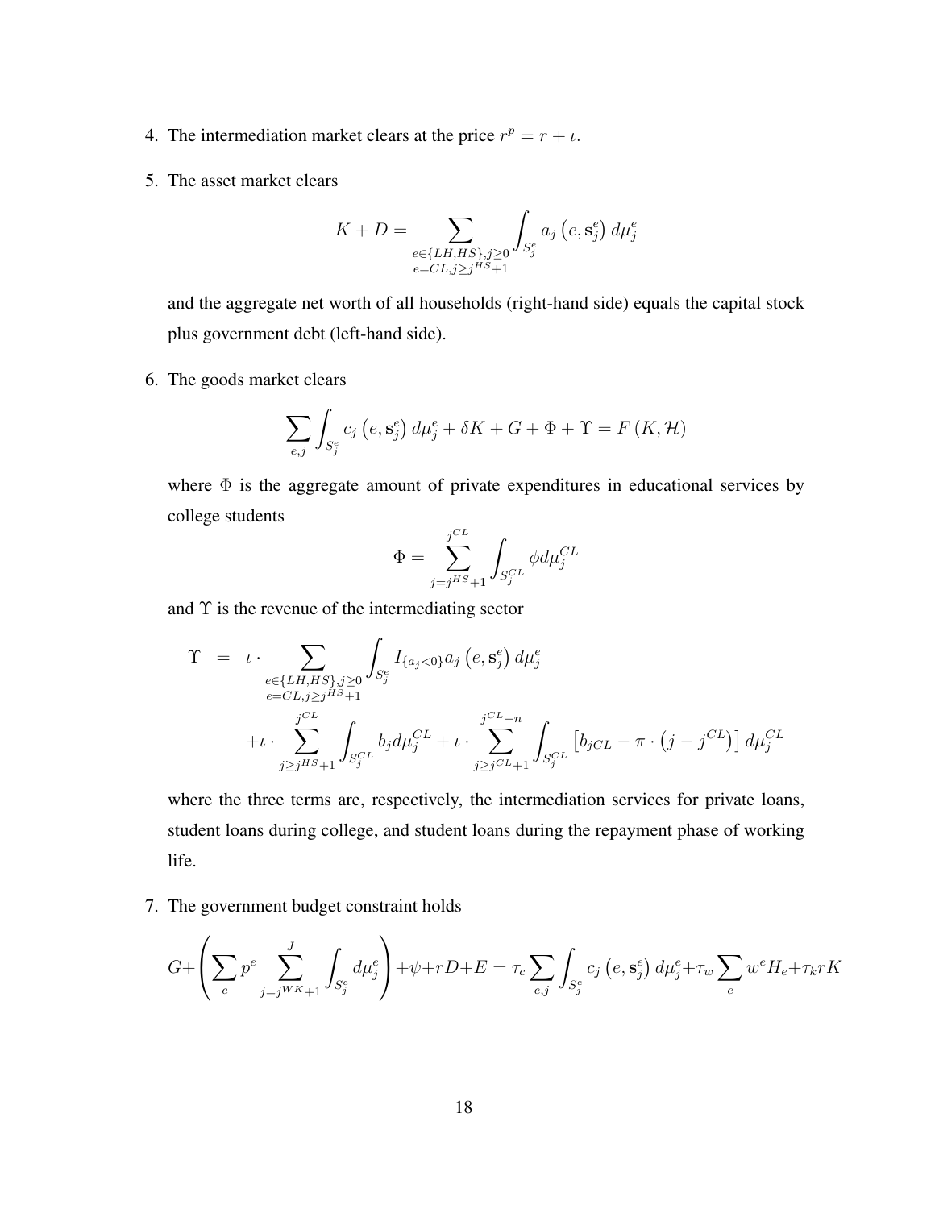4. The intermediation market clears at the price $r^p = r + \iota$.

5. The asset market clears

$$K + D = \sum_{\substack{e \in \{LH, HS\}, j \geq 0 \\ e = CL, j \geq j^{HS}+1}} \int_{S_j^e} a_j \left(e, \mathbf{s}_j^e\right) d\mu_j^e$$

   and the aggregate net worth of all households (right-hand side) equals the capital stock plus government debt (left-hand side).

6. The goods market clears

$$\sum_{e,j} \int_{S_j^e} c_j \left(e, \mathbf{s}_j^e\right) d\mu_j^e + \delta K + G + \Phi + \Upsilon = F\left(K, \mathcal{H}\right)$$

   where $\Phi$ is the aggregate amount of private expenditures in educational services by college students

$$\Phi = \sum_{j=j^{HS}+1}^{j^{CL}} \int_{S_j^{CL}} \phi d\mu_j^{CL}$$

   and $\Upsilon$ is the revenue of the intermediating sector

$$\begin{aligned} \Upsilon &= \iota \cdot \sum_{\substack{e \in \{LH, HS\}, j \geq 0 \\ e = CL, j \geq j^{HS}+1}} \int_{S_j^e} I_{\{a_j < 0\}} a_j \left(e, \mathbf{s}_j^e\right) d\mu_j^e \\ &\quad + \iota \cdot \sum_{j \geq j^{HS}+1}^{j^{CL}} \int_{S_j^{CL}} b_j d\mu_j^{CL} + \iota \cdot \sum_{j \geq j^{CL}+1}^{j^{CL}+n} \int_{S_j^{CL}} \left[b_{jCL} - \pi \cdot \left(j - j^{CL}\right)\right] d\mu_j^{CL} \end{aligned}$$

   where the three terms are, respectively, the intermediation services for private loans, student loans during college, and student loans during the repayment phase of working life.

7. The government budget constraint holds

$$G + \left(\sum_e p^e \sum_{j=j^{WK}+1}^{J} \int_{S_j^e} d\mu_j^e\right) + \psi + rD + E = \tau_c \sum_{e,j} \int_{S_j^e} c_j \left(e, \mathbf{s}_j^e\right) d\mu_j^e + \tau_w \sum_e w^e H_e + \tau_k r K$$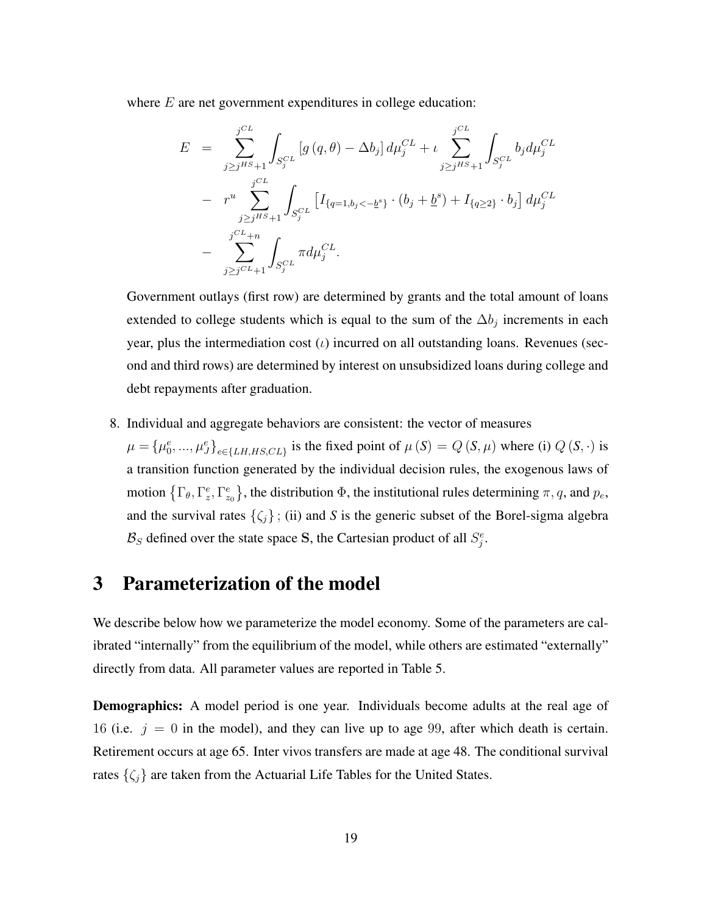where $E$ are net government expenditures in college education:

$$
\begin{aligned}
E &= \sum_{j \geq j^{HS}+1}^{j^{CL}} \int_{S_j^{CL}} \left[ g\left(q,\theta\right) - \Delta b_j \right] d\mu_j^{CL} + \iota \sum_{j \geq j^{HS}+1}^{j^{CL}} \int_{S_j^{CL}} b_j d\mu_j^{CL} \\
&- r^u \sum_{j \geq j^{HS}+1}^{j^{CL}} \int_{S_j^{CL}} \left[ I_{\{q=1, b_j < -\underline{b}^s\}} \cdot \left(b_j + \underline{b}^s\right) + I_{\{q \geq 2\}} \cdot b_j \right] d\mu_j^{CL} \\
&- \sum_{j \geq j^{CL}+1}^{j^{CL}+n} \int_{S_j^{CL}} \pi d\mu_j^{CL}.
\end{aligned}
$$

Government outlays (first row) are determined by grants and the total amount of loans extended to college students which is equal to the sum of the $\Delta b_j$ increments in each year, plus the intermediation cost ($\iota$) incurred on all outstanding loans. Revenues (second and third rows) are determined by interest on unsubsidized loans during college and debt repayments after graduation.

8. Individual and aggregate behaviors are consistent: the vector of measures $\mu = \{\mu_0^e, ..., \mu_J^e\}_{e \in \{LH,HS,CL\}}$ is the fixed point of $\mu\left(S\right) = Q\left(S, \mu\right)$ where (i) $Q\left(S, \cdot\right)$ is a transition function generated by the individual decision rules, the exogenous laws of motion $\left\{\Gamma_\theta, \Gamma_z^e, \Gamma_{z_0}^e\right\}$, the distribution $\Phi$, the institutional rules determining $\pi, q$, and $p_e$, and the survival rates $\{\zeta_j\}$; (ii) and *S* is the generic subset of the Borel-sigma algebra $\mathcal{B}_S$ defined over the state space $\mathbf{S}$, the Cartesian product of all $S_j^e$.

# 3 Parameterization of the model

We describe below how we parameterize the model economy. Some of the parameters are calibrated "internally" from the equilibrium of the model, while others are estimated "externally" directly from data. All parameter values are reported in Table 5.

**Demographics:** A model period is one year. Individuals become adults at the real age of 16 (i.e. $j = 0$ in the model), and they can live up to age 99, after which death is certain. Retirement occurs at age 65. Inter vivos transfers are made at age 48. The conditional survival rates $\{\zeta_j\}$ are taken from the Actuarial Life Tables for the United States.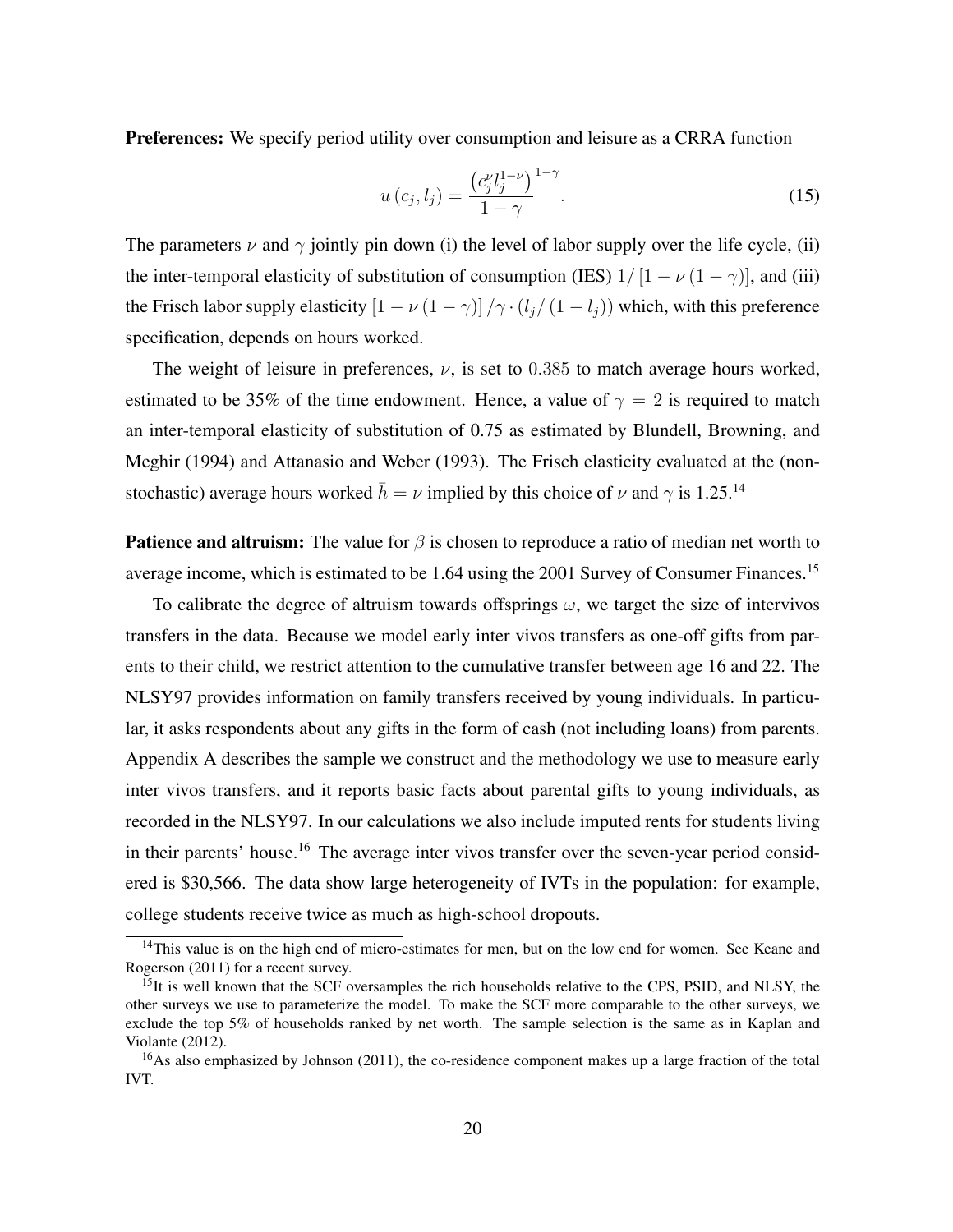**Preferences:** We specify period utility over consumption and leisure as a CRRA function

$$u(c_j, l_j) = \frac{\left(c_j^{\nu} l_j^{1-\nu}\right)^{1-\gamma}}{1-\gamma}. \tag{15}$$

The parameters $\nu$ and $\gamma$ jointly pin down (i) the level of labor supply over the life cycle, (ii) the inter-temporal elasticity of substitution of consumption (IES) $1/\left[1-\nu\left(1-\gamma\right)\right]$, and (iii) the Frisch labor supply elasticity $\left[1-\nu\left(1-\gamma\right)\right]/\gamma \cdot \left(l_j/\left(1-l_j\right)\right)$ which, with this preference specification, depends on hours worked.

The weight of leisure in preferences, $\nu$, is set to $0.385$ to match average hours worked, estimated to be 35% of the time endowment. Hence, a value of $\gamma = 2$ is required to match an inter-temporal elasticity of substitution of 0.75 as estimated by Blundell, Browning, and Meghir (1994) and Attanasio and Weber (1993). The Frisch elasticity evaluated at the (non-stochastic) average hours worked $\bar{h} = \nu$ implied by this choice of $\nu$ and $\gamma$ is 1.25.[14]

**Patience and altruism:** The value for $\beta$ is chosen to reproduce a ratio of median net worth to average income, which is estimated to be 1.64 using the 2001 Survey of Consumer Finances.[15]

To calibrate the degree of altruism towards offsprings $\omega$, we target the size of intervivos transfers in the data. Because we model early inter vivos transfers as one-off gifts from parents to their child, we restrict attention to the cumulative transfer between age 16 and 22. The NLSY97 provides information on family transfers received by young individuals. In particular, it asks respondents about any gifts in the form of cash (not including loans) from parents. Appendix A describes the sample we construct and the methodology we use to measure early inter vivos transfers, and it reports basic facts about parental gifts to young individuals, as recorded in the NLSY97. In our calculations we also include imputed rents for students living in their parents' house.[16] The average inter vivos transfer over the seven-year period considered is \$30,566. The data show large heterogeneity of IVTs in the population: for example, college students receive twice as much as high-school dropouts.

[14]This value is on the high end of micro-estimates for men, but on the low end for women. See Keane and Rogerson (2011) for a recent survey.

[15]It is well known that the SCF oversamples the rich households relative to the CPS, PSID, and NLSY, the other surveys we use to parameterize the model. To make the SCF more comparable to the other surveys, we exclude the top 5% of households ranked by net worth. The sample selection is the same as in Kaplan and Violante (2012).

[16]As also emphasized by Johnson (2011), the co-residence component makes up a large fraction of the total IVT.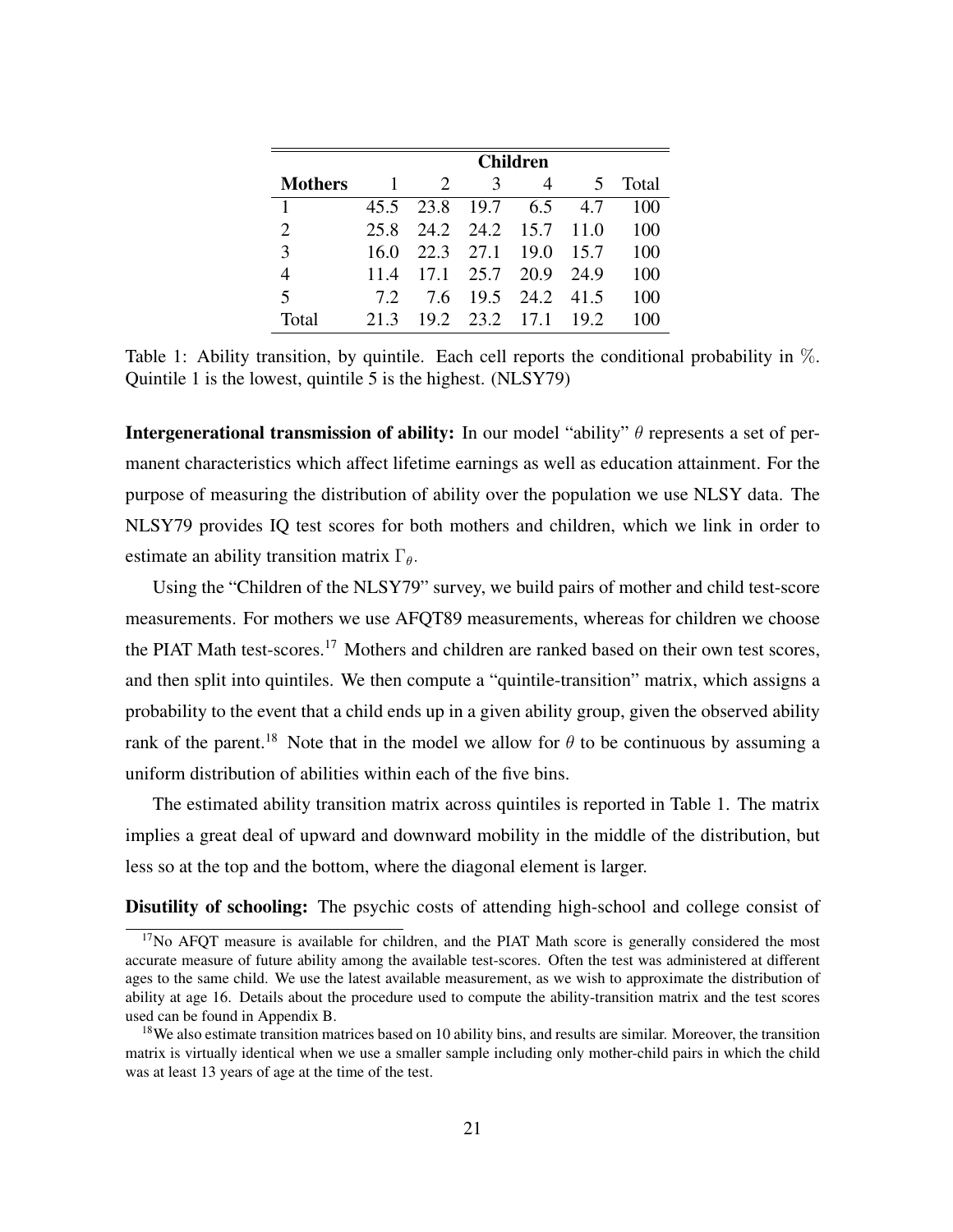| | Children | | | | | |
|---|---|---|---|---|---|---|
| **Mothers** | 1 | 2 | 3 | 4 | 5 | Total |
| 1 | 45.5 | 23.8 | 19.7 | 6.5 | 4.7 | 100 |
| 2 | 25.8 | 24.2 | 24.2 | 15.7 | 11.0 | 100 |
| 3 | 16.0 | 22.3 | 27.1 | 19.0 | 15.7 | 100 |
| 4 | 11.4 | 17.1 | 25.7 | 20.9 | 24.9 | 100 |
| 5 | 7.2 | 7.6 | 19.5 | 24.2 | 41.5 | 100 |
| Total | 21.3 | 19.2 | 23.2 | 17.1 | 19.2 | 100 |

Table 1: Ability transition, by quintile. Each cell reports the conditional probability in %. Quintile 1 is the lowest, quintile 5 is the highest. (NLSY79)

**Intergenerational transmission of ability:** In our model "ability" $\theta$ represents a set of permanent characteristics which affect lifetime earnings as well as education attainment. For the purpose of measuring the distribution of ability over the population we use NLSY data. The NLSY79 provides IQ test scores for both mothers and children, which we link in order to estimate an ability transition matrix $\Gamma_\theta$.

Using the "Children of the NLSY79" survey, we build pairs of mother and child test-score measurements. For mothers we use AFQT89 measurements, whereas for children we choose the PIAT Math test-scores.[17] Mothers and children are ranked based on their own test scores, and then split into quintiles. We then compute a "quintile-transition" matrix, which assigns a probability to the event that a child ends up in a given ability group, given the observed ability rank of the parent.[18] Note that in the model we allow for $\theta$ to be continuous by assuming a uniform distribution of abilities within each of the five bins.

The estimated ability transition matrix across quintiles is reported in Table 1. The matrix implies a great deal of upward and downward mobility in the middle of the distribution, but less so at the top and the bottom, where the diagonal element is larger.

**Disutility of schooling:** The psychic costs of attending high-school and college consist of

[17] No AFQT measure is available for children, and the PIAT Math score is generally considered the most accurate measure of future ability among the available test-scores. Often the test was administered at different ages to the same child. We use the latest available measurement, as we wish to approximate the distribution of ability at age 16. Details about the procedure used to compute the ability-transition matrix and the test scores used can be found in Appendix B.

[18] We also estimate transition matrices based on 10 ability bins, and results are similar. Moreover, the transition matrix is virtually identical when we use a smaller sample including only mother-child pairs in which the child was at least 13 years of age at the time of the test.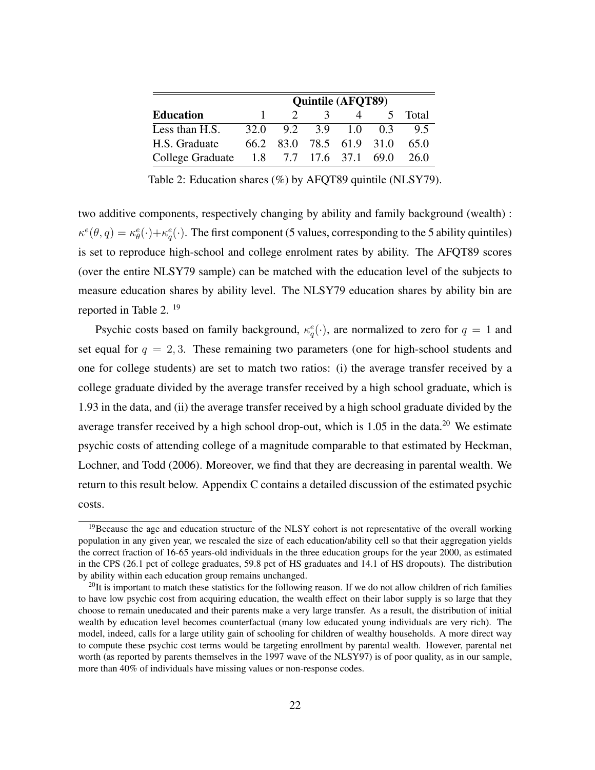| | Quintile (AFQT89) | | | | | |
|---|---|---|---|---|---|---|
| **Education** | 1 | 2 | 3 | 4 | 5 | Total |
| Less than H.S. | 32.0 | 9.2 | 3.9 | 1.0 | 0.3 | 9.5 |
| H.S. Graduate | 66.2 | 83.0 | 78.5 | 61.9 | 31.0 | 65.0 |
| College Graduate | 1.8 | 7.7 | 17.6 | 37.1 | 69.0 | 26.0 |

Table 2: Education shares (%) by AFQT89 quintile (NLSY79).

two additive components, respectively changing by ability and family background (wealth) : $\kappa^e(\theta, q) = \kappa^e_\theta(\cdot) + \kappa^e_q(\cdot)$. The first component (5 values, corresponding to the 5 ability quintiles) is set to reproduce high-school and college enrolment rates by ability. The AFQT89 scores (over the entire NLSY79 sample) can be matched with the education level of the subjects to measure education shares by ability level. The NLSY79 education shares by ability bin are reported in Table 2. [19]

Psychic costs based on family background, $\kappa^e_q(\cdot)$, are normalized to zero for $q = 1$ and set equal for $q = 2, 3$. These remaining two parameters (one for high-school students and one for college students) are set to match two ratios: (i) the average transfer received by a college graduate divided by the average transfer received by a high school graduate, which is 1.93 in the data, and (ii) the average transfer received by a high school graduate divided by the average transfer received by a high school drop-out, which is 1.05 in the data.[20] We estimate psychic costs of attending college of a magnitude comparable to that estimated by Heckman, Lochner, and Todd (2006). Moreover, we find that they are decreasing in parental wealth. We return to this result below. Appendix C contains a detailed discussion of the estimated psychic costs.

[19] Because the age and education structure of the NLSY cohort is not representative of the overall working population in any given year, we rescaled the size of each education/ability cell so that their aggregation yields the correct fraction of 16-65 years-old individuals in the three education groups for the year 2000, as estimated in the CPS (26.1 pct of college graduates, 59.8 pct of HS graduates and 14.1 of HS dropouts). The distribution by ability within each education group remains unchanged.

[20] It is important to match these statistics for the following reason. If we do not allow children of rich families to have low psychic cost from acquiring education, the wealth effect on their labor supply is so large that they choose to remain uneducated and their parents make a very large transfer. As a result, the distribution of initial wealth by education level becomes counterfactual (many low educated young individuals are very rich). The model, indeed, calls for a large utility gain of schooling for children of wealthy households. A more direct way to compute these psychic cost terms would be targeting enrollment by parental wealth. However, parental net worth (as reported by parents themselves in the 1997 wave of the NLSY97) is of poor quality, as in our sample, more than 40% of individuals have missing values or non-response codes.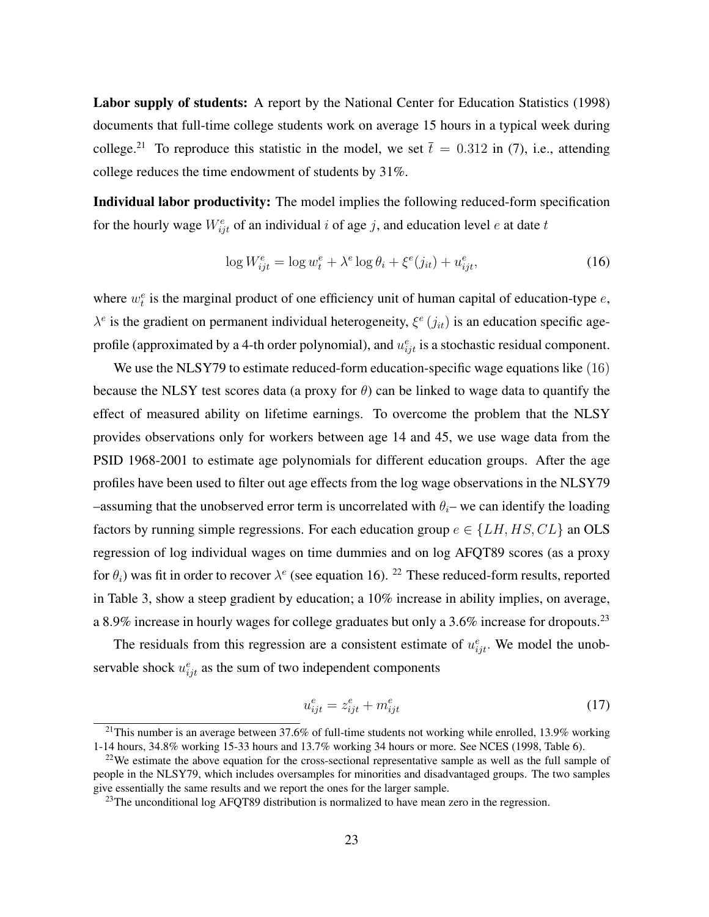**Labor supply of students:** A report by the National Center for Education Statistics (1998) documents that full-time college students work on average 15 hours in a typical week during college.[21] To reproduce this statistic in the model, we set $\bar{t} = 0.312$ in (7), i.e., attending college reduces the time endowment of students by 31%.

**Individual labor productivity:** The model implies the following reduced-form specification for the hourly wage $W^e_{ijt}$ of an individual $i$ of age $j$, and education level $e$ at date $t$

$$\log W^e_{ijt} = \log w^e_t + \lambda^e \log \theta_i + \xi^e(j_{it}) + u^e_{ijt}, \tag{16}$$

where $w^e_t$ is the marginal product of one efficiency unit of human capital of education-type $e$, $\lambda^e$ is the gradient on permanent individual heterogeneity, $\xi^e(j_{it})$ is an education specific age-profile (approximated by a 4-th order polynomial), and $u^e_{ijt}$ is a stochastic residual component.

We use the NLSY79 to estimate reduced-form education-specific wage equations like (16) because the NLSY test scores data (a proxy for $\theta$) can be linked to wage data to quantify the effect of measured ability on lifetime earnings. To overcome the problem that the NLSY provides observations only for workers between age 14 and 45, we use wage data from the PSID 1968-2001 to estimate age polynomials for different education groups. After the age profiles have been used to filter out age effects from the log wage observations in the NLSY79 –assuming that the unobserved error term is uncorrelated with $\theta_i$– we can identify the loading factors by running simple regressions. For each education group $e \in \{LH, HS, CL\}$ an OLS regression of log individual wages on time dummies and on log AFQT89 scores (as a proxy for $\theta_i$) was fit in order to recover $\lambda^e$ (see equation 16).[22] These reduced-form results, reported in Table 3, show a steep gradient by education; a 10% increase in ability implies, on average, a 8.9% increase in hourly wages for college graduates but only a 3.6% increase for dropouts.[23]

The residuals from this regression are a consistent estimate of $u^e_{ijt}$. We model the unobservable shock $u^e_{ijt}$ as the sum of two independent components

$$u^e_{ijt} = z^e_{ijt} + m^e_{ijt} \tag{17}$$

[21] This number is an average between 37.6% of full-time students not working while enrolled, 13.9% working 1-14 hours, 34.8% working 15-33 hours and 13.7% working 34 hours or more. See NCES (1998, Table 6).

[22] We estimate the above equation for the cross-sectional representative sample as well as the full sample of people in the NLSY79, which includes oversamples for minorities and disadvantaged groups. The two samples give essentially the same results and we report the ones for the larger sample.

[23] The unconditional log AFQT89 distribution is normalized to have mean zero in the regression.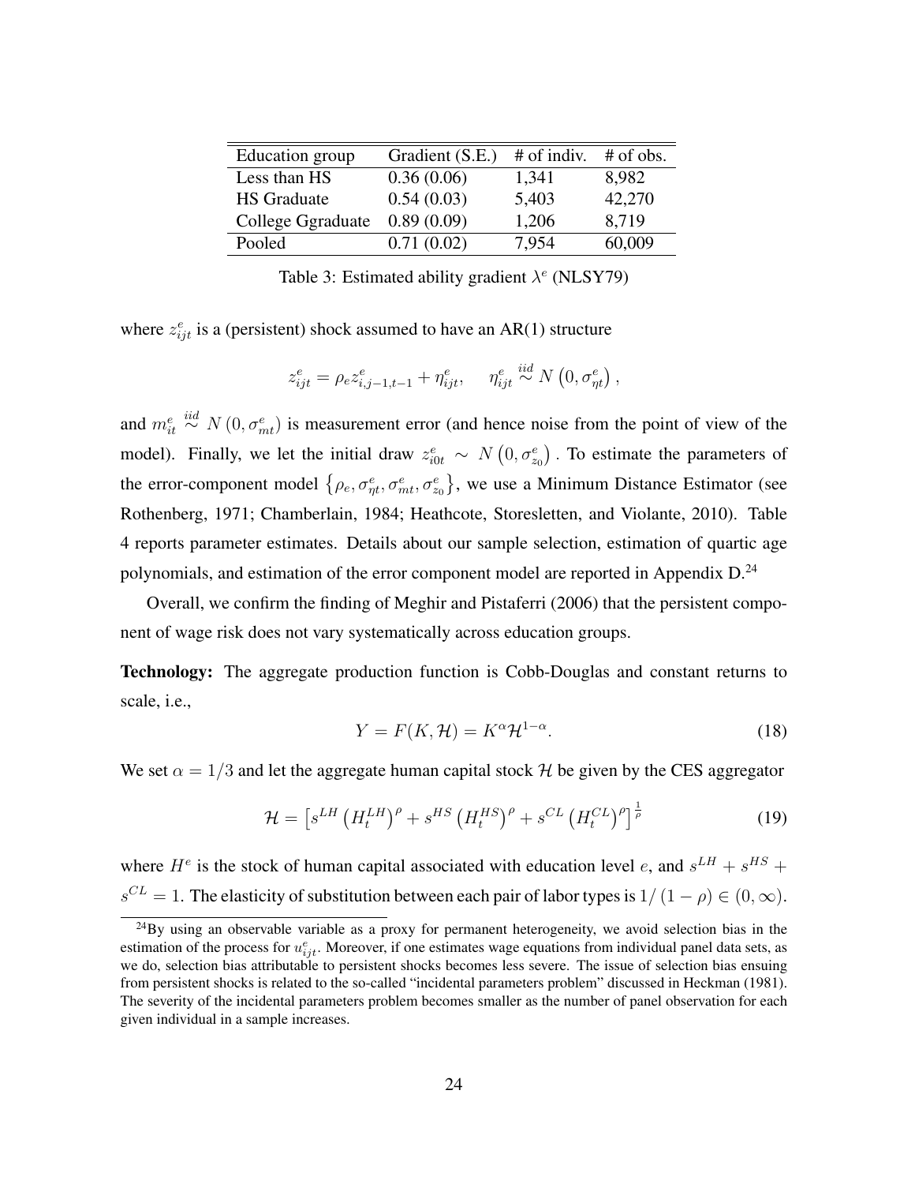| Education group | Gradient (S.E.) | # of indiv. | # of obs. |
|---|---|---|---|
| Less than HS | 0.36 (0.06) | 1,341 | 8,982 |
| HS Graduate | 0.54 (0.03) | 5,403 | 42,270 |
| College Ggraduate | 0.89 (0.09) | 1,206 | 8,719 |
| Pooled | 0.71 (0.02) | 7,954 | 60,009 |

Table 3: Estimated ability gradient $\lambda^e$ (NLSY79)

where $z_{ijt}^e$ is a (persistent) shock assumed to have an AR(1) structure

$$z_{ijt}^e = \rho_e z_{i,j-1,t-1}^e + \eta_{ijt}^e, \quad \eta_{ijt}^e \overset{iid}{\sim} N\left(0, \sigma_{\eta t}^e\right),$$

and $m_{it}^e \overset{iid}{\sim} N\left(0, \sigma_{mt}^e\right)$ is measurement error (and hence noise from the point of view of the model). Finally, we let the initial draw $z_{i0t}^e \sim N\left(0, \sigma_{z_0}^e\right)$. To estimate the parameters of the error-component model $\left\{\rho_e, \sigma_{\eta t}^e, \sigma_{mt}^e, \sigma_{z_0}^e\right\}$, we use a Minimum Distance Estimator (see Rothenberg, 1971; Chamberlain, 1984; Heathcote, Storesletten, and Violante, 2010). Table 4 reports parameter estimates. Details about our sample selection, estimation of quartic age polynomials, and estimation of the error component model are reported in Appendix D.[24]

Overall, we confirm the finding of Meghir and Pistaferri (2006) that the persistent component of wage risk does not vary systematically across education groups.

**Technology:** The aggregate production function is Cobb-Douglas and constant returns to scale, i.e.,

$$Y = F(K, \mathcal{H}) = K^{\alpha}\mathcal{H}^{1-\alpha}. \tag{18}$$

We set $\alpha = 1/3$ and let the aggregate human capital stock $\mathcal{H}$ be given by the CES aggregator

$$\mathcal{H} = \left[s^{LH}\left(H_t^{LH}\right)^{\rho} + s^{HS}\left(H_t^{HS}\right)^{\rho} + s^{CL}\left(H_t^{CL}\right)^{\rho}\right]^{\frac{1}{\rho}} \tag{19}$$

where $H^e$ is the stock of human capital associated with education level $e$, and $s^{LH} + s^{HS} + s^{CL} = 1$. The elasticity of substitution between each pair of labor types is $1/(1-\rho) \in (0, \infty)$.

[24] By using an observable variable as a proxy for permanent heterogeneity, we avoid selection bias in the estimation of the process for $u_{ijt}^e$. Moreover, if one estimates wage equations from individual panel data sets, as we do, selection bias attributable to persistent shocks becomes less severe. The issue of selection bias ensuing from persistent shocks is related to the so-called "incidental parameters problem" discussed in Heckman (1981). The severity of the incidental parameters problem becomes smaller as the number of panel observation for each given individual in a sample increases.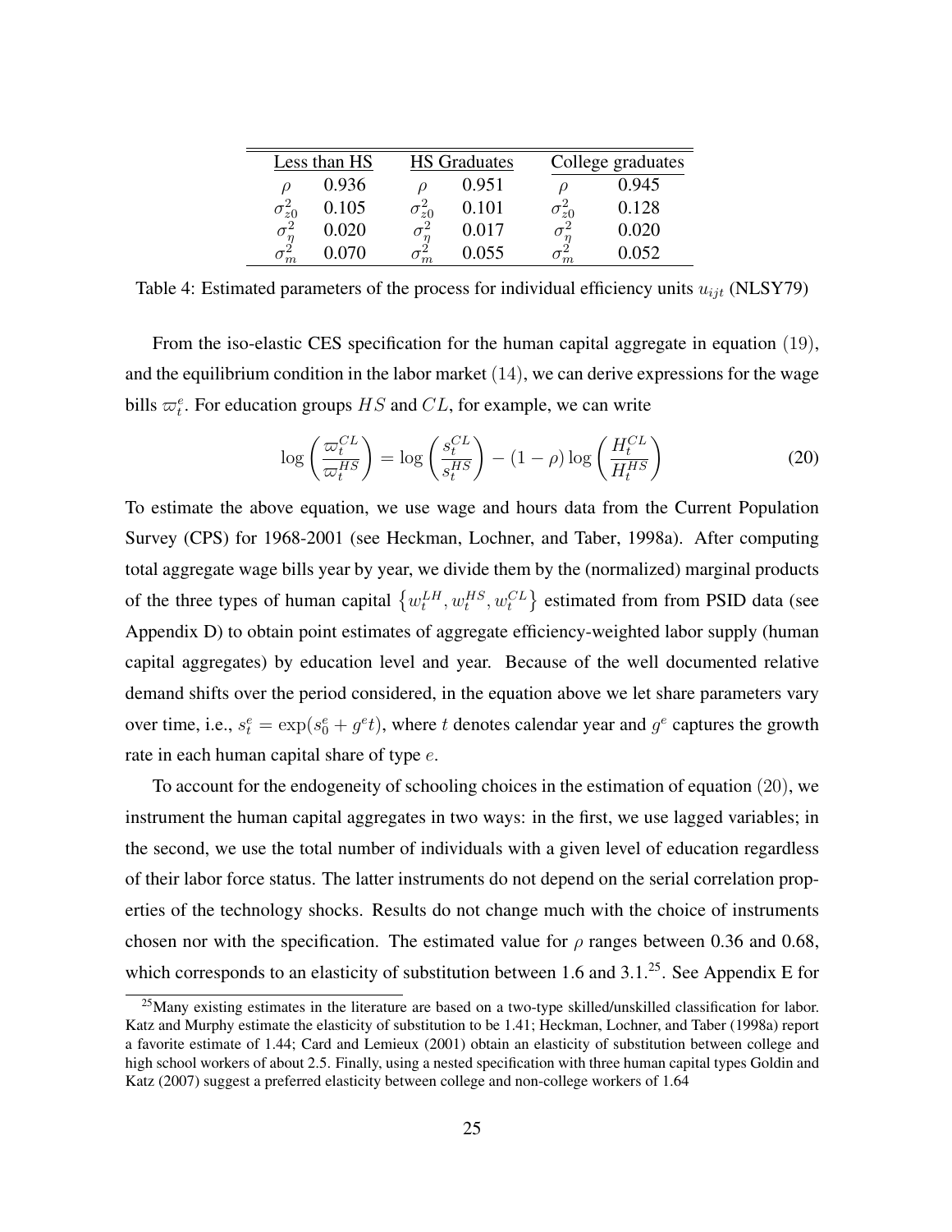| Less than HS | | HS Graduates | | College graduates | |
|---|---|---|---|---|---|
| $\rho$ | 0.936 | $\rho$ | 0.951 | $\rho$ | 0.945 |
| $\sigma^2_{z0}$ | 0.105 | $\sigma^2_{z0}$ | 0.101 | $\sigma^2_{z0}$ | 0.128 |
| $\sigma^2_{\eta}$ | 0.020 | $\sigma^2_{\eta}$ | 0.017 | $\sigma^2_{\eta}$ | 0.020 |
| $\sigma^2_{m}$ | 0.070 | $\sigma^2_{m}$ | 0.055 | $\sigma^2_{m}$ | 0.052 |

Table 4: Estimated parameters of the process for individual efficiency units $u_{ijt}$ (NLSY79)

From the iso-elastic CES specification for the human capital aggregate in equation $(19)$, and the equilibrium condition in the labor market $(14)$, we can derive expressions for the wage bills $\varpi^e_t$. For education groups $HS$ and $CL$, for example, we can write

$$\log\left(\frac{\varpi^{CL}_t}{\varpi^{HS}_t}\right) = \log\left(\frac{s^{CL}_t}{s^{HS}_t}\right) - (1-\rho)\log\left(\frac{H^{CL}_t}{H^{HS}_t}\right) \tag{20}$$

To estimate the above equation, we use wage and hours data from the Current Population Survey (CPS) for 1968-2001 (see Heckman, Lochner, and Taber, 1998a). After computing total aggregate wage bills year by year, we divide them by the (normalized) marginal products of the three types of human capital $\left\{w^{LH}_t, w^{HS}_t, w^{CL}_t\right\}$ estimated from from PSID data (see Appendix D) to obtain point estimates of aggregate efficiency-weighted labor supply (human capital aggregates) by education level and year. Because of the well documented relative demand shifts over the period considered, in the equation above we let share parameters vary over time, i.e., $s^e_t = \exp(s^e_0 + g^e t)$, where $t$ denotes calendar year and $g^e$ captures the growth rate in each human capital share of type $e$.

To account for the endogeneity of schooling choices in the estimation of equation $(20)$, we instrument the human capital aggregates in two ways: in the first, we use lagged variables; in the second, we use the total number of individuals with a given level of education regardless of their labor force status. The latter instruments do not depend on the serial correlation properties of the technology shocks. Results do not change much with the choice of instruments chosen nor with the specification. The estimated value for $\rho$ ranges between 0.36 and 0.68, which corresponds to an elasticity of substitution between 1.6 and 3.1.[25]. See Appendix E for

[25] Many existing estimates in the literature are based on a two-type skilled/unskilled classification for labor. Katz and Murphy estimate the elasticity of substitution to be 1.41; Heckman, Lochner, and Taber (1998a) report a favorite estimate of 1.44; Card and Lemieux (2001) obtain an elasticity of substitution between college and high school workers of about 2.5. Finally, using a nested specification with three human capital types Goldin and Katz (2007) suggest a preferred elasticity between college and non-college workers of 1.64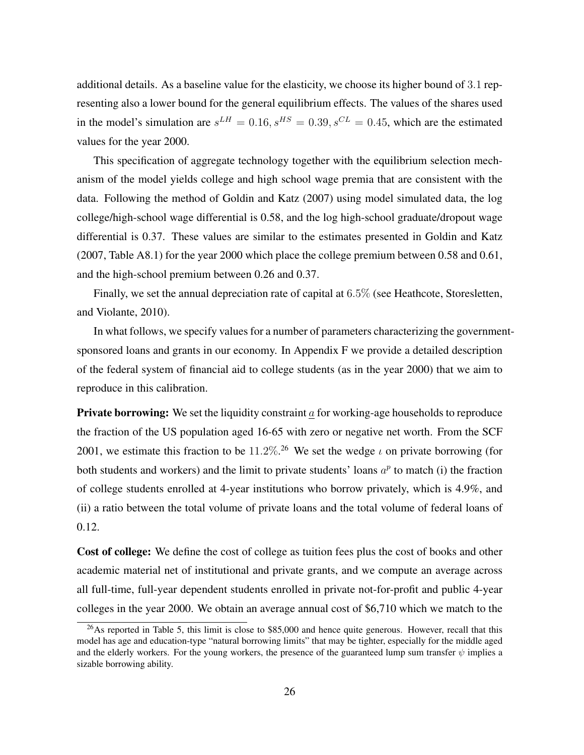additional details. As a baseline value for the elasticity, we choose its higher bound of $3.1$ representing also a lower bound for the general equilibrium effects. The values of the shares used in the model's simulation are $s^{LH} = 0.16, s^{HS} = 0.39, s^{CL} = 0.45$, which are the estimated values for the year 2000.

This specification of aggregate technology together with the equilibrium selection mechanism of the model yields college and high school wage premia that are consistent with the data. Following the method of Goldin and Katz (2007) using model simulated data, the log college/high-school wage differential is 0.58, and the log high-school graduate/dropout wage differential is 0.37. These values are similar to the estimates presented in Goldin and Katz (2007, Table A8.1) for the year 2000 which place the college premium between 0.58 and 0.61, and the high-school premium between 0.26 and 0.37.

Finally, we set the annual depreciation rate of capital at $6.5\%$ (see Heathcote, Storesletten, and Violante, 2010).

In what follows, we specify values for a number of parameters characterizing the government-sponsored loans and grants in our economy. In Appendix F we provide a detailed description of the federal system of financial aid to college students (as in the year 2000) that we aim to reproduce in this calibration.

**Private borrowing:** We set the liquidity constraint $\underline{a}$ for working-age households to reproduce the fraction of the US population aged 16-65 with zero or negative net worth. From the SCF 2001, we estimate this fraction to be $11.2\%$.[26] We set the wedge $\iota$ on private borrowing (for both students and workers) and the limit to private students' loans $a^p$ to match (i) the fraction of college students enrolled at 4-year institutions who borrow privately, which is 4.9%, and (ii) a ratio between the total volume of private loans and the total volume of federal loans of 0.12.

**Cost of college:** We define the cost of college as tuition fees plus the cost of books and other academic material net of institutional and private grants, and we compute an average across all full-time, full-year dependent students enrolled in private not-for-profit and public 4-year colleges in the year 2000. We obtain an average annual cost of $6,710 which we match to the

[26] As reported in Table 5, this limit is close to $85,000 and hence quite generous. However, recall that this model has age and education-type "natural borrowing limits" that may be tighter, especially for the middle aged and the elderly workers. For the young workers, the presence of the guaranteed lump sum transfer $\psi$ implies a sizable borrowing ability.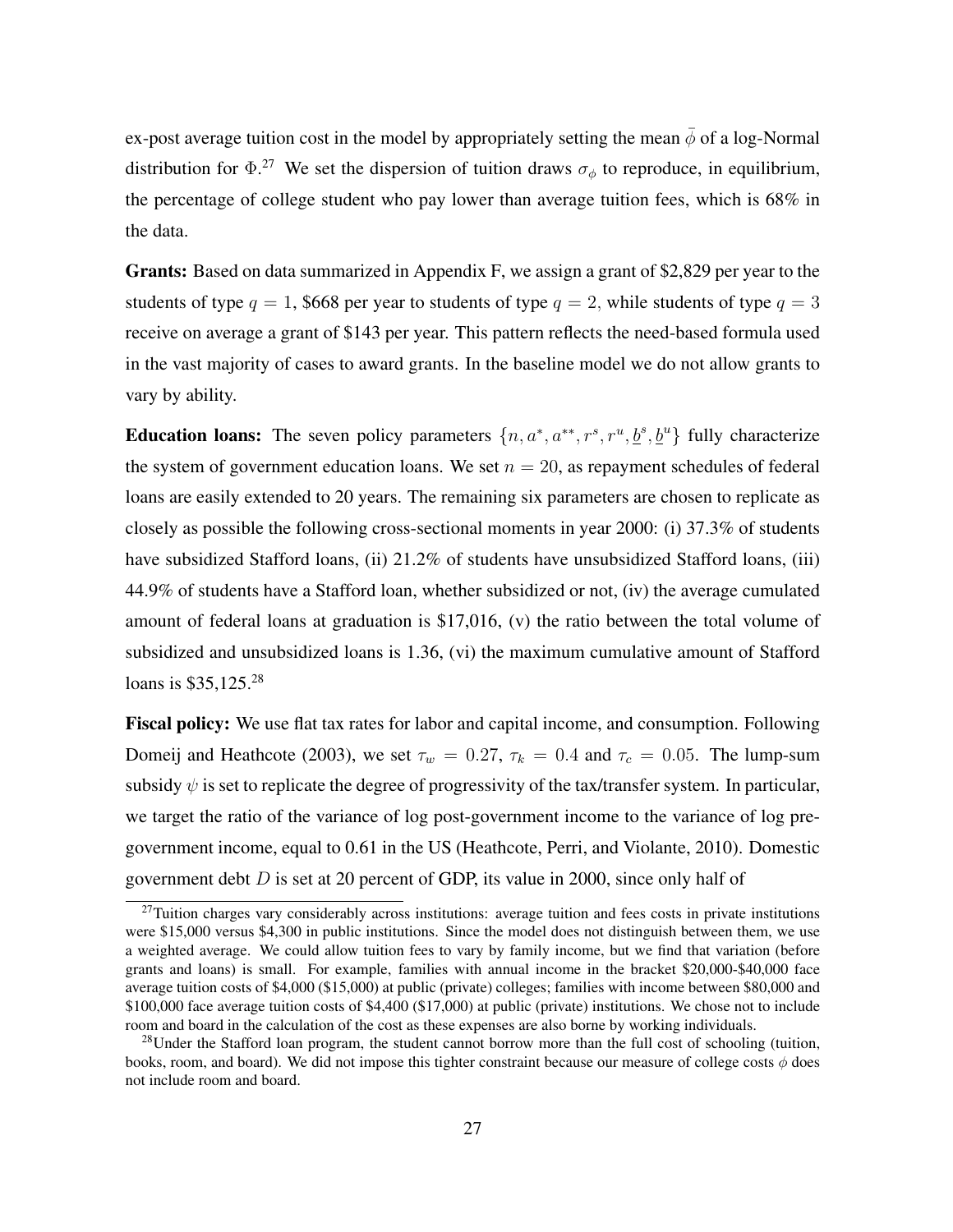ex-post average tuition cost in the model by appropriately setting the mean $\bar{\phi}$ of a log-Normal distribution for $\Phi$.[27] We set the dispersion of tuition draws $\sigma_\phi$ to reproduce, in equilibrium, the percentage of college student who pay lower than average tuition fees, which is 68% in the data.

**Grants:** Based on data summarized in Appendix F, we assign a grant of \$2,829 per year to the students of type $q = 1$, \$668 per year to students of type $q = 2$, while students of type $q = 3$ receive on average a grant of \$143 per year. This pattern reflects the need-based formula used in the vast majority of cases to award grants. In the baseline model we do not allow grants to vary by ability.

**Education loans:** The seven policy parameters $\{n, a^*, a^{**}, r^s, r^u, \underline{b}^s, \underline{b}^u\}$ fully characterize the system of government education loans. We set $n = 20$, as repayment schedules of federal loans are easily extended to 20 years. The remaining six parameters are chosen to replicate as closely as possible the following cross-sectional moments in year 2000: (i) 37.3% of students have subsidized Stafford loans, (ii) 21.2% of students have unsubsidized Stafford loans, (iii) 44.9% of students have a Stafford loan, whether subsidized or not, (iv) the average cumulated amount of federal loans at graduation is \$17,016, (v) the ratio between the total volume of subsidized and unsubsidized loans is 1.36, (vi) the maximum cumulative amount of Stafford loans is \$35,125.[28]

**Fiscal policy:** We use flat tax rates for labor and capital income, and consumption. Following Domeij and Heathcote (2003), we set $\tau_w = 0.27$, $\tau_k = 0.4$ and $\tau_c = 0.05$. The lump-sum subsidy $\psi$ is set to replicate the degree of progressivity of the tax/transfer system. In particular, we target the ratio of the variance of log post-government income to the variance of log pre-government income, equal to 0.61 in the US (Heathcote, Perri, and Violante, 2010). Domestic government debt $D$ is set at 20 percent of GDP, its value in 2000, since only half of

[27] Tuition charges vary considerably across institutions: average tuition and fees costs in private institutions were \$15,000 versus \$4,300 in public institutions. Since the model does not distinguish between them, we use a weighted average. We could allow tuition fees to vary by family income, but we find that variation (before grants and loans) is small. For example, families with annual income in the bracket \$20,000-\$40,000 face average tuition costs of \$4,000 (\$15,000) at public (private) colleges; families with income between \$80,000 and \$100,000 face average tuition costs of \$4,400 (\$17,000) at public (private) institutions. We chose not to include room and board in the calculation of the cost as these expenses are also borne by working individuals.

[28] Under the Stafford loan program, the student cannot borrow more than the full cost of schooling (tuition, books, room, and board). We did not impose this tighter constraint because our measure of college costs $\phi$ does not include room and board.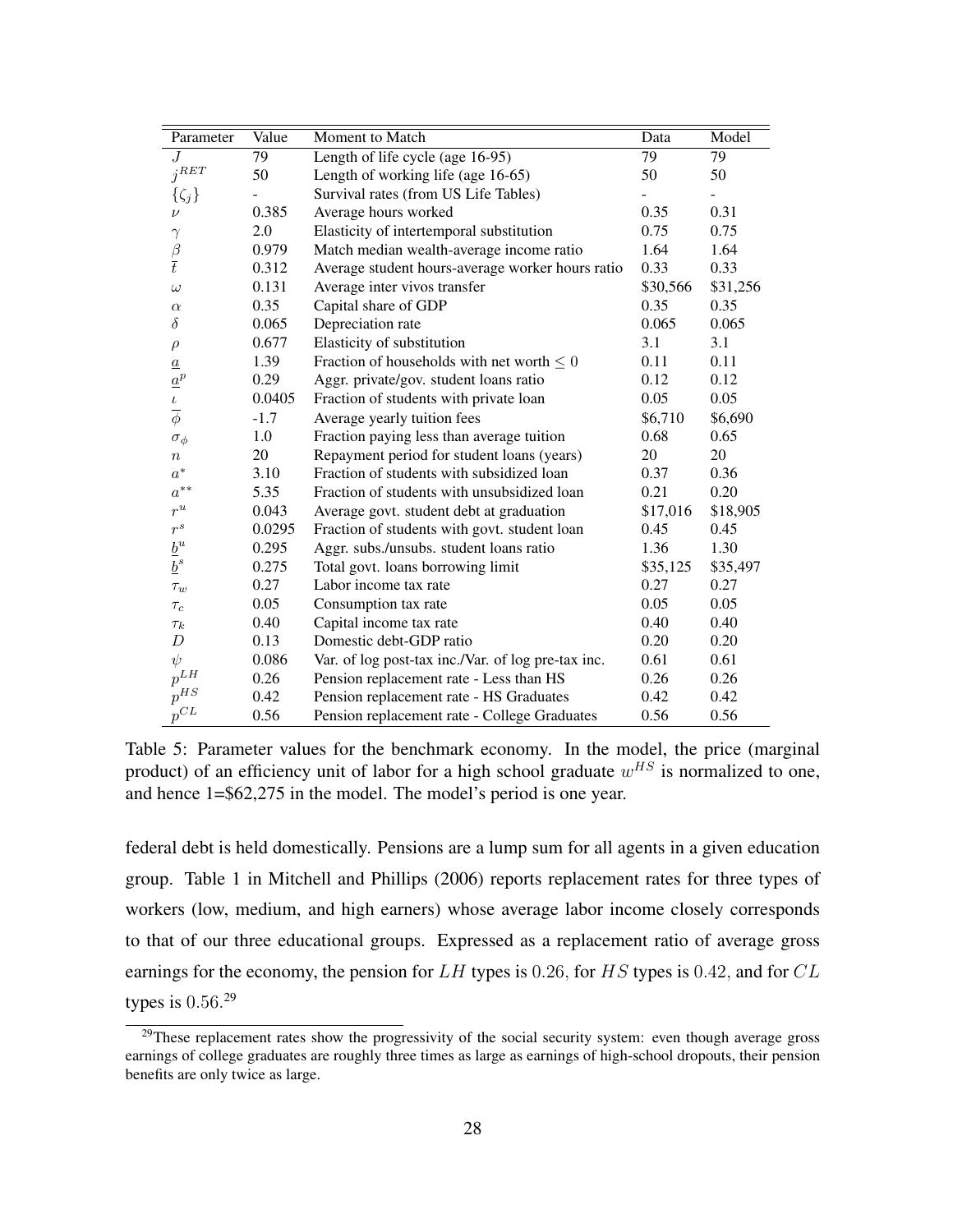| Parameter | Value | Moment to Match | Data | Model |
|---|---|---|---|---|
| $J$ | 79 | Length of life cycle (age 16-95) | 79 | 79 |
| $j^{RET}$ | 50 | Length of working life (age 16-65) | 50 | 50 |
| $\{\zeta_j\}$ | - | Survival rates (from US Life Tables) | - | - |
| $\nu$ | 0.385 | Average hours worked | 0.35 | 0.31 |
| $\gamma$ | 2.0 | Elasticity of intertemporal substitution | 0.75 | 0.75 |
| $\beta$ | 0.979 | Match median wealth-average income ratio | 1.64 | 1.64 |
| $\bar{t}$ | 0.312 | Average student hours-average worker hours ratio | 0.33 | 0.33 |
| $\omega$ | 0.131 | Average inter vivos transfer | \$30,566 | \$31,256 |
| $\alpha$ | 0.35 | Capital share of GDP | 0.35 | 0.35 |
| $\delta$ | 0.065 | Depreciation rate | 0.065 | 0.065 |
| $\rho$ | 0.677 | Elasticity of substitution | 3.1 | 3.1 |
| $\underline{a}$ | 1.39 | Fraction of households with net worth $\leq 0$ | 0.11 | 0.11 |
| $\underline{a}^p$ | 0.29 | Aggr. private/gov. student loans ratio | 0.12 | 0.12 |
| $\iota$ | 0.0405 | Fraction of students with private loan | 0.05 | 0.05 |
| $\overline{\phi}$ | -1.7 | Average yearly tuition fees | \$6,710 | \$6,690 |
| $\sigma_\phi$ | 1.0 | Fraction paying less than average tuition | 0.68 | 0.65 |
| $n$ | 20 | Repayment period for student loans (years) | 20 | 20 |
| $a^*$ | 3.10 | Fraction of students with subsidized loan | 0.37 | 0.36 |
| $a^{**}$ | 5.35 | Fraction of students with unsubsidized loan | 0.21 | 0.20 |
| $r^u$ | 0.043 | Average govt. student debt at graduation | \$17,016 | \$18,905 |
| $r^s$ | 0.0295 | Fraction of students with govt. student loan | 0.45 | 0.45 |
| $\underline{b}^u$ | 0.295 | Aggr. subs./unsubs. student loans ratio | 1.36 | 1.30 |
| $\underline{b}^s$ | 0.275 | Total govt. loans borrowing limit | \$35,125 | \$35,497 |
| $\tau_w$ | 0.27 | Labor income tax rate | 0.27 | 0.27 |
| $\tau_c$ | 0.05 | Consumption tax rate | 0.05 | 0.05 |
| $\tau_k$ | 0.40 | Capital income tax rate | 0.40 | 0.40 |
| $D$ | 0.13 | Domestic debt-GDP ratio | 0.20 | 0.20 |
| $\psi$ | 0.086 | Var. of log post-tax inc./Var. of log pre-tax inc. | 0.61 | 0.61 |
| $p^{LH}$ | 0.26 | Pension replacement rate - Less than HS | 0.26 | 0.26 |
| $p^{HS}$ | 0.42 | Pension replacement rate - HS Graduates | 0.42 | 0.42 |
| $p^{CL}$ | 0.56 | Pension replacement rate - College Graduates | 0.56 | 0.56 |

Table 5: Parameter values for the benchmark economy. In the model, the price (marginal product) of an efficiency unit of labor for a high school graduate $w^{HS}$ is normalized to one, and hence 1=\$62,275 in the model. The model's period is one year.

federal debt is held domestically. Pensions are a lump sum for all agents in a given education group. Table 1 in Mitchell and Phillips (2006) reports replacement rates for three types of workers (low, medium, and high earners) whose average labor income closely corresponds to that of our three educational groups. Expressed as a replacement ratio of average gross earnings for the economy, the pension for $LH$ types is $0.26$, for $HS$ types is $0.42$, and for $CL$ types is $0.56$.[29]

[29] These replacement rates show the progressivity of the social security system: even though average gross earnings of college graduates are roughly three times as large as earnings of high-school dropouts, their pension benefits are only twice as large.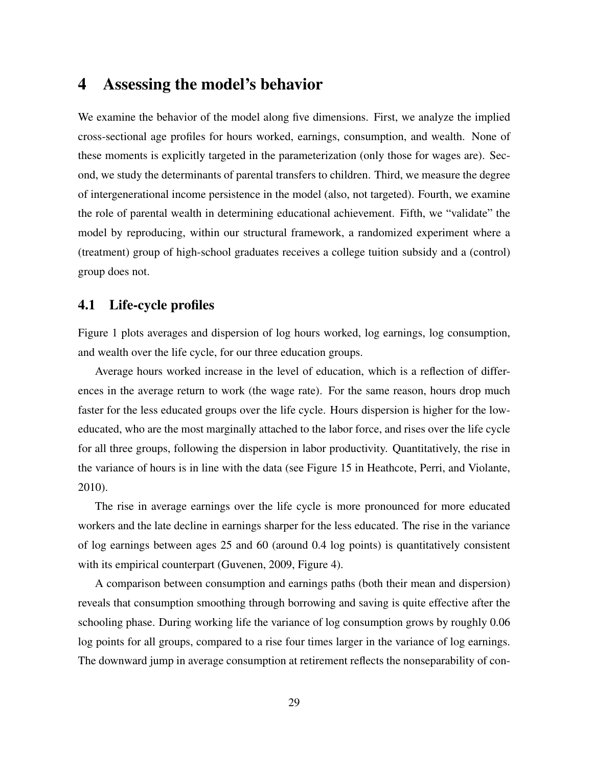# 4 Assessing the model's behavior

We examine the behavior of the model along five dimensions. First, we analyze the implied cross-sectional age profiles for hours worked, earnings, consumption, and wealth. None of these moments is explicitly targeted in the parameterization (only those for wages are). Second, we study the determinants of parental transfers to children. Third, we measure the degree of intergenerational income persistence in the model (also, not targeted). Fourth, we examine the role of parental wealth in determining educational achievement. Fifth, we "validate" the model by reproducing, within our structural framework, a randomized experiment where a (treatment) group of high-school graduates receives a college tuition subsidy and a (control) group does not.

## 4.1 Life-cycle profiles

Figure 1 plots averages and dispersion of log hours worked, log earnings, log consumption, and wealth over the life cycle, for our three education groups.

Average hours worked increase in the level of education, which is a reflection of differences in the average return to work (the wage rate). For the same reason, hours drop much faster for the less educated groups over the life cycle. Hours dispersion is higher for the low-educated, who are the most marginally attached to the labor force, and rises over the life cycle for all three groups, following the dispersion in labor productivity. Quantitatively, the rise in the variance of hours is in line with the data (see Figure 15 in Heathcote, Perri, and Violante, 2010).

The rise in average earnings over the life cycle is more pronounced for more educated workers and the late decline in earnings sharper for the less educated. The rise in the variance of log earnings between ages 25 and 60 (around 0.4 log points) is quantitatively consistent with its empirical counterpart (Guvenen, 2009, Figure 4).

A comparison between consumption and earnings paths (both their mean and dispersion) reveals that consumption smoothing through borrowing and saving is quite effective after the schooling phase. During working life the variance of log consumption grows by roughly 0.06 log points for all groups, compared to a rise four times larger in the variance of log earnings. The downward jump in average consumption at retirement reflects the nonseparability of con-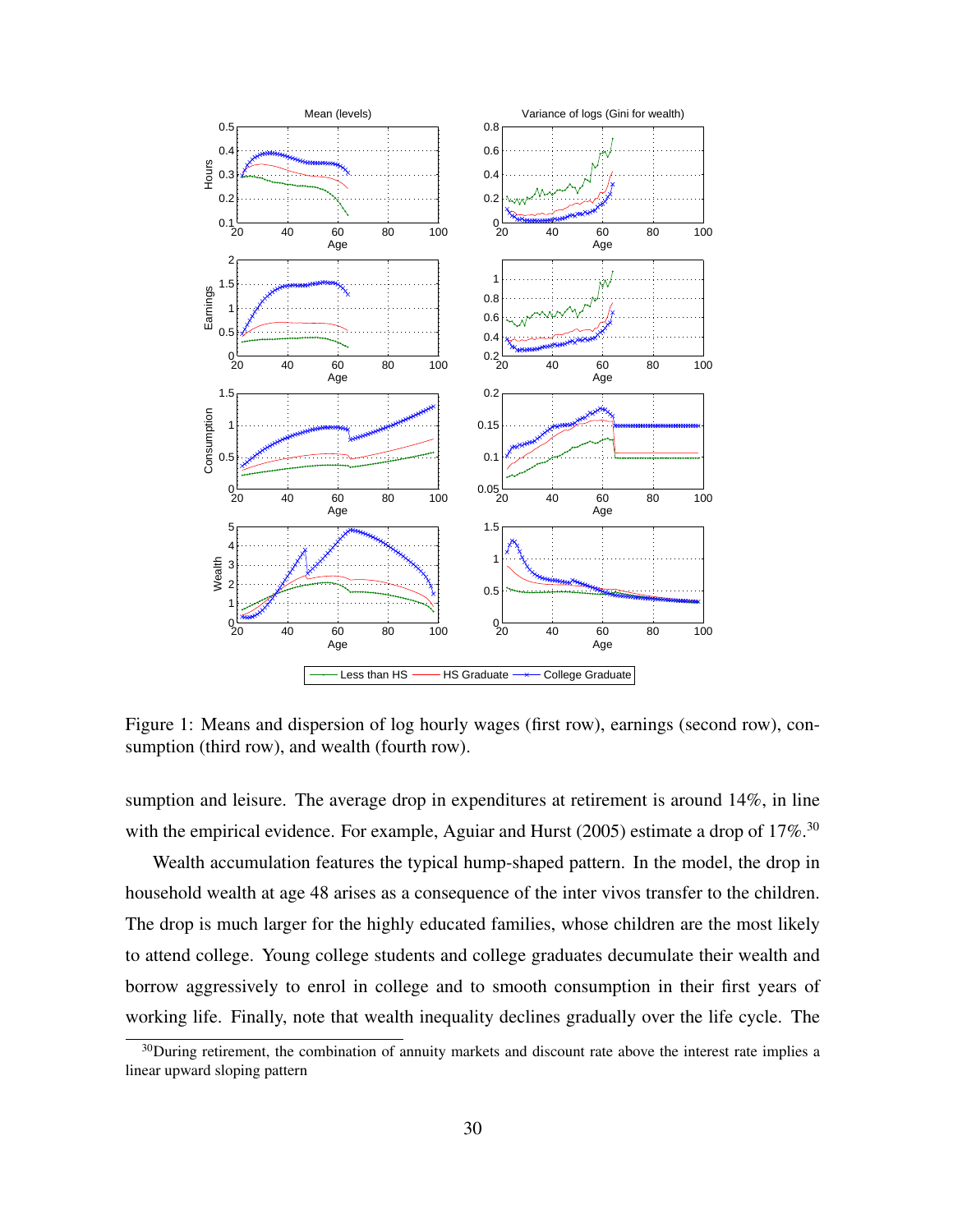Figure 1: Means and dispersion of log hourly wages (first row), earnings (second row), consumption (third row), and wealth (fourth row).

sumption and leisure. The average drop in expenditures at retirement is around 14%, in line with the empirical evidence. For example, Aguiar and Hurst (2005) estimate a drop of 17%.[30]

Wealth accumulation features the typical hump-shaped pattern. In the model, the drop in household wealth at age 48 arises as a consequence of the inter vivos transfer to the children. The drop is much larger for the highly educated families, whose children are the most likely to attend college. Young college students and college graduates decumulate their wealth and borrow aggressively to enrol in college and to smooth consumption in their first years of working life. Finally, note that wealth inequality declines gradually over the life cycle. The

[30]During retirement, the combination of annuity markets and discount rate above the interest rate implies a linear upward sloping pattern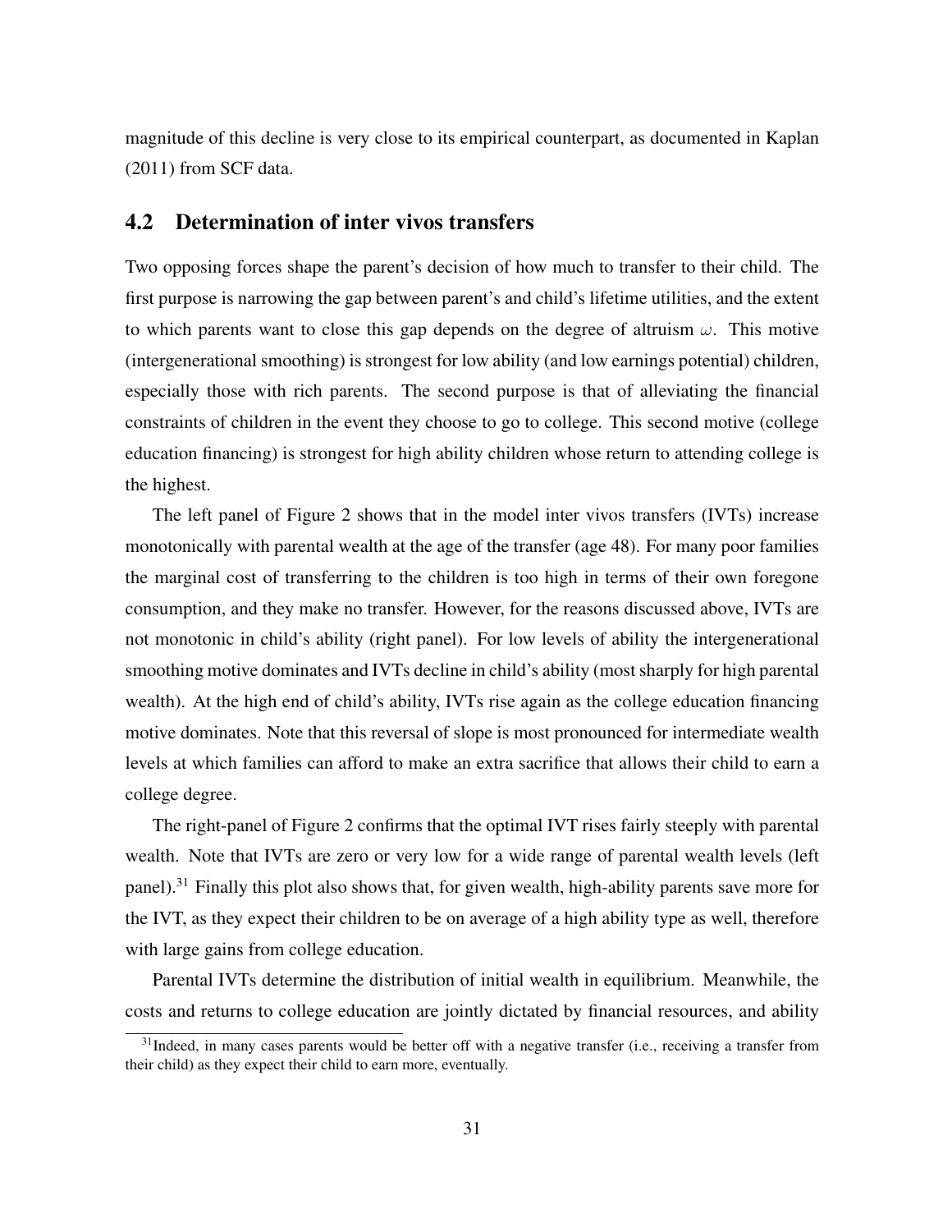magnitude of this decline is very close to its empirical counterpart, as documented in Kaplan (2011) from SCF data.

## 4.2 Determination of inter vivos transfers

Two opposing forces shape the parent's decision of how much to transfer to their child. The first purpose is narrowing the gap between parent's and child's lifetime utilities, and the extent to which parents want to close this gap depends on the degree of altruism $\omega$. This motive (intergenerational smoothing) is strongest for low ability (and low earnings potential) children, especially those with rich parents. The second purpose is that of alleviating the financial constraints of children in the event they choose to go to college. This second motive (college education financing) is strongest for high ability children whose return to attending college is the highest.

The left panel of Figure 2 shows that in the model inter vivos transfers (IVTs) increase monotonically with parental wealth at the age of the transfer (age 48). For many poor families the marginal cost of transferring to the children is too high in terms of their own foregone consumption, and they make no transfer. However, for the reasons discussed above, IVTs are not monotonic in child's ability (right panel). For low levels of ability the intergenerational smoothing motive dominates and IVTs decline in child's ability (most sharply for high parental wealth). At the high end of child's ability, IVTs rise again as the college education financing motive dominates. Note that this reversal of slope is most pronounced for intermediate wealth levels at which families can afford to make an extra sacrifice that allows their child to earn a college degree.

The right-panel of Figure 2 confirms that the optimal IVT rises fairly steeply with parental wealth. Note that IVTs are zero or very low for a wide range of parental wealth levels (left panel).[31] Finally this plot also shows that, for given wealth, high-ability parents save more for the IVT, as they expect their children to be on average of a high ability type as well, therefore with large gains from college education.

Parental IVTs determine the distribution of initial wealth in equilibrium. Meanwhile, the costs and returns to college education are jointly dictated by financial resources, and ability

[31] Indeed, in many cases parents would be better off with a negative transfer (i.e., receiving a transfer from their child) as they expect their child to earn more, eventually.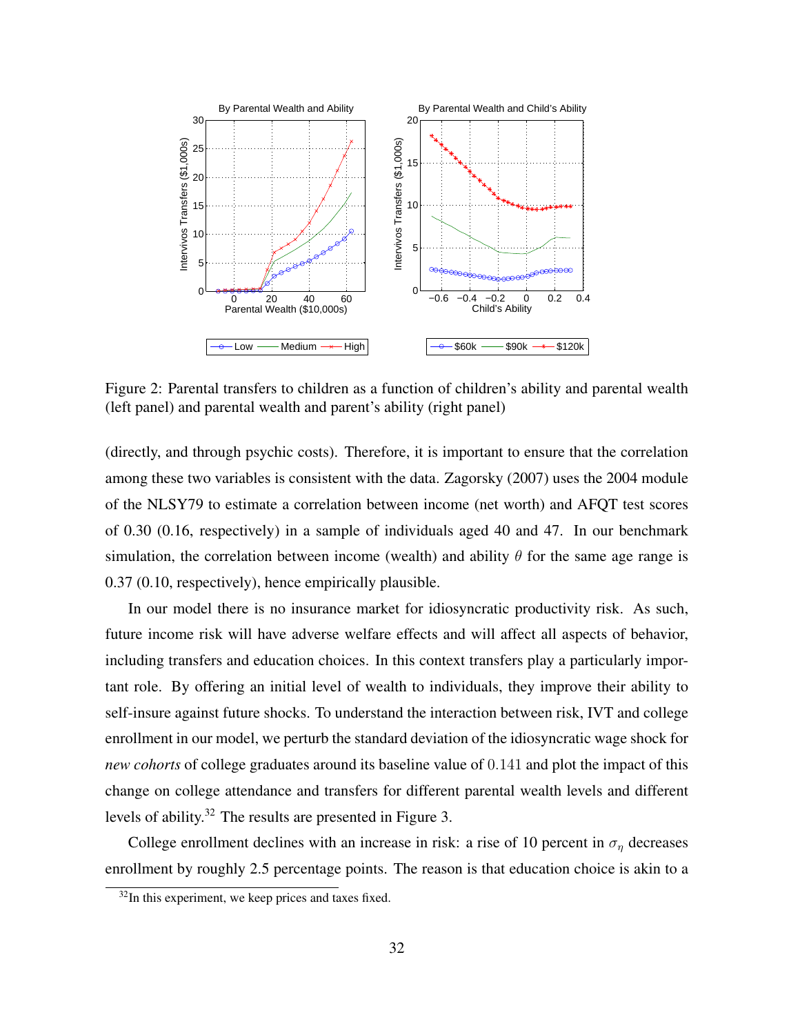Figure 2: Parental transfers to children as a function of children's ability and parental wealth (left panel) and parental wealth and parent's ability (right panel)

(directly, and through psychic costs). Therefore, it is important to ensure that the correlation among these two variables is consistent with the data. Zagorsky (2007) uses the 2004 module of the NLSY79 to estimate a correlation between income (net worth) and AFQT test scores of 0.30 (0.16, respectively) in a sample of individuals aged 40 and 47. In our benchmark simulation, the correlation between income (wealth) and ability $\theta$ for the same age range is 0.37 (0.10, respectively), hence empirically plausible.

In our model there is no insurance market for idiosyncratic productivity risk. As such, future income risk will have adverse welfare effects and will affect all aspects of behavior, including transfers and education choices. In this context transfers play a particularly important role. By offering an initial level of wealth to individuals, they improve their ability to self-insure against future shocks. To understand the interaction between risk, IVT and college enrollment in our model, we perturb the standard deviation of the idiosyncratic wage shock for *new cohorts* of college graduates around its baseline value of $0.141$ and plot the impact of this change on college attendance and transfers for different parental wealth levels and different levels of ability.[32] The results are presented in Figure 3.

College enrollment declines with an increase in risk: a rise of 10 percent in $\sigma_\eta$ decreases enrollment by roughly 2.5 percentage points. The reason is that education choice is akin to a

[32] In this experiment, we keep prices and taxes fixed.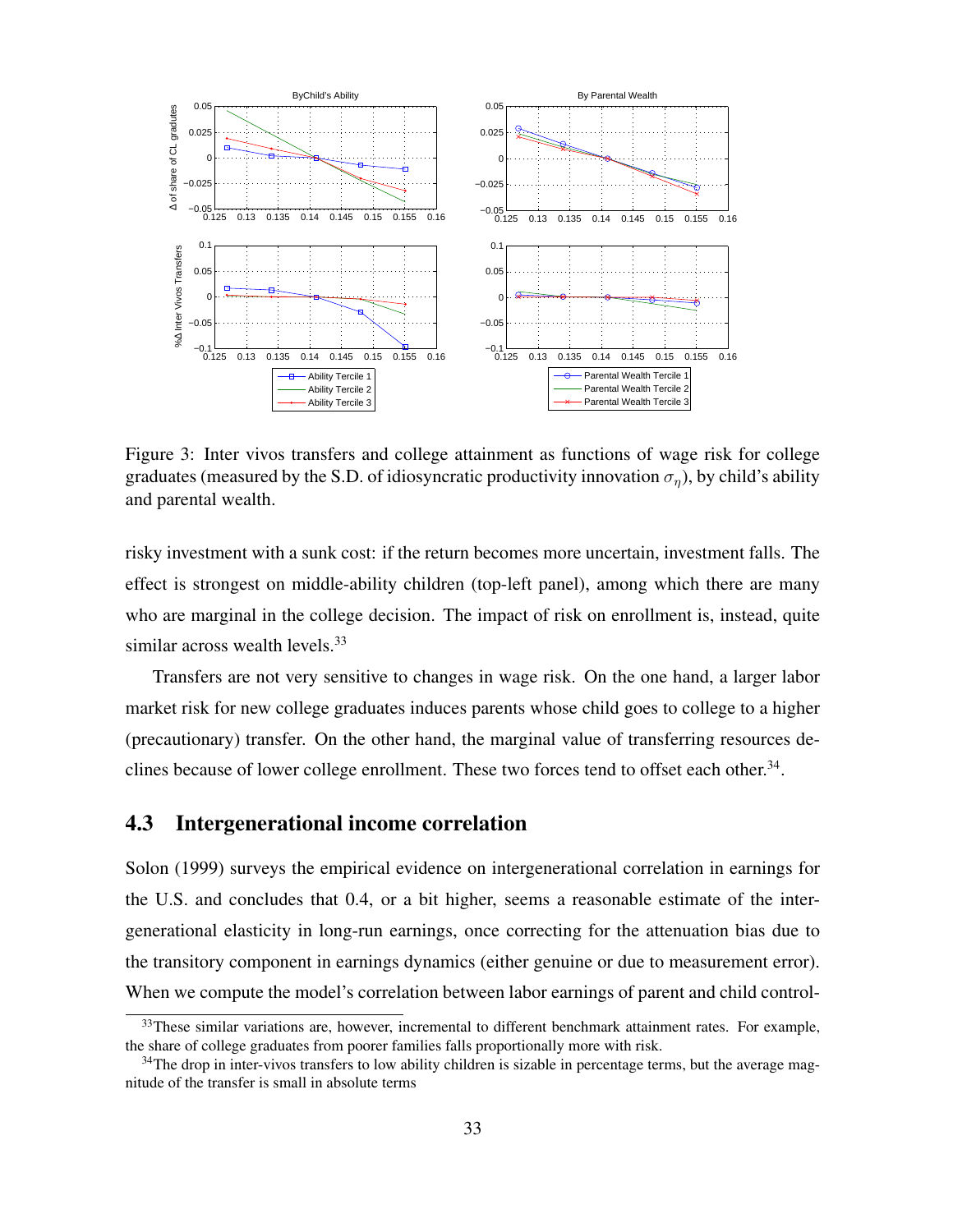Figure 3: Inter vivos transfers and college attainment as functions of wage risk for college graduates (measured by the S.D. of idiosyncratic productivity innovation $\sigma_\eta$), by child's ability and parental wealth.

risky investment with a sunk cost: if the return becomes more uncertain, investment falls. The effect is strongest on middle-ability children (top-left panel), among which there are many who are marginal in the college decision. The impact of risk on enrollment is, instead, quite similar across wealth levels.[33]

Transfers are not very sensitive to changes in wage risk. On the one hand, a larger labor market risk for new college graduates induces parents whose child goes to college to a higher (precautionary) transfer. On the other hand, the marginal value of transferring resources declines because of lower college enrollment. These two forces tend to offset each other.[34].

## 4.3 Intergenerational income correlation

Solon (1999) surveys the empirical evidence on intergenerational correlation in earnings for the U.S. and concludes that 0.4, or a bit higher, seems a reasonable estimate of the intergenerational elasticity in long-run earnings, once correcting for the attenuation bias due to the transitory component in earnings dynamics (either genuine or due to measurement error). When we compute the model's correlation between labor earnings of parent and child control-

[33] These similar variations are, however, incremental to different benchmark attainment rates. For example, the share of college graduates from poorer families falls proportionally more with risk.

[34] The drop in inter-vivos transfers to low ability children is sizable in percentage terms, but the average magnitude of the transfer is small in absolute terms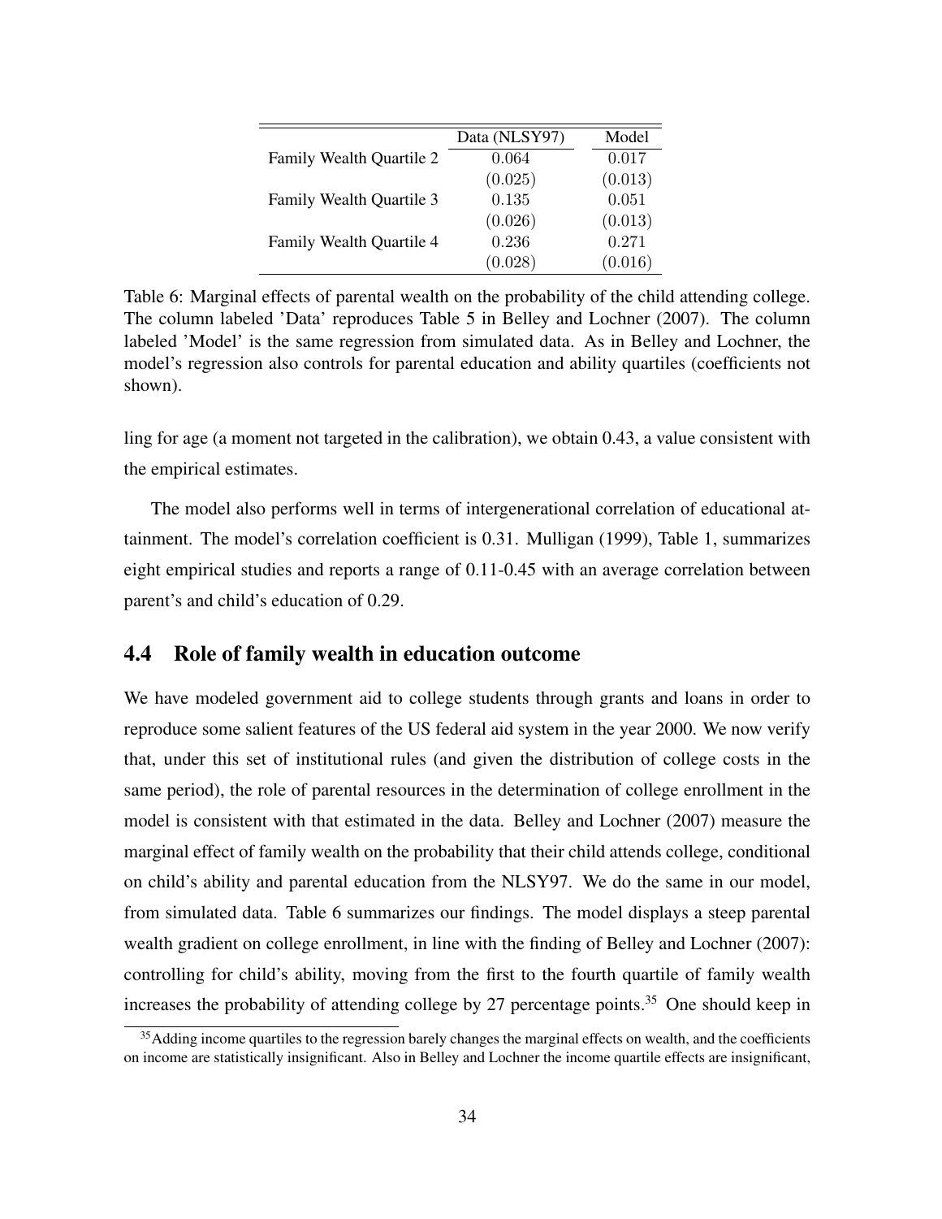| | Data (NLSY97) | Model |
|---|---|---|
| Family Wealth Quartile 2 | 0.064 | 0.017 |
| | (0.025) | (0.013) |
| Family Wealth Quartile 3 | 0.135 | 0.051 |
| | (0.026) | (0.013) |
| Family Wealth Quartile 4 | 0.236 | 0.271 |
| | (0.028) | (0.016) |

Table 6: Marginal effects of parental wealth on the probability of the child attending college. The column labeled 'Data' reproduces Table 5 in Belley and Lochner (2007). The column labeled 'Model' is the same regression from simulated data. As in Belley and Lochner, the model's regression also controls for parental education and ability quartiles (coefficients not shown).

ling for age (a moment not targeted in the calibration), we obtain 0.43, a value consistent with the empirical estimates.

The model also performs well in terms of intergenerational correlation of educational attainment. The model's correlation coefficient is 0.31. Mulligan (1999), Table 1, summarizes eight empirical studies and reports a range of 0.11-0.45 with an average correlation between parent's and child's education of 0.29.

## 4.4 Role of family wealth in education outcome

We have modeled government aid to college students through grants and loans in order to reproduce some salient features of the US federal aid system in the year 2000. We now verify that, under this set of institutional rules (and given the distribution of college costs in the same period), the role of parental resources in the determination of college enrollment in the model is consistent with that estimated in the data. Belley and Lochner (2007) measure the marginal effect of family wealth on the probability that their child attends college, conditional on child's ability and parental education from the NLSY97. We do the same in our model, from simulated data. Table 6 summarizes our findings. The model displays a steep parental wealth gradient on college enrollment, in line with the finding of Belley and Lochner (2007): controlling for child's ability, moving from the first to the fourth quartile of family wealth increases the probability of attending college by 27 percentage points.[35] One should keep in

[35] Adding income quartiles to the regression barely changes the marginal effects on wealth, and the coefficients on income are statistically insignificant. Also in Belley and Lochner the income quartile effects are insignificant,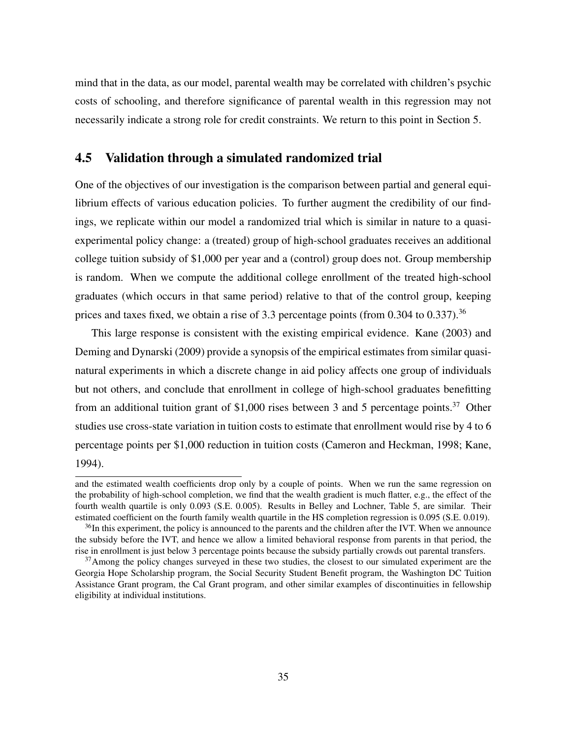mind that in the data, as our model, parental wealth may be correlated with children's psychic costs of schooling, and therefore significance of parental wealth in this regression may not necessarily indicate a strong role for credit constraints. We return to this point in Section 5.

## 4.5 Validation through a simulated randomized trial

One of the objectives of our investigation is the comparison between partial and general equilibrium effects of various education policies. To further augment the credibility of our findings, we replicate within our model a randomized trial which is similar in nature to a quasi-experimental policy change: a (treated) group of high-school graduates receives an additional college tuition subsidy of $1,000 per year and a (control) group does not. Group membership is random. When we compute the additional college enrollment of the treated high-school graduates (which occurs in that same period) relative to that of the control group, keeping prices and taxes fixed, we obtain a rise of 3.3 percentage points (from 0.304 to 0.337).[36]

This large response is consistent with the existing empirical evidence. Kane (2003) and Deming and Dynarski (2009) provide a synopsis of the empirical estimates from similar quasi-natural experiments in which a discrete change in aid policy affects one group of individuals but not others, and conclude that enrollment in college of high-school graduates benefitting from an additional tuition grant of $1,000 rises between 3 and 5 percentage points.[37] Other studies use cross-state variation in tuition costs to estimate that enrollment would rise by 4 to 6 percentage points per $1,000 reduction in tuition costs (Cameron and Heckman, 1998; Kane, 1994).

---

and the estimated wealth coefficients drop only by a couple of points. When we run the same regression on the probability of high-school completion, we find that the wealth gradient is much flatter, e.g., the effect of the fourth wealth quartile is only 0.093 (S.E. 0.005). Results in Belley and Lochner, Table 5, are similar. Their estimated coefficient on the fourth family wealth quartile in the HS completion regression is 0.095 (S.E. 0.019).

[36] In this experiment, the policy is announced to the parents and the children after the IVT. When we announce the subsidy before the IVT, and hence we allow a limited behavioral response from parents in that period, the rise in enrollment is just below 3 percentage points because the subsidy partially crowds out parental transfers.

[37] Among the policy changes surveyed in these two studies, the closest to our simulated experiment are the Georgia Hope Scholarship program, the Social Security Student Benefit program, the Washington DC Tuition Assistance Grant program, the Cal Grant program, and other similar examples of discontinuities in fellowship eligibility at individual institutions.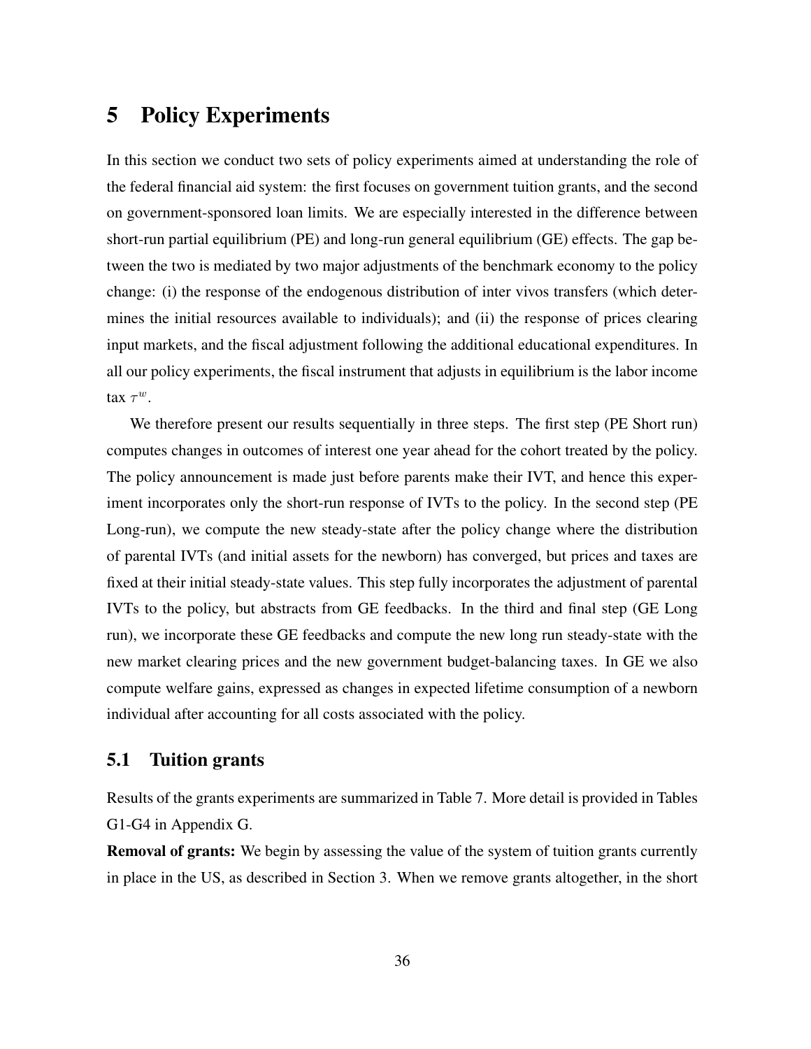# 5 Policy Experiments

In this section we conduct two sets of policy experiments aimed at understanding the role of the federal financial aid system: the first focuses on government tuition grants, and the second on government-sponsored loan limits. We are especially interested in the difference between short-run partial equilibrium (PE) and long-run general equilibrium (GE) effects. The gap between the two is mediated by two major adjustments of the benchmark economy to the policy change: (i) the response of the endogenous distribution of inter vivos transfers (which determines the initial resources available to individuals); and (ii) the response of prices clearing input markets, and the fiscal adjustment following the additional educational expenditures. In all our policy experiments, the fiscal instrument that adjusts in equilibrium is the labor income tax $\tau^w$.

We therefore present our results sequentially in three steps. The first step (PE Short run) computes changes in outcomes of interest one year ahead for the cohort treated by the policy. The policy announcement is made just before parents make their IVT, and hence this experiment incorporates only the short-run response of IVTs to the policy. In the second step (PE Long-run), we compute the new steady-state after the policy change where the distribution of parental IVTs (and initial assets for the newborn) has converged, but prices and taxes are fixed at their initial steady-state values. This step fully incorporates the adjustment of parental IVTs to the policy, but abstracts from GE feedbacks. In the third and final step (GE Long run), we incorporate these GE feedbacks and compute the new long run steady-state with the new market clearing prices and the new government budget-balancing taxes. In GE we also compute welfare gains, expressed as changes in expected lifetime consumption of a newborn individual after accounting for all costs associated with the policy.

## 5.1 Tuition grants

Results of the grants experiments are summarized in Table 7. More detail is provided in Tables G1-G4 in Appendix G.

**Removal of grants:** We begin by assessing the value of the system of tuition grants currently in place in the US, as described in Section 3. When we remove grants altogether, in the short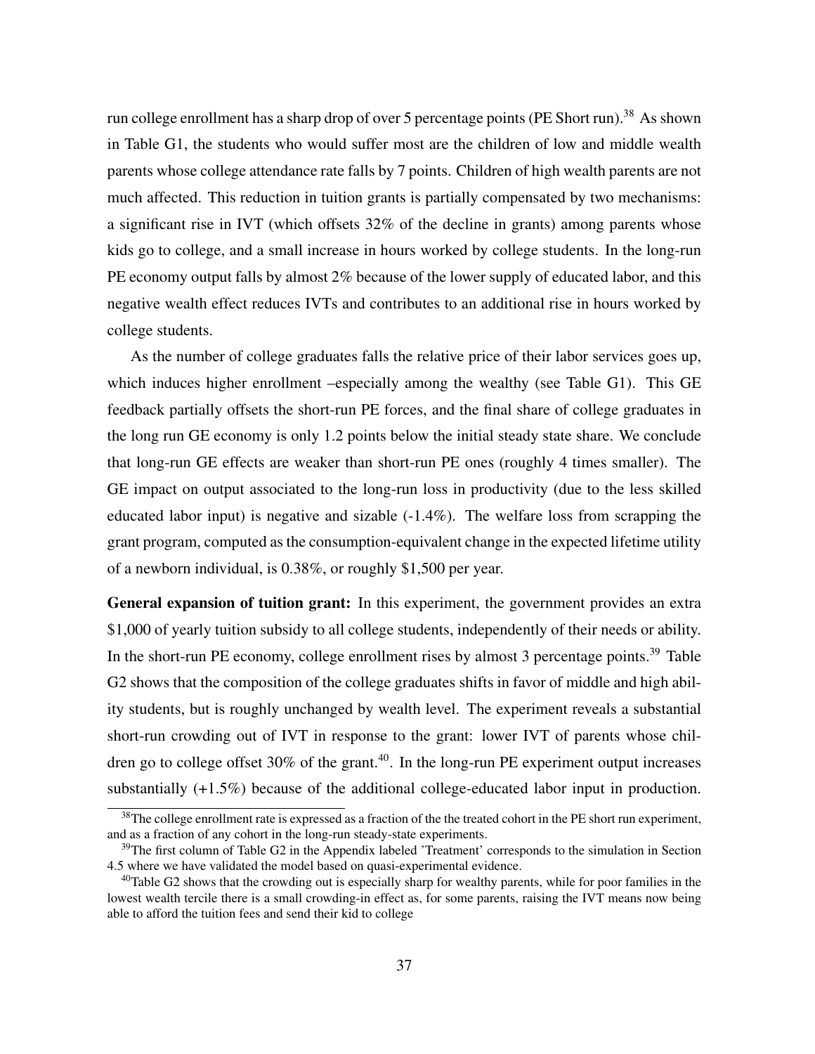run college enrollment has a sharp drop of over 5 percentage points (PE Short run).[38] As shown in Table G1, the students who would suffer most are the children of low and middle wealth parents whose college attendance rate falls by 7 points. Children of high wealth parents are not much affected. This reduction in tuition grants is partially compensated by two mechanisms: a significant rise in IVT (which offsets 32% of the decline in grants) among parents whose kids go to college, and a small increase in hours worked by college students. In the long-run PE economy output falls by almost 2% because of the lower supply of educated labor, and this negative wealth effect reduces IVTs and contributes to an additional rise in hours worked by college students.

As the number of college graduates falls the relative price of their labor services goes up, which induces higher enrollment –especially among the wealthy (see Table G1). This GE feedback partially offsets the short-run PE forces, and the final share of college graduates in the long run GE economy is only 1.2 points below the initial steady state share. We conclude that long-run GE effects are weaker than short-run PE ones (roughly 4 times smaller). The GE impact on output associated to the long-run loss in productivity (due to the less skilled educated labor input) is negative and sizable (-1.4%). The welfare loss from scrapping the grant program, computed as the consumption-equivalent change in the expected lifetime utility of a newborn individual, is 0.38%, or roughly $1,500 per year.

**General expansion of tuition grant:** In this experiment, the government provides an extra $1,000 of yearly tuition subsidy to all college students, independently of their needs or ability. In the short-run PE economy, college enrollment rises by almost 3 percentage points.[39] Table G2 shows that the composition of the college graduates shifts in favor of middle and high ability students, but is roughly unchanged by wealth level. The experiment reveals a substantial short-run crowding out of IVT in response to the grant: lower IVT of parents whose children go to college offset 30% of the grant.[40]. In the long-run PE experiment output increases substantially (+1.5%) because of the additional college-educated labor input in production.

[38]The college enrollment rate is expressed as a fraction of the the treated cohort in the PE short run experiment, and as a fraction of any cohort in the long-run steady-state experiments.

[39]The first column of Table G2 in the Appendix labeled 'Treatment' corresponds to the simulation in Section 4.5 where we have validated the model based on quasi-experimental evidence.

[40]Table G2 shows that the crowding out is especially sharp for wealthy parents, while for poor families in the lowest wealth tercile there is a small crowding-in effect as, for some parents, raising the IVT means now being able to afford the tuition fees and send their kid to college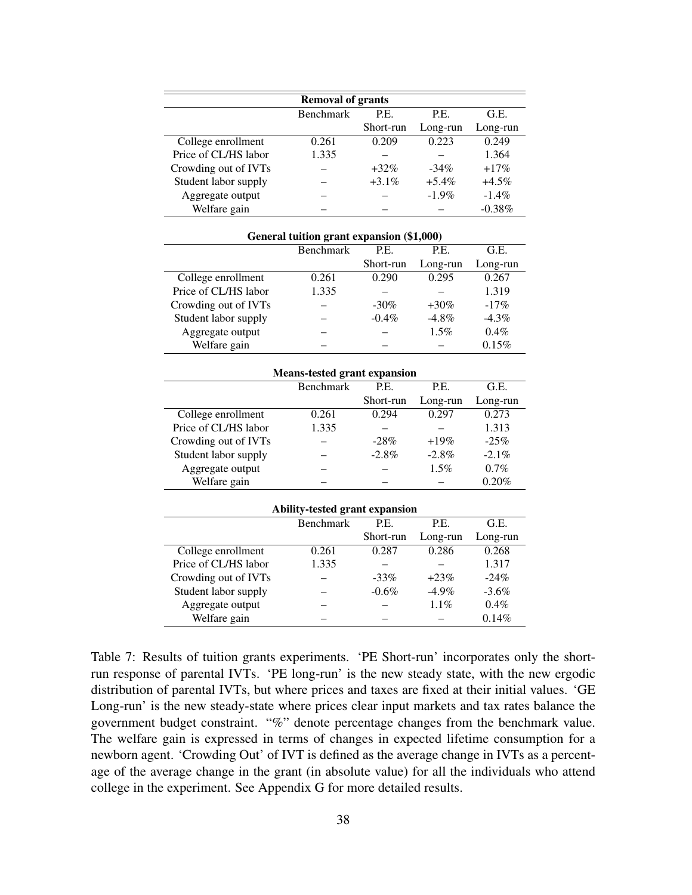| Removal of grants | | | | |
|---|---|---|---|---|
| | Benchmark | P.E. Short-run | P.E. Long-run | G.E. Long-run |
| College enrollment | 0.261 | 0.209 | 0.223 | 0.249 |
| Price of CL/HS labor | 1.335 | – | – | 1.364 |
| Crowding out of IVTs | – | +32% | -34% | +17% |
| Student labor supply | – | +3.1% | +5.4% | +4.5% |
| Aggregate output | – | – | -1.9% | -1.4% |
| Welfare gain | – | – | – | -0.38% |

| General tuition grant expansion ($1,000) | | | | |
|---|---|---|---|---|
| | Benchmark | P.E. Short-run | P.E. Long-run | G.E. Long-run |
| College enrollment | 0.261 | 0.290 | 0.295 | 0.267 |
| Price of CL/HS labor | 1.335 | – | – | 1.319 |
| Crowding out of IVTs | – | -30% | +30% | -17% |
| Student labor supply | – | -0.4% | -4.8% | -4.3% |
| Aggregate output | – | – | 1.5% | 0.4% |
| Welfare gain | – | – | – | 0.15% |

| Means-tested grant expansion | | | | |
|---|---|---|---|---|
| | Benchmark | P.E. Short-run | P.E. Long-run | G.E. Long-run |
| College enrollment | 0.261 | 0.294 | 0.297 | 0.273 |
| Price of CL/HS labor | 1.335 | – | – | 1.313 |
| Crowding out of IVTs | – | -28% | +19% | -25% |
| Student labor supply | – | -2.8% | -2.8% | -2.1% |
| Aggregate output | – | – | 1.5% | 0.7% |
| Welfare gain | – | – | – | 0.20% |

| Ability-tested grant expansion | | | | |
|---|---|---|---|---|
| | Benchmark | P.E. Short-run | P.E. Long-run | G.E. Long-run |
| College enrollment | 0.261 | 0.287 | 0.286 | 0.268 |
| Price of CL/HS labor | 1.335 | – | – | 1.317 |
| Crowding out of IVTs | – | -33% | +23% | -24% |
| Student labor supply | – | -0.6% | -4.9% | -3.6% |
| Aggregate output | – | – | 1.1% | 0.4% |
| Welfare gain | – | – | – | 0.14% |

Table 7: Results of tuition grants experiments. 'PE Short-run' incorporates only the short-run response of parental IVTs. 'PE long-run' is the new steady state, with the new ergodic distribution of parental IVTs, but where prices and taxes are fixed at their initial values. 'GE Long-run' is the new steady-state where prices clear input markets and tax rates balance the government budget constraint. "%" denote percentage changes from the benchmark value. The welfare gain is expressed in terms of changes in expected lifetime consumption for a newborn agent. 'Crowding Out' of IVT is defined as the average change in IVTs as a percentage of the average change in the grant (in absolute value) for all the individuals who attend college in the experiment. See Appendix G for more detailed results.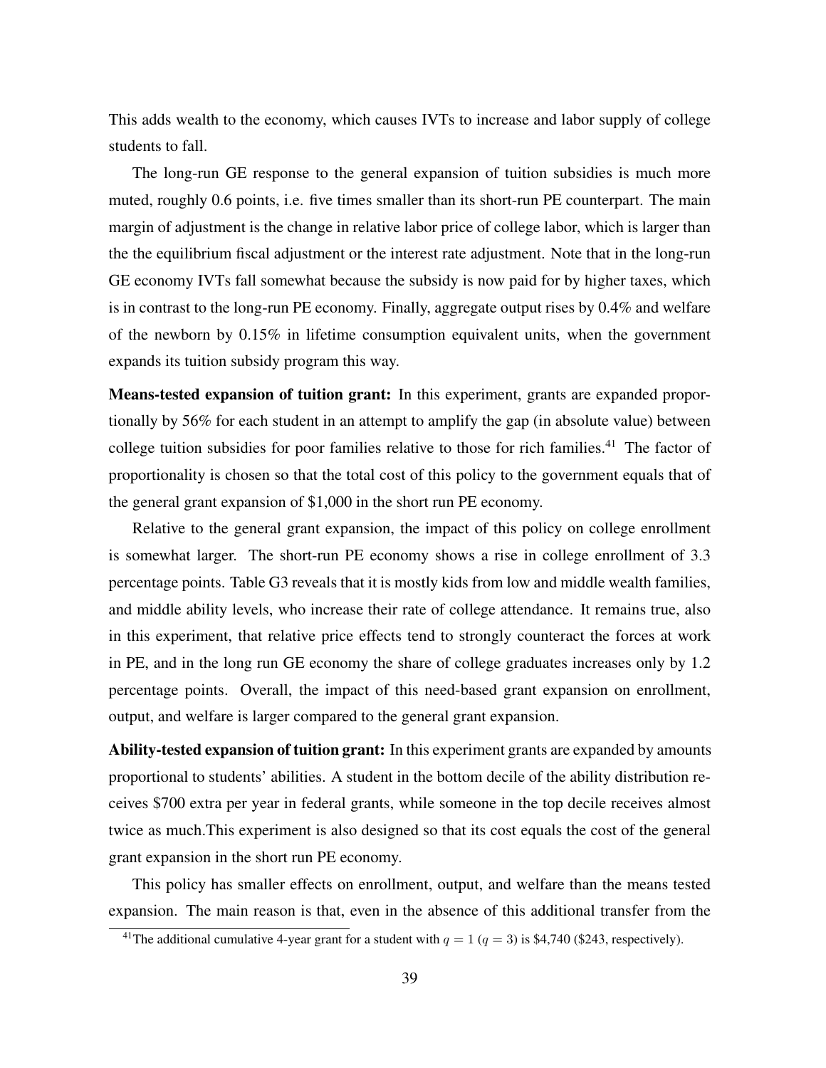This adds wealth to the economy, which causes IVTs to increase and labor supply of college students to fall.

The long-run GE response to the general expansion of tuition subsidies is much more muted, roughly 0.6 points, i.e. five times smaller than its short-run PE counterpart. The main margin of adjustment is the change in relative labor price of college labor, which is larger than the the equilibrium fiscal adjustment or the interest rate adjustment. Note that in the long-run GE economy IVTs fall somewhat because the subsidy is now paid for by higher taxes, which is in contrast to the long-run PE economy. Finally, aggregate output rises by 0.4% and welfare of the newborn by 0.15% in lifetime consumption equivalent units, when the government expands its tuition subsidy program this way.

**Means-tested expansion of tuition grant:** In this experiment, grants are expanded proportionally by 56% for each student in an attempt to amplify the gap (in absolute value) between college tuition subsidies for poor families relative to those for rich families.[41] The factor of proportionality is chosen so that the total cost of this policy to the government equals that of the general grant expansion of $1,000 in the short run PE economy.

Relative to the general grant expansion, the impact of this policy on college enrollment is somewhat larger. The short-run PE economy shows a rise in college enrollment of 3.3 percentage points. Table G3 reveals that it is mostly kids from low and middle wealth families, and middle ability levels, who increase their rate of college attendance. It remains true, also in this experiment, that relative price effects tend to strongly counteract the forces at work in PE, and in the long run GE economy the share of college graduates increases only by 1.2 percentage points. Overall, the impact of this need-based grant expansion on enrollment, output, and welfare is larger compared to the general grant expansion.

**Ability-tested expansion of tuition grant:** In this experiment grants are expanded by amounts proportional to students' abilities. A student in the bottom decile of the ability distribution receives $700 extra per year in federal grants, while someone in the top decile receives almost twice as much.This experiment is also designed so that its cost equals the cost of the general grant expansion in the short run PE economy.

This policy has smaller effects on enrollment, output, and welfare than the means tested expansion. The main reason is that, even in the absence of this additional transfer from the

[41] The additional cumulative 4-year grant for a student with $q = 1$ ($q = 3$) is $4,740 ($243, respectively).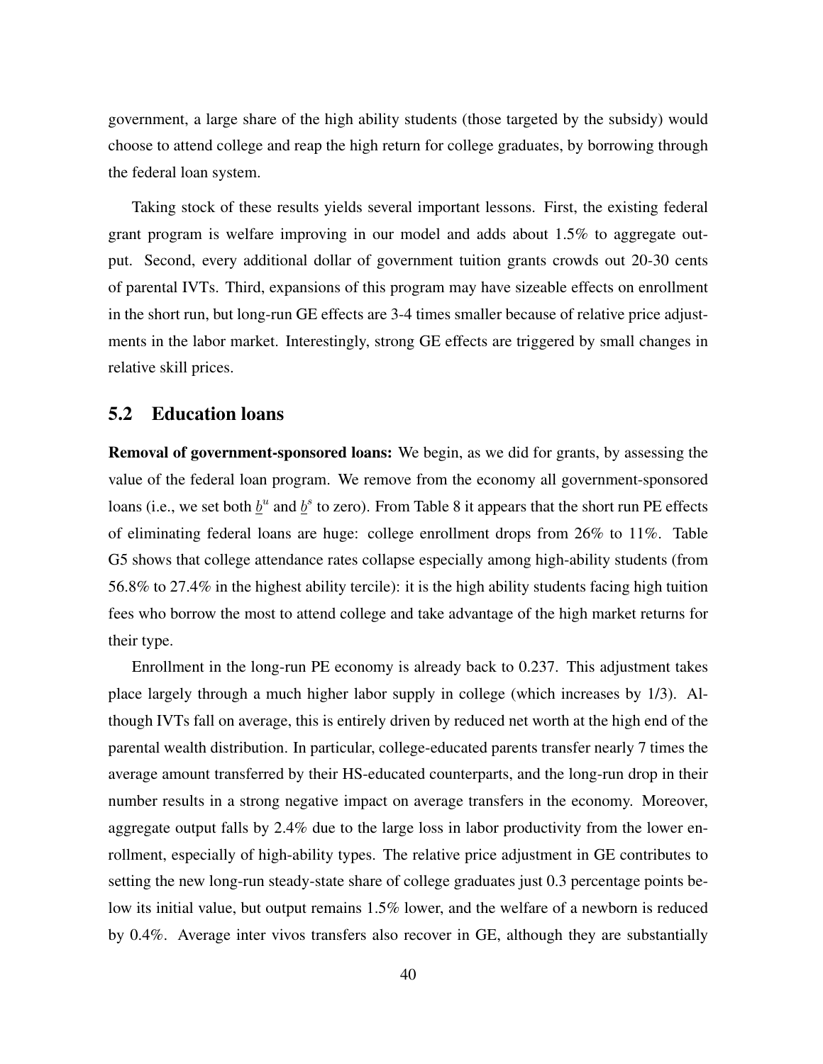government, a large share of the high ability students (those targeted by the subsidy) would choose to attend college and reap the high return for college graduates, by borrowing through the federal loan system.

Taking stock of these results yields several important lessons. First, the existing federal grant program is welfare improving in our model and adds about 1.5% to aggregate output. Second, every additional dollar of government tuition grants crowds out 20-30 cents of parental IVTs. Third, expansions of this program may have sizeable effects on enrollment in the short run, but long-run GE effects are 3-4 times smaller because of relative price adjustments in the labor market. Interestingly, strong GE effects are triggered by small changes in relative skill prices.

## 5.2 Education loans

**Removal of government-sponsored loans:** We begin, as we did for grants, by assessing the value of the federal loan program. We remove from the economy all government-sponsored loans (i.e., we set both $\underline{b}^u$ and $\underline{b}^s$ to zero). From Table 8 it appears that the short run PE effects of eliminating federal loans are huge: college enrollment drops from 26% to 11%. Table G5 shows that college attendance rates collapse especially among high-ability students (from 56.8% to 27.4% in the highest ability tercile): it is the high ability students facing high tuition fees who borrow the most to attend college and take advantage of the high market returns for their type.

Enrollment in the long-run PE economy is already back to 0.237. This adjustment takes place largely through a much higher labor supply in college (which increases by 1/3). Although IVTs fall on average, this is entirely driven by reduced net worth at the high end of the parental wealth distribution. In particular, college-educated parents transfer nearly 7 times the average amount transferred by their HS-educated counterparts, and the long-run drop in their number results in a strong negative impact on average transfers in the economy. Moreover, aggregate output falls by 2.4% due to the large loss in labor productivity from the lower enrollment, especially of high-ability types. The relative price adjustment in GE contributes to setting the new long-run steady-state share of college graduates just 0.3 percentage points below its initial value, but output remains 1.5% lower, and the welfare of a newborn is reduced by 0.4%. Average inter vivos transfers also recover in GE, although they are substantially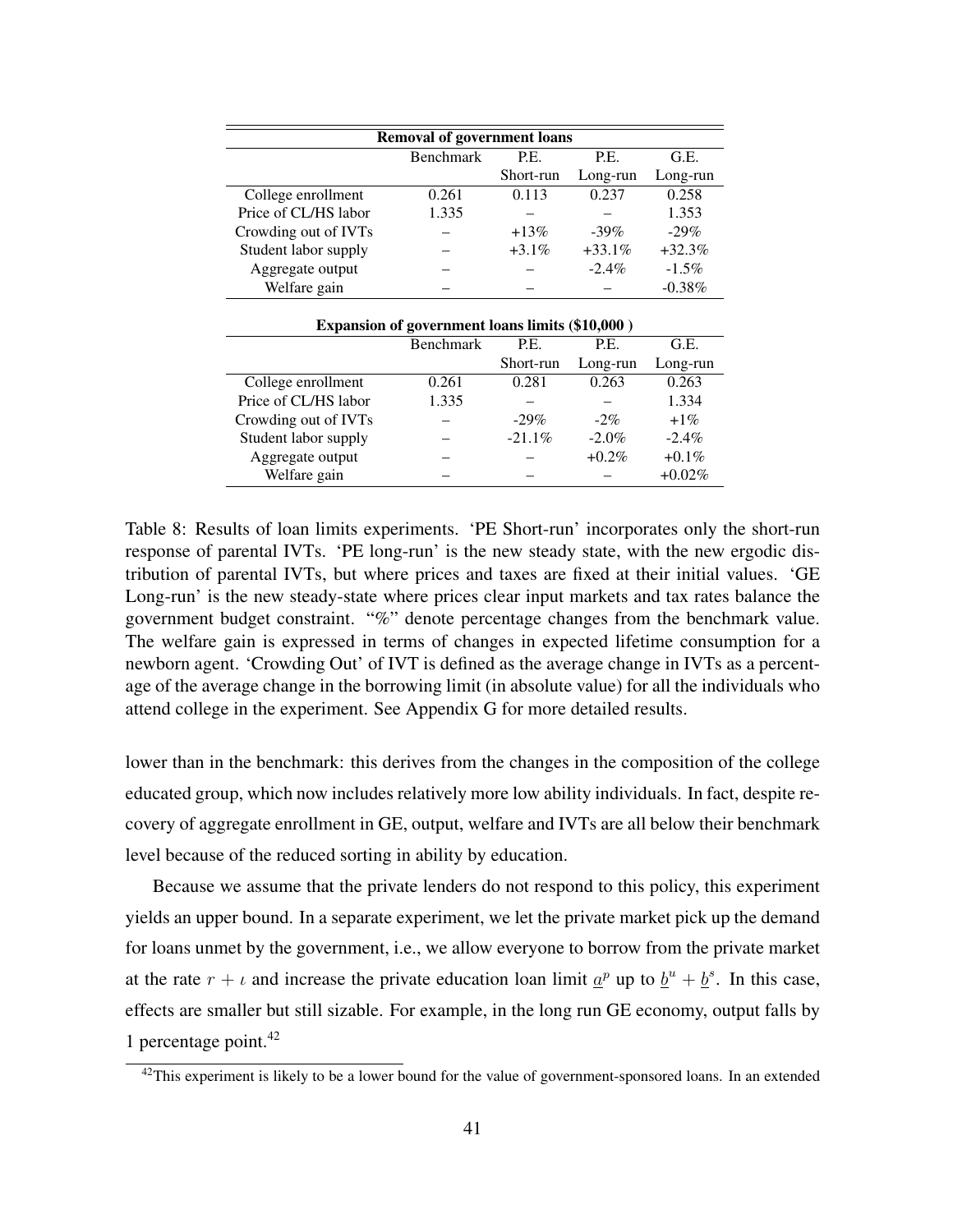| Removal of government loans | | | | |
|---|---|---|---|---|
| | Benchmark | P.E. Short-run | P.E. Long-run | G.E. Long-run |
| College enrollment | 0.261 | 0.113 | 0.237 | 0.258 |
| Price of CL/HS labor | 1.335 | – | – | 1.353 |
| Crowding out of IVTs | – | +13% | -39% | -29% |
| Student labor supply | – | +3.1% | +33.1% | +32.3% |
| Aggregate output | – | – | -2.4% | -1.5% |
| Welfare gain | – | – | – | -0.38% |

| Expansion of government loans limits ($10,000 ) | | | | |
|---|---|---|---|---|
| | Benchmark | P.E. Short-run | P.E. Long-run | G.E. Long-run |
| College enrollment | 0.261 | 0.281 | 0.263 | 0.263 |
| Price of CL/HS labor | 1.335 | – | – | 1.334 |
| Crowding out of IVTs | – | -29% | -2% | +1% |
| Student labor supply | – | -21.1% | -2.0% | -2.4% |
| Aggregate output | – | – | +0.2% | +0.1% |
| Welfare gain | – | – | – | +0.02% |

Table 8: Results of loan limits experiments. 'PE Short-run' incorporates only the short-run response of parental IVTs. 'PE long-run' is the new steady state, with the new ergodic distribution of parental IVTs, but where prices and taxes are fixed at their initial values. 'GE Long-run' is the new steady-state where prices clear input markets and tax rates balance the government budget constraint. "%" denote percentage changes from the benchmark value. The welfare gain is expressed in terms of changes in expected lifetime consumption for a newborn agent. 'Crowding Out' of IVT is defined as the average change in IVTs as a percentage of the average change in the borrowing limit (in absolute value) for all the individuals who attend college in the experiment. See Appendix G for more detailed results.

lower than in the benchmark: this derives from the changes in the composition of the college educated group, which now includes relatively more low ability individuals. In fact, despite recovery of aggregate enrollment in GE, output, welfare and IVTs are all below their benchmark level because of the reduced sorting in ability by education.

Because we assume that the private lenders do not respond to this policy, this experiment yields an upper bound. In a separate experiment, we let the private market pick up the demand for loans unmet by the government, i.e., we allow everyone to borrow from the private market at the rate $r + \iota$ and increase the private education loan limit $\underline{a}^p$ up to $\underline{b}^u + \underline{b}^s$. In this case, effects are smaller but still sizable. For example, in the long run GE economy, output falls by 1 percentage point.[42]

[42]This experiment is likely to be a lower bound for the value of government-sponsored loans. In an extended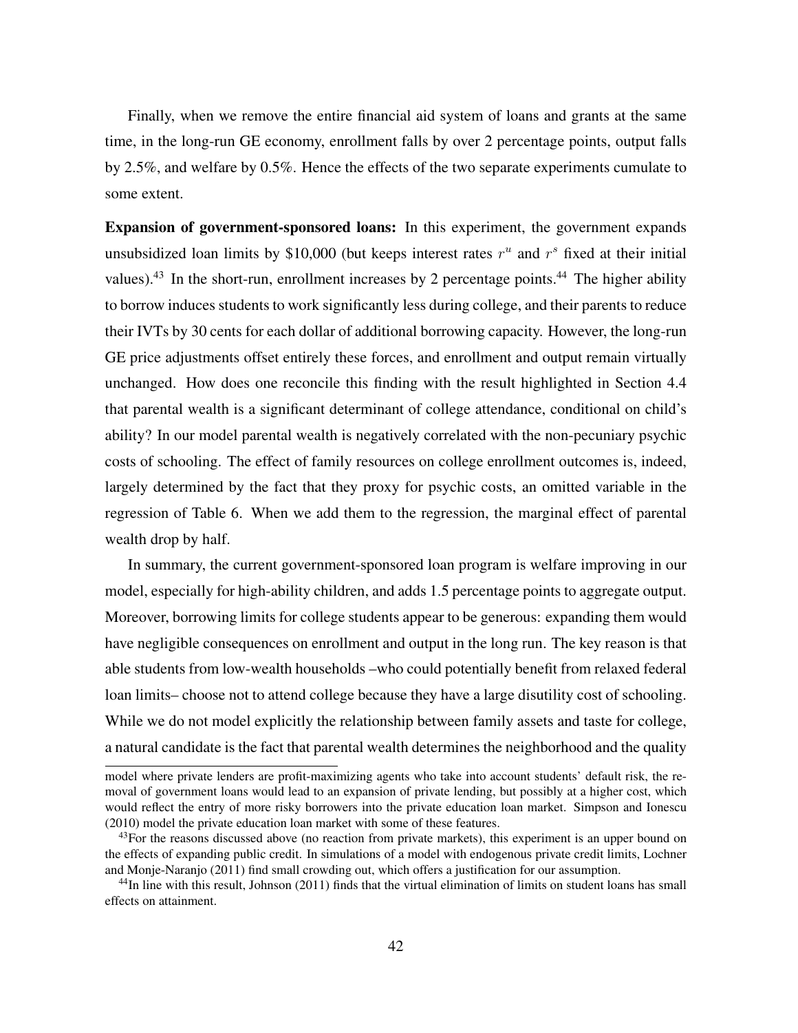Finally, when we remove the entire financial aid system of loans and grants at the same time, in the long-run GE economy, enrollment falls by over 2 percentage points, output falls by 2.5%, and welfare by 0.5%. Hence the effects of the two separate experiments cumulate to some extent.

**Expansion of government-sponsored loans:** In this experiment, the government expands unsubsidized loan limits by \$10,000 (but keeps interest rates $r^u$ and $r^s$ fixed at their initial values).[43] In the short-run, enrollment increases by 2 percentage points.[44] The higher ability to borrow induces students to work significantly less during college, and their parents to reduce their IVTs by 30 cents for each dollar of additional borrowing capacity. However, the long-run GE price adjustments offset entirely these forces, and enrollment and output remain virtually unchanged. How does one reconcile this finding with the result highlighted in Section 4.4 that parental wealth is a significant determinant of college attendance, conditional on child's ability? In our model parental wealth is negatively correlated with the non-pecuniary psychic costs of schooling. The effect of family resources on college enrollment outcomes is, indeed, largely determined by the fact that they proxy for psychic costs, an omitted variable in the regression of Table 6. When we add them to the regression, the marginal effect of parental wealth drop by half.

In summary, the current government-sponsored loan program is welfare improving in our model, especially for high-ability children, and adds 1.5 percentage points to aggregate output. Moreover, borrowing limits for college students appear to be generous: expanding them would have negligible consequences on enrollment and output in the long run. The key reason is that able students from low-wealth households –who could potentially benefit from relaxed federal loan limits– choose not to attend college because they have a large disutility cost of schooling. While we do not model explicitly the relationship between family assets and taste for college, a natural candidate is the fact that parental wealth determines the neighborhood and the quality

model where private lenders are profit-maximizing agents who take into account students' default risk, the removal of government loans would lead to an expansion of private lending, but possibly at a higher cost, which would reflect the entry of more risky borrowers into the private education loan market. Simpson and Ionescu (2010) model the private education loan market with some of these features.

[43] For the reasons discussed above (no reaction from private markets), this experiment is an upper bound on the effects of expanding public credit. In simulations of a model with endogenous private credit limits, Lochner and Monje-Naranjo (2011) find small crowding out, which offers a justification for our assumption.

[44] In line with this result, Johnson (2011) finds that the virtual elimination of limits on student loans has small effects on attainment.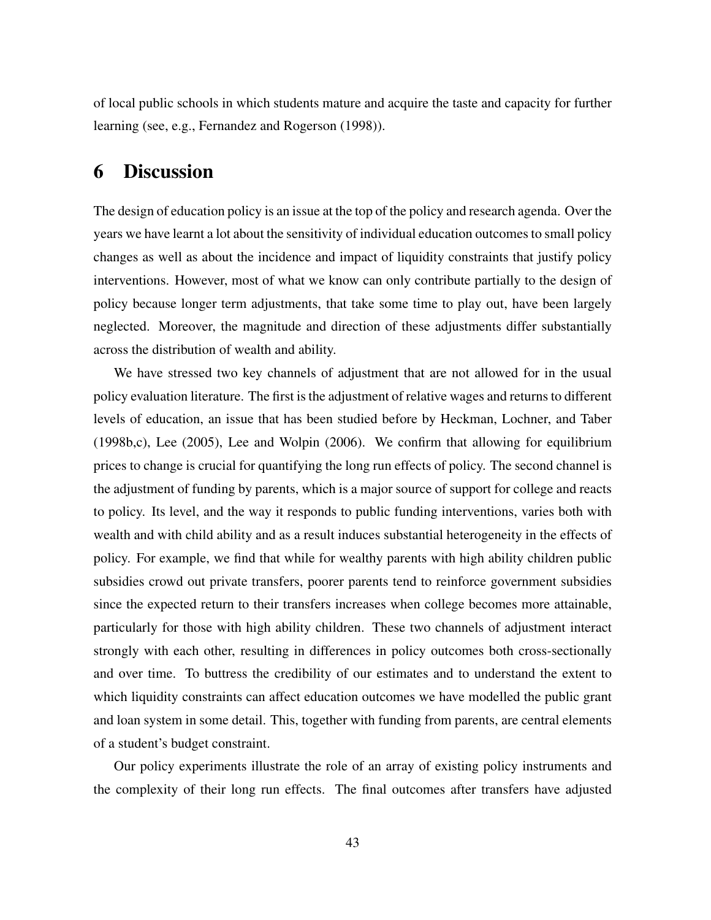of local public schools in which students mature and acquire the taste and capacity for further learning (see, e.g., Fernandez and Rogerson (1998)).

# 6 Discussion

The design of education policy is an issue at the top of the policy and research agenda. Over the years we have learnt a lot about the sensitivity of individual education outcomes to small policy changes as well as about the incidence and impact of liquidity constraints that justify policy interventions. However, most of what we know can only contribute partially to the design of policy because longer term adjustments, that take some time to play out, have been largely neglected. Moreover, the magnitude and direction of these adjustments differ substantially across the distribution of wealth and ability.

We have stressed two key channels of adjustment that are not allowed for in the usual policy evaluation literature. The first is the adjustment of relative wages and returns to different levels of education, an issue that has been studied before by Heckman, Lochner, and Taber (1998b,c), Lee (2005), Lee and Wolpin (2006). We confirm that allowing for equilibrium prices to change is crucial for quantifying the long run effects of policy. The second channel is the adjustment of funding by parents, which is a major source of support for college and reacts to policy. Its level, and the way it responds to public funding interventions, varies both with wealth and with child ability and as a result induces substantial heterogeneity in the effects of policy. For example, we find that while for wealthy parents with high ability children public subsidies crowd out private transfers, poorer parents tend to reinforce government subsidies since the expected return to their transfers increases when college becomes more attainable, particularly for those with high ability children. These two channels of adjustment interact strongly with each other, resulting in differences in policy outcomes both cross-sectionally and over time. To buttress the credibility of our estimates and to understand the extent to which liquidity constraints can affect education outcomes we have modelled the public grant and loan system in some detail. This, together with funding from parents, are central elements of a student's budget constraint.

Our policy experiments illustrate the role of an array of existing policy instruments and the complexity of their long run effects. The final outcomes after transfers have adjusted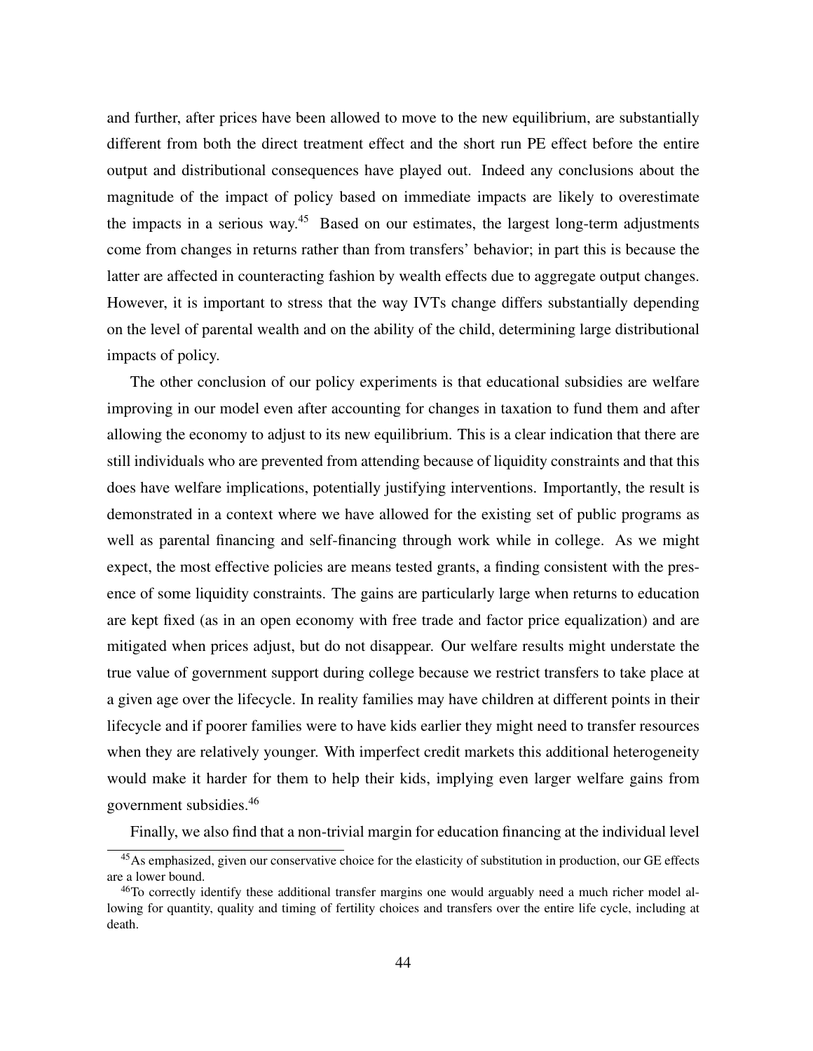and further, after prices have been allowed to move to the new equilibrium, are substantially different from both the direct treatment effect and the short run PE effect before the entire output and distributional consequences have played out. Indeed any conclusions about the magnitude of the impact of policy based on immediate impacts are likely to overestimate the impacts in a serious way.[45] Based on our estimates, the largest long-term adjustments come from changes in returns rather than from transfers' behavior; in part this is because the latter are affected in counteracting fashion by wealth effects due to aggregate output changes. However, it is important to stress that the way IVTs change differs substantially depending on the level of parental wealth and on the ability of the child, determining large distributional impacts of policy.

The other conclusion of our policy experiments is that educational subsidies are welfare improving in our model even after accounting for changes in taxation to fund them and after allowing the economy to adjust to its new equilibrium. This is a clear indication that there are still individuals who are prevented from attending because of liquidity constraints and that this does have welfare implications, potentially justifying interventions. Importantly, the result is demonstrated in a context where we have allowed for the existing set of public programs as well as parental financing and self-financing through work while in college. As we might expect, the most effective policies are means tested grants, a finding consistent with the presence of some liquidity constraints. The gains are particularly large when returns to education are kept fixed (as in an open economy with free trade and factor price equalization) and are mitigated when prices adjust, but do not disappear. Our welfare results might understate the true value of government support during college because we restrict transfers to take place at a given age over the lifecycle. In reality families may have children at different points in their lifecycle and if poorer families were to have kids earlier they might need to transfer resources when they are relatively younger. With imperfect credit markets this additional heterogeneity would make it harder for them to help their kids, implying even larger welfare gains from government subsidies.[46]

Finally, we also find that a non-trivial margin for education financing at the individual level

[45] As emphasized, given our conservative choice for the elasticity of substitution in production, our GE effects are a lower bound.

[46] To correctly identify these additional transfer margins one would arguably need a much richer model allowing for quantity, quality and timing of fertility choices and transfers over the entire life cycle, including at death.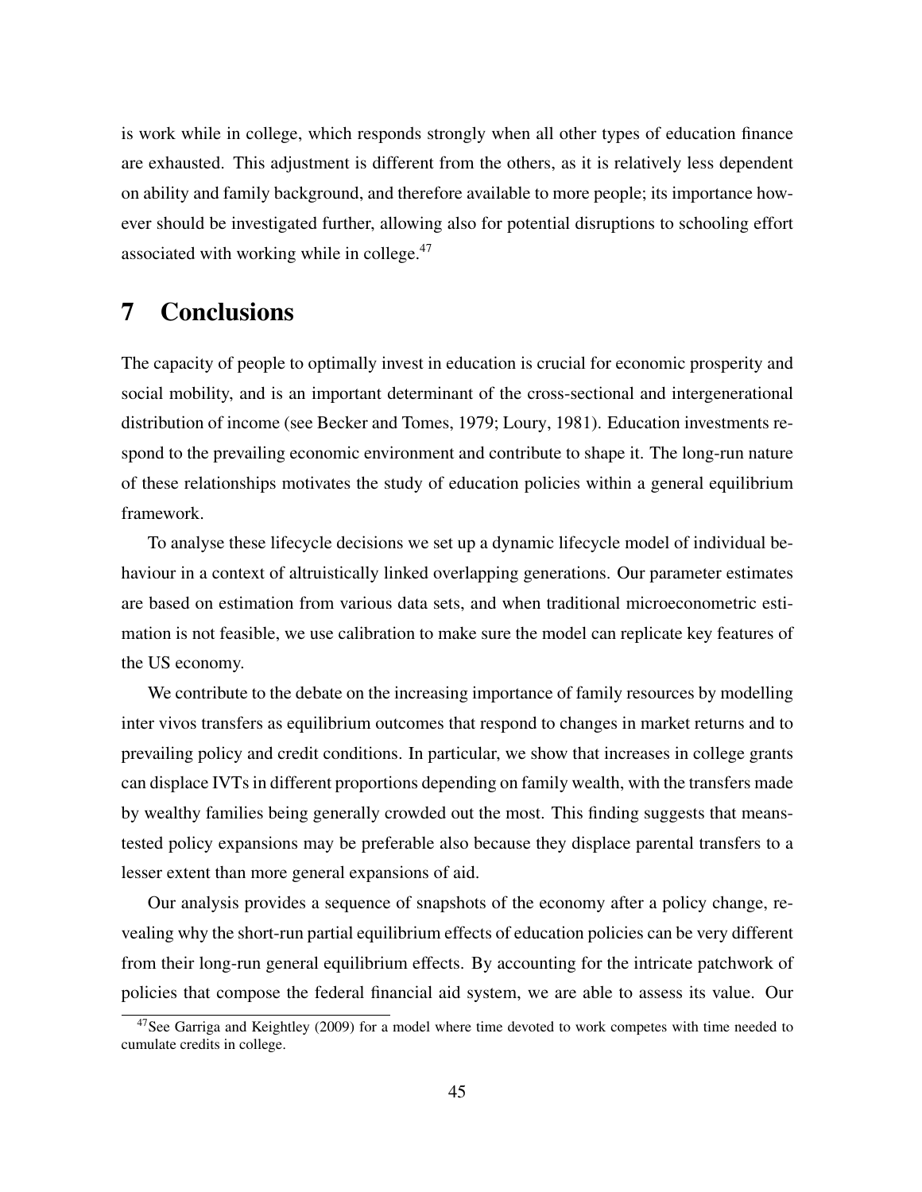is work while in college, which responds strongly when all other types of education finance are exhausted. This adjustment is different from the others, as it is relatively less dependent on ability and family background, and therefore available to more people; its importance however should be investigated further, allowing also for potential disruptions to schooling effort associated with working while in college.[47]

# 7 Conclusions

The capacity of people to optimally invest in education is crucial for economic prosperity and social mobility, and is an important determinant of the cross-sectional and intergenerational distribution of income (see Becker and Tomes, 1979; Loury, 1981). Education investments respond to the prevailing economic environment and contribute to shape it. The long-run nature of these relationships motivates the study of education policies within a general equilibrium framework.

To analyse these lifecycle decisions we set up a dynamic lifecycle model of individual behaviour in a context of altruistically linked overlapping generations. Our parameter estimates are based on estimation from various data sets, and when traditional microeconometric estimation is not feasible, we use calibration to make sure the model can replicate key features of the US economy.

We contribute to the debate on the increasing importance of family resources by modelling inter vivos transfers as equilibrium outcomes that respond to changes in market returns and to prevailing policy and credit conditions. In particular, we show that increases in college grants can displace IVTs in different proportions depending on family wealth, with the transfers made by wealthy families being generally crowded out the most. This finding suggests that means-tested policy expansions may be preferable also because they displace parental transfers to a lesser extent than more general expansions of aid.

Our analysis provides a sequence of snapshots of the economy after a policy change, revealing why the short-run partial equilibrium effects of education policies can be very different from their long-run general equilibrium effects. By accounting for the intricate patchwork of policies that compose the federal financial aid system, we are able to assess its value. Our

[47] See Garriga and Keightley (2009) for a model where time devoted to work competes with time needed to cumulate credits in college.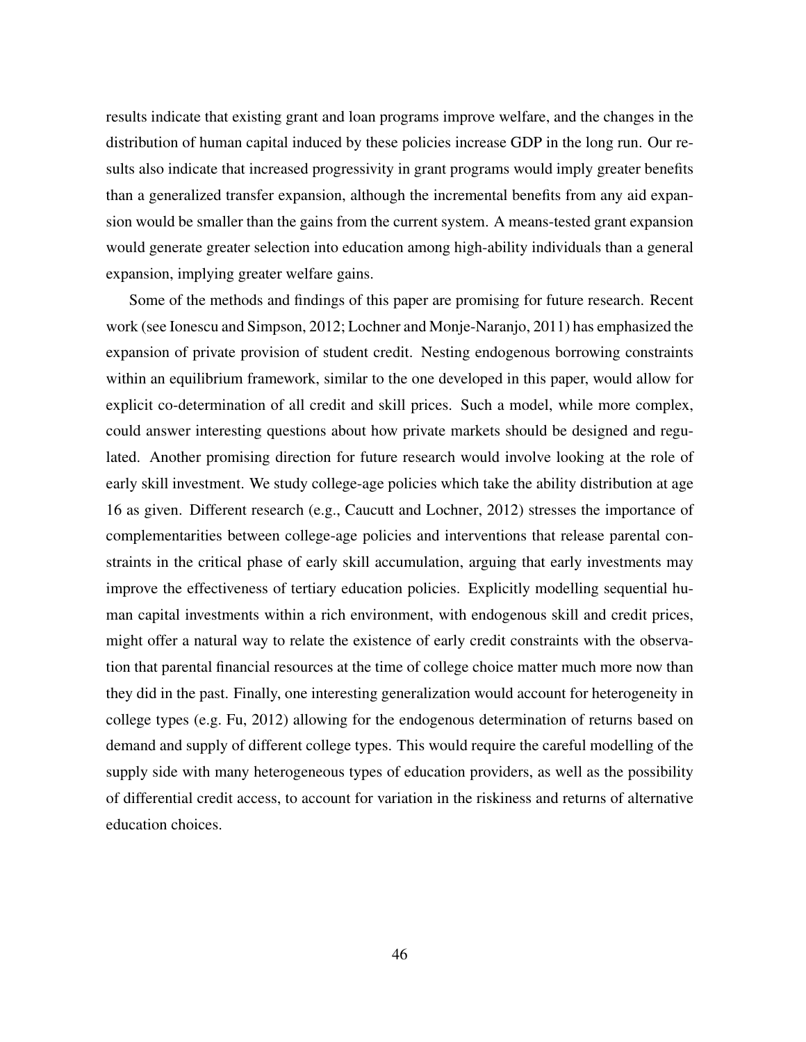results indicate that existing grant and loan programs improve welfare, and the changes in the distribution of human capital induced by these policies increase GDP in the long run. Our results also indicate that increased progressivity in grant programs would imply greater benefits than a generalized transfer expansion, although the incremental benefits from any aid expansion would be smaller than the gains from the current system. A means-tested grant expansion would generate greater selection into education among high-ability individuals than a general expansion, implying greater welfare gains.

Some of the methods and findings of this paper are promising for future research. Recent work (see Ionescu and Simpson, 2012; Lochner and Monje-Naranjo, 2011) has emphasized the expansion of private provision of student credit. Nesting endogenous borrowing constraints within an equilibrium framework, similar to the one developed in this paper, would allow for explicit co-determination of all credit and skill prices. Such a model, while more complex, could answer interesting questions about how private markets should be designed and regulated. Another promising direction for future research would involve looking at the role of early skill investment. We study college-age policies which take the ability distribution at age 16 as given. Different research (e.g., Caucutt and Lochner, 2012) stresses the importance of complementarities between college-age policies and interventions that release parental constraints in the critical phase of early skill accumulation, arguing that early investments may improve the effectiveness of tertiary education policies. Explicitly modelling sequential human capital investments within a rich environment, with endogenous skill and credit prices, might offer a natural way to relate the existence of early credit constraints with the observation that parental financial resources at the time of college choice matter much more now than they did in the past. Finally, one interesting generalization would account for heterogeneity in college types (e.g. Fu, 2012) allowing for the endogenous determination of returns based on demand and supply of different college types. This would require the careful modelling of the supply side with many heterogeneous types of education providers, as well as the possibility of differential credit access, to account for variation in the riskiness and returns of alternative education choices.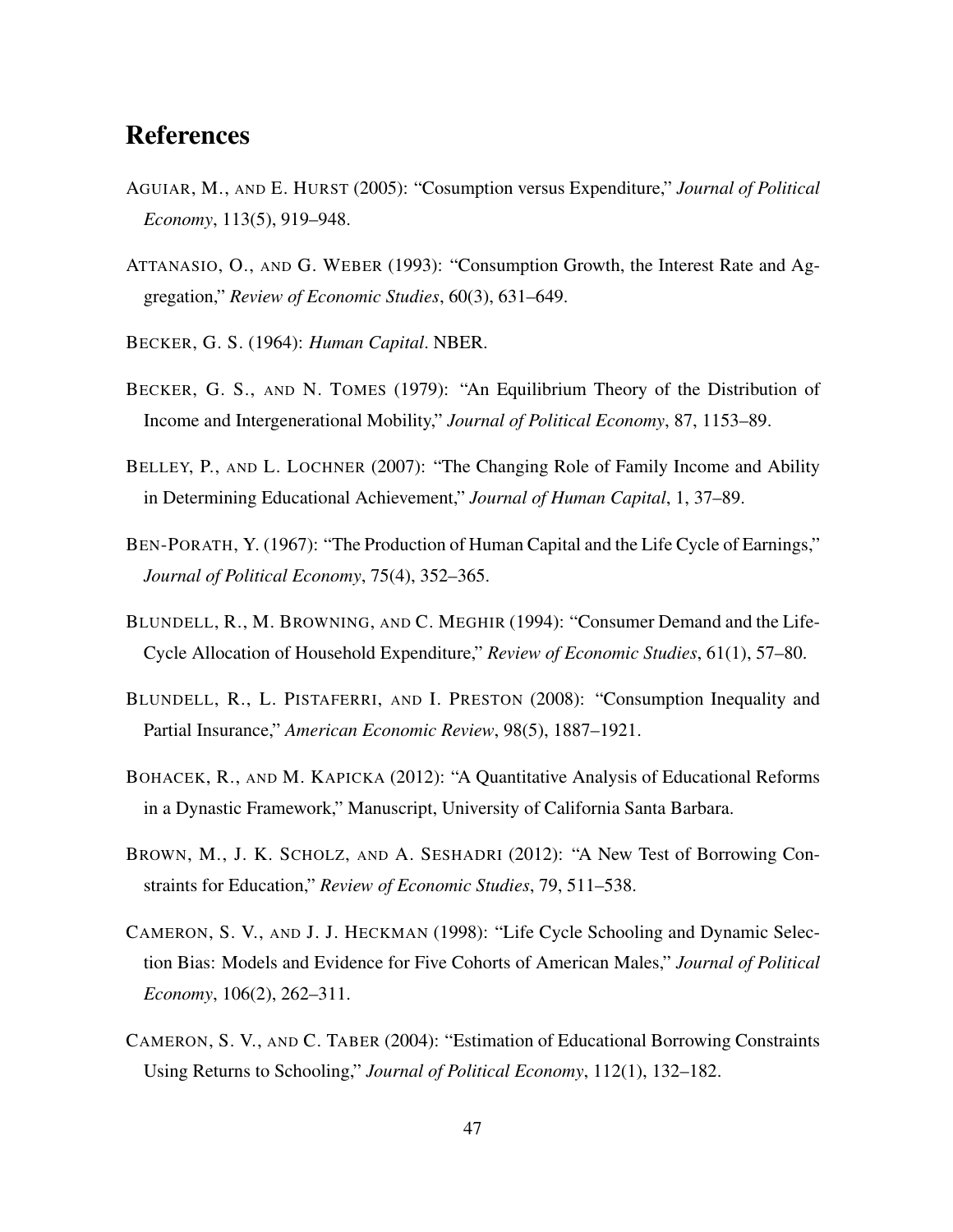# References

AGUIAR, M., AND E. HURST (2005): "Cosumption versus Expenditure," *Journal of Political Economy*, 113(5), 919–948.

ATTANASIO, O., AND G. WEBER (1993): "Consumption Growth, the Interest Rate and Aggregation," *Review of Economic Studies*, 60(3), 631–649.

BECKER, G. S. (1964): *Human Capital*. NBER.

BECKER, G. S., AND N. TOMES (1979): "An Equilibrium Theory of the Distribution of Income and Intergenerational Mobility," *Journal of Political Economy*, 87, 1153–89.

BELLEY, P., AND L. LOCHNER (2007): "The Changing Role of Family Income and Ability in Determining Educational Achievement," *Journal of Human Capital*, 1, 37–89.

BEN-PORATH, Y. (1967): "The Production of Human Capital and the Life Cycle of Earnings," *Journal of Political Economy*, 75(4), 352–365.

BLUNDELL, R., M. BROWNING, AND C. MEGHIR (1994): "Consumer Demand and the Life-Cycle Allocation of Household Expenditure," *Review of Economic Studies*, 61(1), 57–80.

BLUNDELL, R., L. PISTAFERRI, AND I. PRESTON (2008): "Consumption Inequality and Partial Insurance," *American Economic Review*, 98(5), 1887–1921.

BOHACEK, R., AND M. KAPICKA (2012): "A Quantitative Analysis of Educational Reforms in a Dynastic Framework," Manuscript, University of California Santa Barbara.

BROWN, M., J. K. SCHOLZ, AND A. SESHADRI (2012): "A New Test of Borrowing Constraints for Education," *Review of Economic Studies*, 79, 511–538.

CAMERON, S. V., AND J. J. HECKMAN (1998): "Life Cycle Schooling and Dynamic Selection Bias: Models and Evidence for Five Cohorts of American Males," *Journal of Political Economy*, 106(2), 262–311.

CAMERON, S. V., AND C. TABER (2004): "Estimation of Educational Borrowing Constraints Using Returns to Schooling," *Journal of Political Economy*, 112(1), 132–182.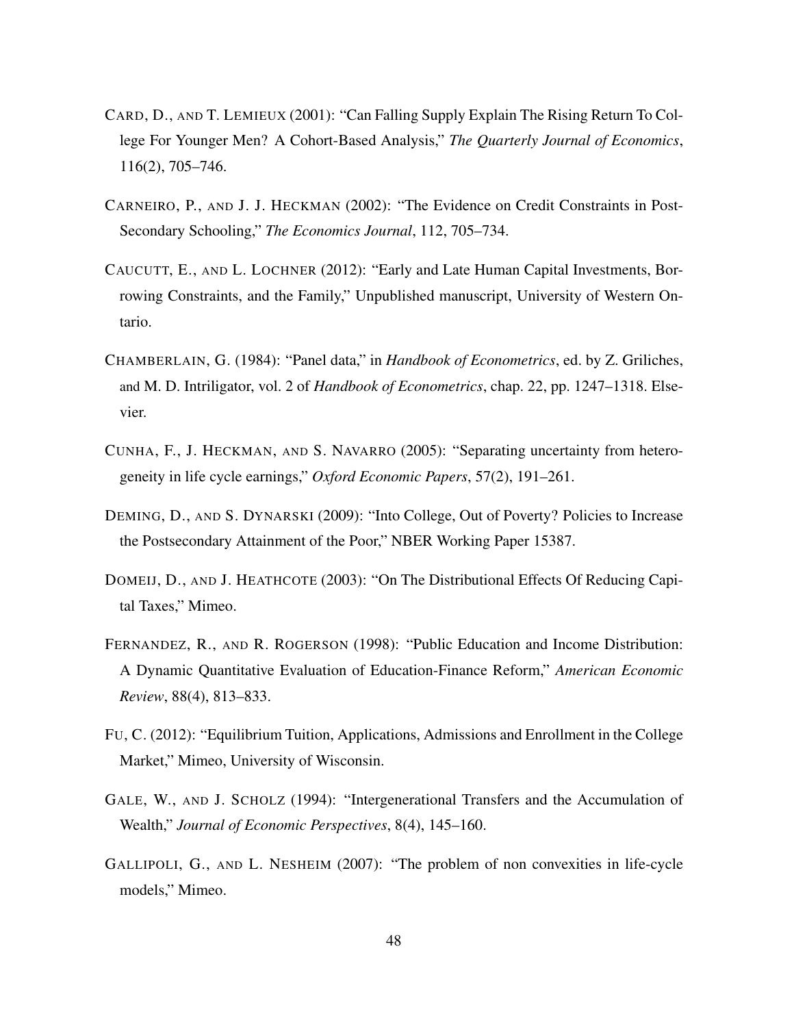CARD, D., AND T. LEMIEUX (2001): "Can Falling Supply Explain The Rising Return To College For Younger Men? A Cohort-Based Analysis," *The Quarterly Journal of Economics*, 116(2), 705–746.

CARNEIRO, P., AND J. J. HECKMAN (2002): "The Evidence on Credit Constraints in Post-Secondary Schooling," *The Economics Journal*, 112, 705–734.

CAUCUTT, E., AND L. LOCHNER (2012): "Early and Late Human Capital Investments, Borrowing Constraints, and the Family," Unpublished manuscript, University of Western Ontario.

CHAMBERLAIN, G. (1984): "Panel data," in *Handbook of Econometrics*, ed. by Z. Griliches, and M. D. Intriligator, vol. 2 of *Handbook of Econometrics*, chap. 22, pp. 1247–1318. Elsevier.

CUNHA, F., J. HECKMAN, AND S. NAVARRO (2005): "Separating uncertainty from heterogeneity in life cycle earnings," *Oxford Economic Papers*, 57(2), 191–261.

DEMING, D., AND S. DYNARSKI (2009): "Into College, Out of Poverty? Policies to Increase the Postsecondary Attainment of the Poor," NBER Working Paper 15387.

DOMEIJ, D., AND J. HEATHCOTE (2003): "On The Distributional Effects Of Reducing Capital Taxes," Mimeo.

FERNANDEZ, R., AND R. ROGERSON (1998): "Public Education and Income Distribution: A Dynamic Quantitative Evaluation of Education-Finance Reform," *American Economic Review*, 88(4), 813–833.

FU, C. (2012): "Equilibrium Tuition, Applications, Admissions and Enrollment in the College Market," Mimeo, University of Wisconsin.

GALE, W., AND J. SCHOLZ (1994): "Intergenerational Transfers and the Accumulation of Wealth," *Journal of Economic Perspectives*, 8(4), 145–160.

GALLIPOLI, G., AND L. NESHEIM (2007): "The problem of non convexities in life-cycle models," Mimeo.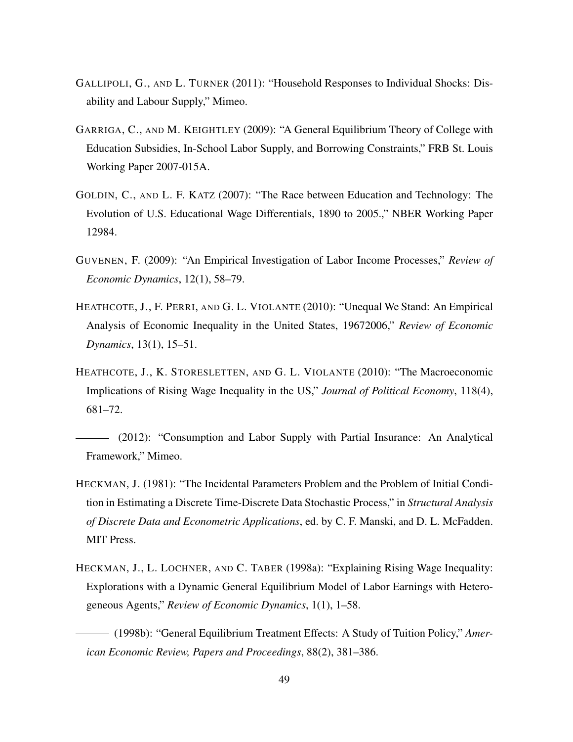GALLIPOLI, G., AND L. TURNER (2011): "Household Responses to Individual Shocks: Disability and Labour Supply," Mimeo.

GARRIGA, C., AND M. KEIGHTLEY (2009): "A General Equilibrium Theory of College with Education Subsidies, In-School Labor Supply, and Borrowing Constraints," FRB St. Louis Working Paper 2007-015A.

GOLDIN, C., AND L. F. KATZ (2007): "The Race between Education and Technology: The Evolution of U.S. Educational Wage Differentials, 1890 to 2005.," NBER Working Paper 12984.

GUVENEN, F. (2009): "An Empirical Investigation of Labor Income Processes," *Review of Economic Dynamics*, 12(1), 58–79.

HEATHCOTE, J., F. PERRI, AND G. L. VIOLANTE (2010): "Unequal We Stand: An Empirical Analysis of Economic Inequality in the United States, 19672006," *Review of Economic Dynamics*, 13(1), 15–51.

HEATHCOTE, J., K. STORESLETTEN, AND G. L. VIOLANTE (2010): "The Macroeconomic Implications of Rising Wage Inequality in the US," *Journal of Political Economy*, 118(4), 681–72.

——— (2012): "Consumption and Labor Supply with Partial Insurance: An Analytical Framework," Mimeo.

HECKMAN, J. (1981): "The Incidental Parameters Problem and the Problem of Initial Condition in Estimating a Discrete Time-Discrete Data Stochastic Process," in *Structural Analysis of Discrete Data and Econometric Applications*, ed. by C. F. Manski, and D. L. McFadden. MIT Press.

HECKMAN, J., L. LOCHNER, AND C. TABER (1998a): "Explaining Rising Wage Inequality: Explorations with a Dynamic General Equilibrium Model of Labor Earnings with Heterogeneous Agents," *Review of Economic Dynamics*, 1(1), 1–58.

——— (1998b): "General Equilibrium Treatment Effects: A Study of Tuition Policy," *American Economic Review, Papers and Proceedings*, 88(2), 381–386.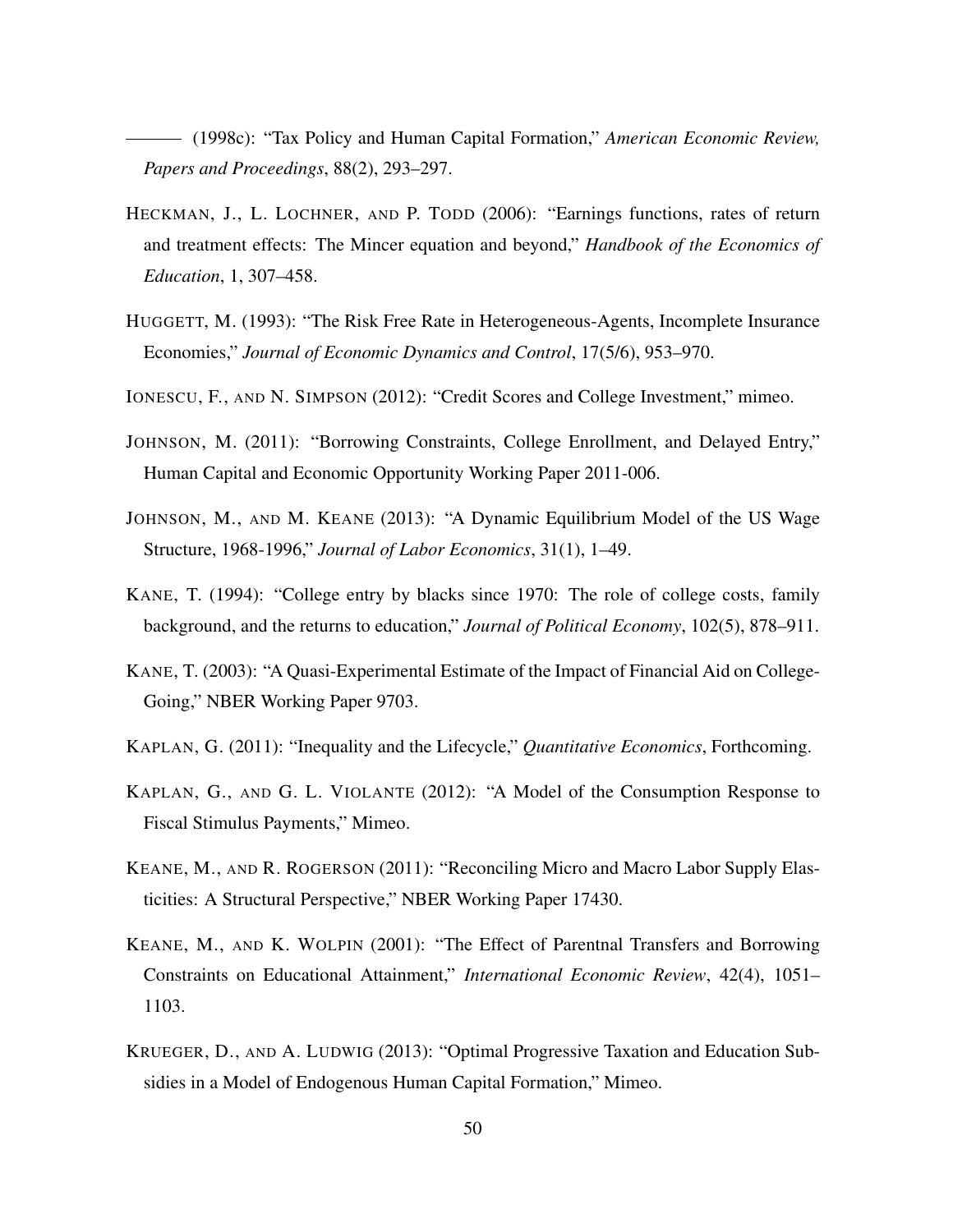——— (1998c): "Tax Policy and Human Capital Formation," *American Economic Review, Papers and Proceedings*, 88(2), 293–297.

HECKMAN, J., L. LOCHNER, AND P. TODD (2006): "Earnings functions, rates of return and treatment effects: The Mincer equation and beyond," *Handbook of the Economics of Education*, 1, 307–458.

HUGGETT, M. (1993): "The Risk Free Rate in Heterogeneous-Agents, Incomplete Insurance Economies," *Journal of Economic Dynamics and Control*, 17(5/6), 953–970.

IONESCU, F., AND N. SIMPSON (2012): "Credit Scores and College Investment," mimeo.

JOHNSON, M. (2011): "Borrowing Constraints, College Enrollment, and Delayed Entry," Human Capital and Economic Opportunity Working Paper 2011-006.

JOHNSON, M., AND M. KEANE (2013): "A Dynamic Equilibrium Model of the US Wage Structure, 1968-1996," *Journal of Labor Economics*, 31(1), 1–49.

KANE, T. (1994): "College entry by blacks since 1970: The role of college costs, family background, and the returns to education," *Journal of Political Economy*, 102(5), 878–911.

KANE, T. (2003): "A Quasi-Experimental Estimate of the Impact of Financial Aid on College-Going," NBER Working Paper 9703.

KAPLAN, G. (2011): "Inequality and the Lifecycle," *Quantitative Economics*, Forthcoming.

KAPLAN, G., AND G. L. VIOLANTE (2012): "A Model of the Consumption Response to Fiscal Stimulus Payments," Mimeo.

KEANE, M., AND R. ROGERSON (2011): "Reconciling Micro and Macro Labor Supply Elasticities: A Structural Perspective," NBER Working Paper 17430.

KEANE, M., AND K. WOLPIN (2001): "The Effect of Parentnal Transfers and Borrowing Constraints on Educational Attainment," *International Economic Review*, 42(4), 1051–1103.

KRUEGER, D., AND A. LUDWIG (2013): "Optimal Progressive Taxation and Education Subsidies in a Model of Endogenous Human Capital Formation," Mimeo.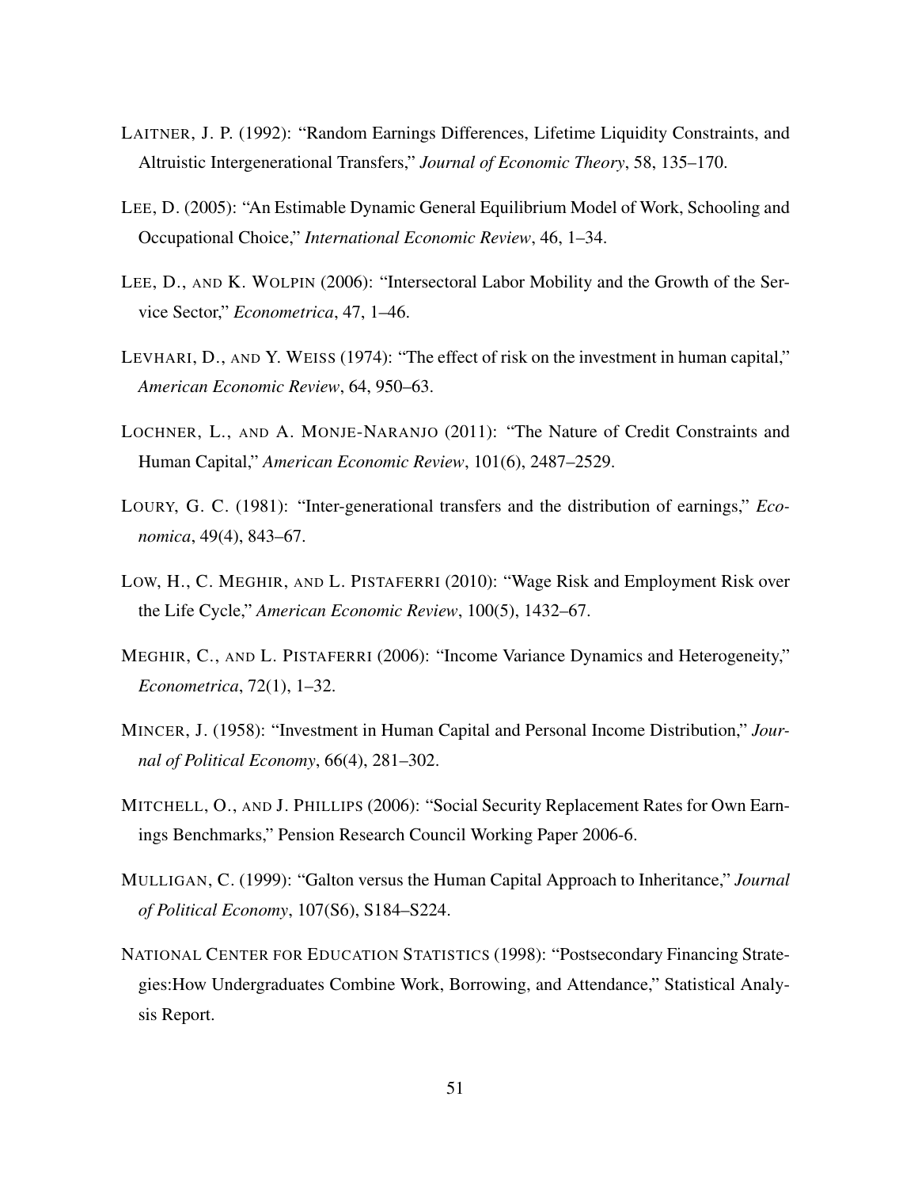LAITNER, J. P. (1992): "Random Earnings Differences, Lifetime Liquidity Constraints, and Altruistic Intergenerational Transfers," *Journal of Economic Theory*, 58, 135–170.

LEE, D. (2005): "An Estimable Dynamic General Equilibrium Model of Work, Schooling and Occupational Choice," *International Economic Review*, 46, 1–34.

LEE, D., AND K. WOLPIN (2006): "Intersectoral Labor Mobility and the Growth of the Service Sector," *Econometrica*, 47, 1–46.

LEVHARI, D., AND Y. WEISS (1974): "The effect of risk on the investment in human capital," *American Economic Review*, 64, 950–63.

LOCHNER, L., AND A. MONJE-NARANJO (2011): "The Nature of Credit Constraints and Human Capital," *American Economic Review*, 101(6), 2487–2529.

LOURY, G. C. (1981): "Inter-generational transfers and the distribution of earnings," *Economica*, 49(4), 843–67.

LOW, H., C. MEGHIR, AND L. PISTAFERRI (2010): "Wage Risk and Employment Risk over the Life Cycle," *American Economic Review*, 100(5), 1432–67.

MEGHIR, C., AND L. PISTAFERRI (2006): "Income Variance Dynamics and Heterogeneity," *Econometrica*, 72(1), 1–32.

MINCER, J. (1958): "Investment in Human Capital and Personal Income Distribution," *Journal of Political Economy*, 66(4), 281–302.

MITCHELL, O., AND J. PHILLIPS (2006): "Social Security Replacement Rates for Own Earnings Benchmarks," Pension Research Council Working Paper 2006-6.

MULLIGAN, C. (1999): "Galton versus the Human Capital Approach to Inheritance," *Journal of Political Economy*, 107(S6), S184–S224.

NATIONAL CENTER FOR EDUCATION STATISTICS (1998): "Postsecondary Financing Strategies:How Undergraduates Combine Work, Borrowing, and Attendance," Statistical Analysis Report.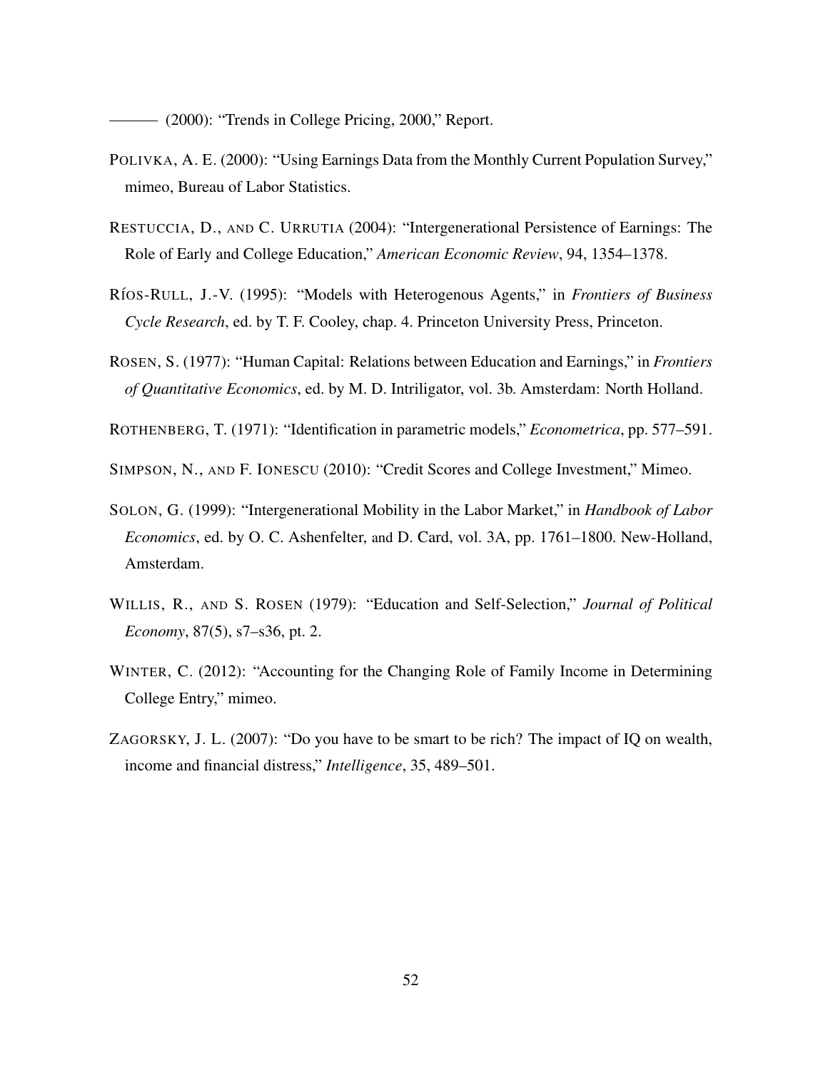——— (2000): "Trends in College Pricing, 2000," Report.

POLIVKA, A. E. (2000): "Using Earnings Data from the Monthly Current Population Survey," mimeo, Bureau of Labor Statistics.

RESTUCCIA, D., AND C. URRUTIA (2004): "Intergenerational Persistence of Earnings: The Role of Early and College Education," *American Economic Review*, 94, 1354–1378.

RÍOS-RULL, J.-V. (1995): "Models with Heterogenous Agents," in *Frontiers of Business Cycle Research*, ed. by T. F. Cooley, chap. 4. Princeton University Press, Princeton.

ROSEN, S. (1977): "Human Capital: Relations between Education and Earnings," in *Frontiers of Quantitative Economics*, ed. by M. D. Intriligator, vol. 3b. Amsterdam: North Holland.

ROTHENBERG, T. (1971): "Identification in parametric models," *Econometrica*, pp. 577–591.

SIMPSON, N., AND F. IONESCU (2010): "Credit Scores and College Investment," Mimeo.

SOLON, G. (1999): "Intergenerational Mobility in the Labor Market," in *Handbook of Labor Economics*, ed. by O. C. Ashenfelter, and D. Card, vol. 3A, pp. 1761–1800. New-Holland, Amsterdam.

WILLIS, R., AND S. ROSEN (1979): "Education and Self-Selection," *Journal of Political Economy*, 87(5), s7–s36, pt. 2.

WINTER, C. (2012): "Accounting for the Changing Role of Family Income in Determining College Entry," mimeo.

ZAGORSKY, J. L. (2007): "Do you have to be smart to be rich? The impact of IQ on wealth, income and financial distress," *Intelligence*, 35, 489–501.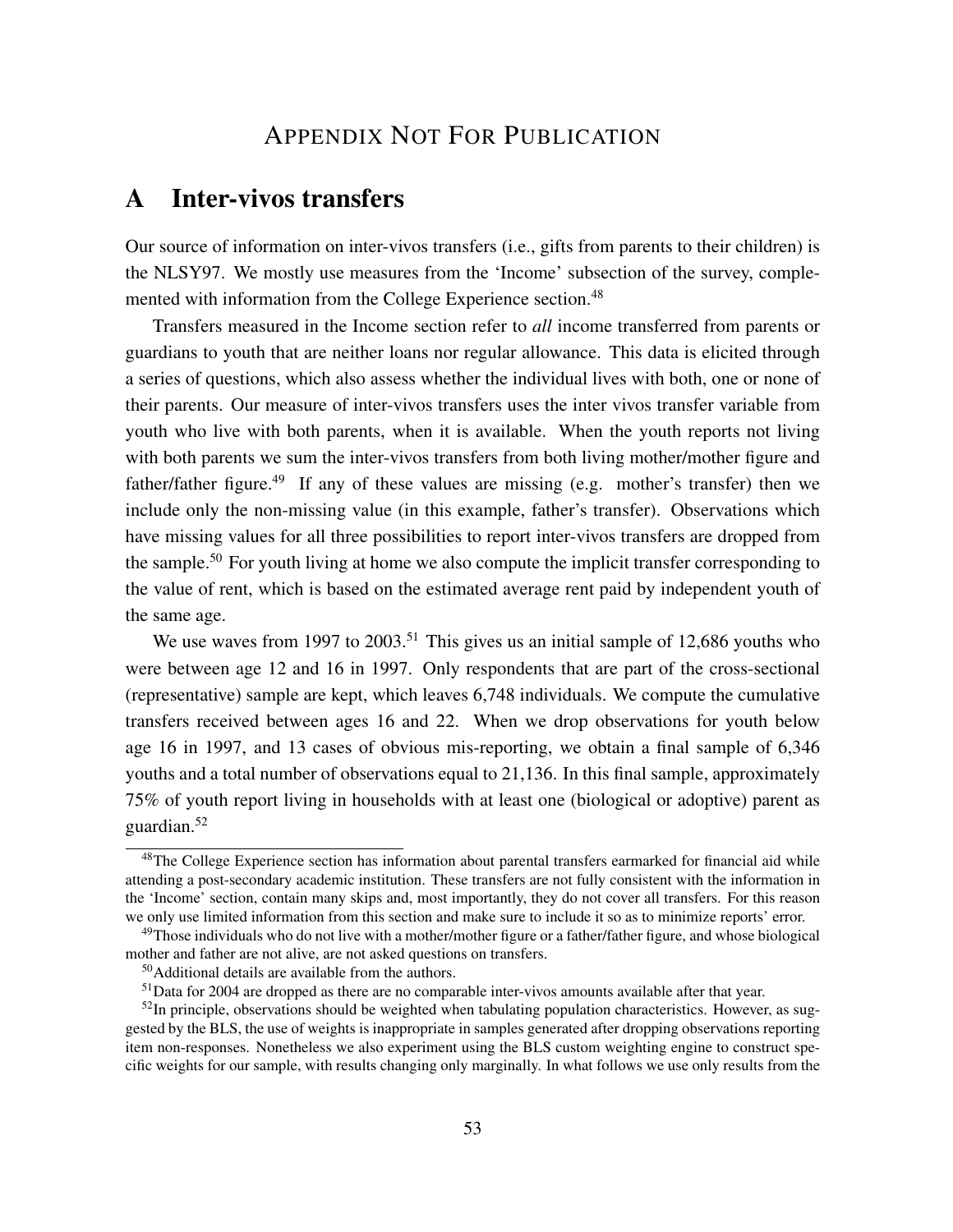# APPENDIX NOT FOR PUBLICATION

## A Inter-vivos transfers

Our source of information on inter-vivos transfers (i.e., gifts from parents to their children) is the NLSY97. We mostly use measures from the 'Income' subsection of the survey, complemented with information from the College Experience section.[48]

Transfers measured in the Income section refer to *all* income transferred from parents or guardians to youth that are neither loans nor regular allowance. This data is elicited through a series of questions, which also assess whether the individual lives with both, one or none of their parents. Our measure of inter-vivos transfers uses the inter vivos transfer variable from youth who live with both parents, when it is available. When the youth reports not living with both parents we sum the inter-vivos transfers from both living mother/mother figure and father/father figure.[49] If any of these values are missing (e.g. mother's transfer) then we include only the non-missing value (in this example, father's transfer). Observations which have missing values for all three possibilities to report inter-vivos transfers are dropped from the sample.[50] For youth living at home we also compute the implicit transfer corresponding to the value of rent, which is based on the estimated average rent paid by independent youth of the same age.

We use waves from 1997 to 2003.[51] This gives us an initial sample of 12,686 youths who were between age 12 and 16 in 1997. Only respondents that are part of the cross-sectional (representative) sample are kept, which leaves 6,748 individuals. We compute the cumulative transfers received between ages 16 and 22. When we drop observations for youth below age 16 in 1997, and 13 cases of obvious mis-reporting, we obtain a final sample of 6,346 youths and a total number of observations equal to 21,136. In this final sample, approximately 75% of youth report living in households with at least one (biological or adoptive) parent as guardian.[52]

[48] The College Experience section has information about parental transfers earmarked for financial aid while attending a post-secondary academic institution. These transfers are not fully consistent with the information in the 'Income' section, contain many skips and, most importantly, they do not cover all transfers. For this reason we only use limited information from this section and make sure to include it so as to minimize reports' error.

[49] Those individuals who do not live with a mother/mother figure or a father/father figure, and whose biological mother and father are not alive, are not asked questions on transfers.

[50] Additional details are available from the authors.

[51] Data for 2004 are dropped as there are no comparable inter-vivos amounts available after that year.

[52] In principle, observations should be weighted when tabulating population characteristics. However, as suggested by the BLS, the use of weights is inappropriate in samples generated after dropping observations reporting item non-responses. Nonetheless we also experiment using the BLS custom weighting engine to construct specific weights for our sample, with results changing only marginally. In what follows we use only results from the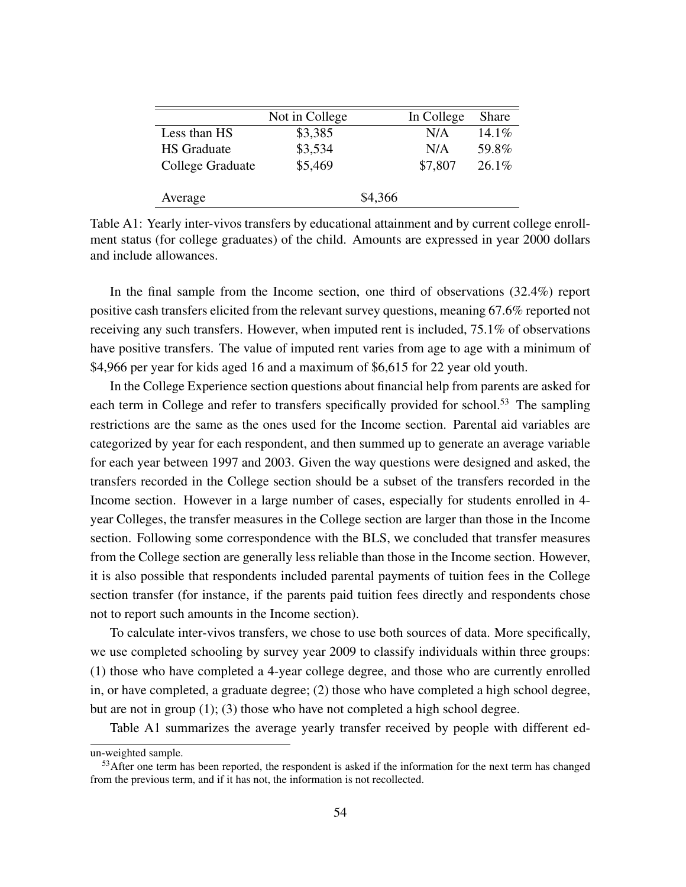| | Not in College | In College | Share |
|---|---|---|---|
| Less than HS | \$3,385 | N/A | 14.1% |
| HS Graduate | \$3,534 | N/A | 59.8% |
| College Graduate | \$5,469 | \$7,807 | 26.1% |
| | | | |
| Average | \$4,366 | | |

Table A1: Yearly inter-vivos transfers by educational attainment and by current college enrollment status (for college graduates) of the child. Amounts are expressed in year 2000 dollars and include allowances.

In the final sample from the Income section, one third of observations (32.4%) report positive cash transfers elicited from the relevant survey questions, meaning 67.6% reported not receiving any such transfers. However, when imputed rent is included, 75.1% of observations have positive transfers. The value of imputed rent varies from age to age with a minimum of \$4,966 per year for kids aged 16 and a maximum of \$6,615 for 22 year old youth.

In the College Experience section questions about financial help from parents are asked for each term in College and refer to transfers specifically provided for school.[53] The sampling restrictions are the same as the ones used for the Income section. Parental aid variables are categorized by year for each respondent, and then summed up to generate an average variable for each year between 1997 and 2003. Given the way questions were designed and asked, the transfers recorded in the College section should be a subset of the transfers recorded in the Income section. However in a large number of cases, especially for students enrolled in 4-year Colleges, the transfer measures in the College section are larger than those in the Income section. Following some correspondence with the BLS, we concluded that transfer measures from the College section are generally less reliable than those in the Income section. However, it is also possible that respondents included parental payments of tuition fees in the College section transfer (for instance, if the parents paid tuition fees directly and respondents chose not to report such amounts in the Income section).

To calculate inter-vivos transfers, we chose to use both sources of data. More specifically, we use completed schooling by survey year 2009 to classify individuals within three groups: (1) those who have completed a 4-year college degree, and those who are currently enrolled in, or have completed, a graduate degree; (2) those who have completed a high school degree, but are not in group (1); (3) those who have not completed a high school degree.

Table A1 summarizes the average yearly transfer received by people with different ed-

un-weighted sample.

[53] After one term has been reported, the respondent is asked if the information for the next term has changed from the previous term, and if it has not, the information is not recollected.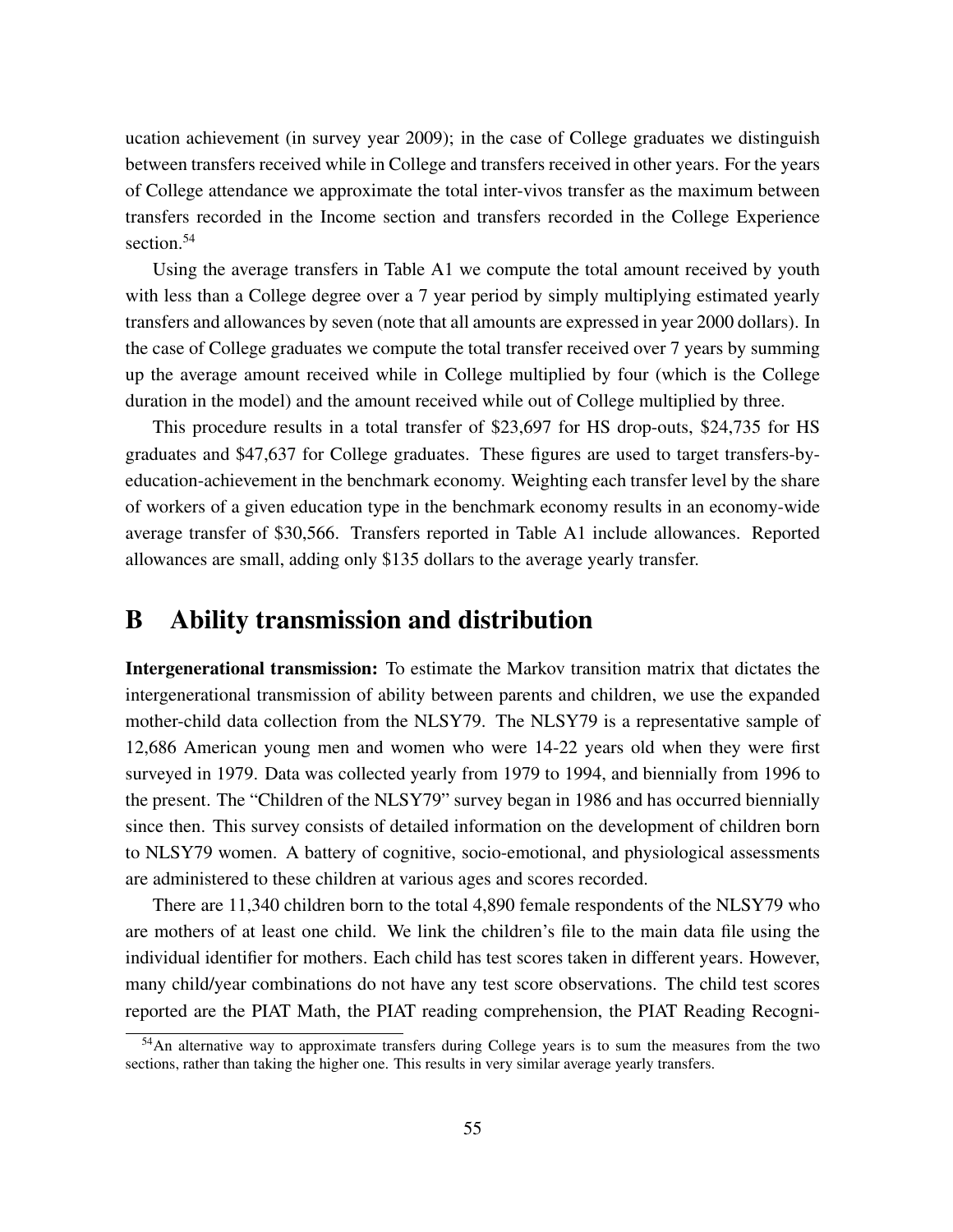ucation achievement (in survey year 2009); in the case of College graduates we distinguish between transfers received while in College and transfers received in other years. For the years of College attendance we approximate the total inter-vivos transfer as the maximum between transfers recorded in the Income section and transfers recorded in the College Experience section.[54]

Using the average transfers in Table A1 we compute the total amount received by youth with less than a College degree over a 7 year period by simply multiplying estimated yearly transfers and allowances by seven (note that all amounts are expressed in year 2000 dollars). In the case of College graduates we compute the total transfer received over 7 years by summing up the average amount received while in College multiplied by four (which is the College duration in the model) and the amount received while out of College multiplied by three.

This procedure results in a total transfer of $23,697 for HS drop-outs, $24,735 for HS graduates and $47,637 for College graduates. These figures are used to target transfers-by-education-achievement in the benchmark economy. Weighting each transfer level by the share of workers of a given education type in the benchmark economy results in an economy-wide average transfer of $30,566. Transfers reported in Table A1 include allowances. Reported allowances are small, adding only $135 dollars to the average yearly transfer.

# B Ability transmission and distribution

**Intergenerational transmission:** To estimate the Markov transition matrix that dictates the intergenerational transmission of ability between parents and children, we use the expanded mother-child data collection from the NLSY79. The NLSY79 is a representative sample of 12,686 American young men and women who were 14-22 years old when they were first surveyed in 1979. Data was collected yearly from 1979 to 1994, and biennially from 1996 to the present. The "Children of the NLSY79" survey began in 1986 and has occurred biennially since then. This survey consists of detailed information on the development of children born to NLSY79 women. A battery of cognitive, socio-emotional, and physiological assessments are administered to these children at various ages and scores recorded.

There are 11,340 children born to the total 4,890 female respondents of the NLSY79 who are mothers of at least one child. We link the children's file to the main data file using the individual identifier for mothers. Each child has test scores taken in different years. However, many child/year combinations do not have any test score observations. The child test scores reported are the PIAT Math, the PIAT reading comprehension, the PIAT Reading Recogni-

[54] An alternative way to approximate transfers during College years is to sum the measures from the two sections, rather than taking the higher one. This results in very similar average yearly transfers.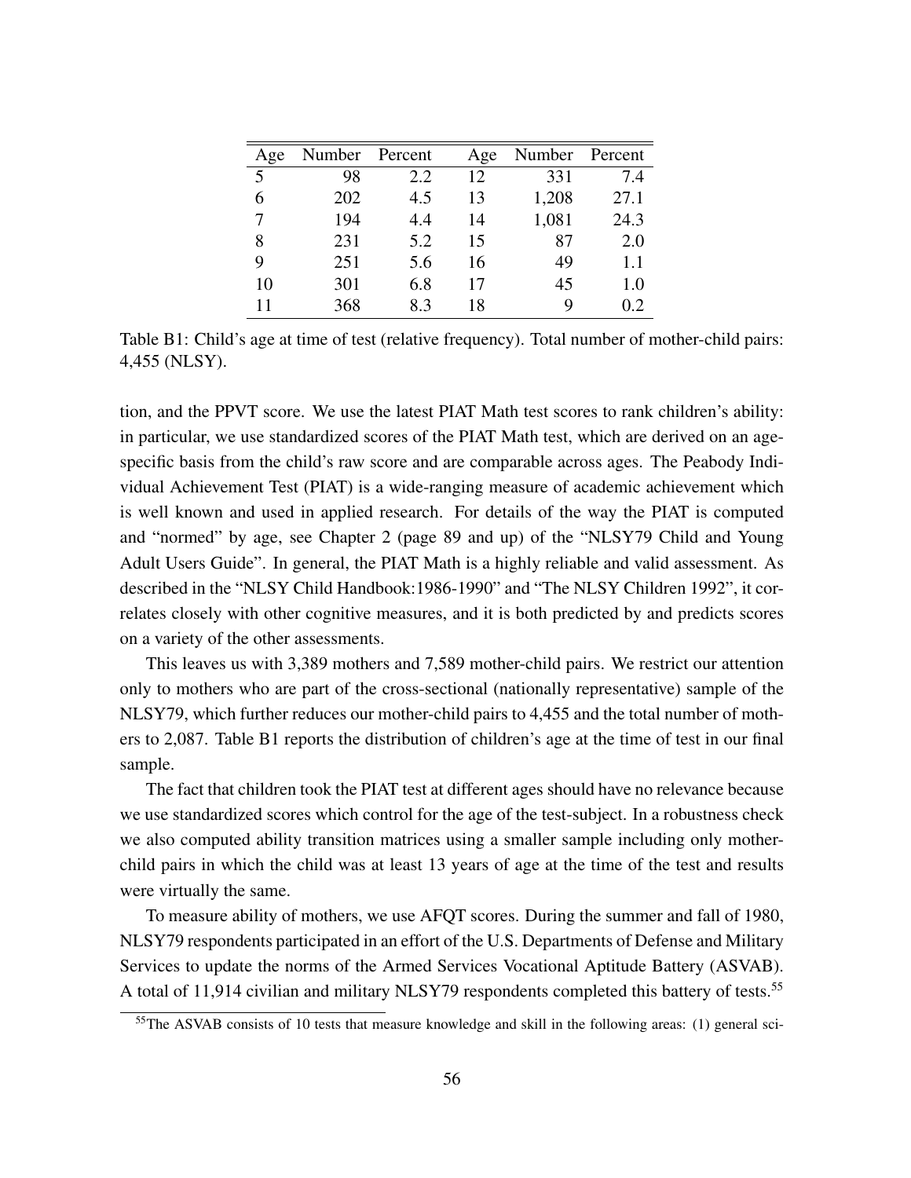| Age | Number | Percent | Age | Number | Percent |
|---|---|---|---|---|---|
| 5 | 98 | 2.2 | 12 | 331 | 7.4 |
| 6 | 202 | 4.5 | 13 | 1,208 | 27.1 |
| 7 | 194 | 4.4 | 14 | 1,081 | 24.3 |
| 8 | 231 | 5.2 | 15 | 87 | 2.0 |
| 9 | 251 | 5.6 | 16 | 49 | 1.1 |
| 10 | 301 | 6.8 | 17 | 45 | 1.0 |
| 11 | 368 | 8.3 | 18 | 9 | 0.2 |

Table B1: Child's age at time of test (relative frequency). Total number of mother-child pairs: 4,455 (NLSY).

tion, and the PPVT score. We use the latest PIAT Math test scores to rank children's ability: in particular, we use standardized scores of the PIAT Math test, which are derived on an age-specific basis from the child's raw score and are comparable across ages. The Peabody Individual Achievement Test (PIAT) is a wide-ranging measure of academic achievement which is well known and used in applied research. For details of the way the PIAT is computed and "normed" by age, see Chapter 2 (page 89 and up) of the "NLSY79 Child and Young Adult Users Guide". In general, the PIAT Math is a highly reliable and valid assessment. As described in the "NLSY Child Handbook:1986-1990" and "The NLSY Children 1992", it correlates closely with other cognitive measures, and it is both predicted by and predicts scores on a variety of the other assessments.

This leaves us with 3,389 mothers and 7,589 mother-child pairs. We restrict our attention only to mothers who are part of the cross-sectional (nationally representative) sample of the NLSY79, which further reduces our mother-child pairs to 4,455 and the total number of mothers to 2,087. Table B1 reports the distribution of children's age at the time of test in our final sample.

The fact that children took the PIAT test at different ages should have no relevance because we use standardized scores which control for the age of the test-subject. In a robustness check we also computed ability transition matrices using a smaller sample including only mother-child pairs in which the child was at least 13 years of age at the time of the test and results were virtually the same.

To measure ability of mothers, we use AFQT scores. During the summer and fall of 1980, NLSY79 respondents participated in an effort of the U.S. Departments of Defense and Military Services to update the norms of the Armed Services Vocational Aptitude Battery (ASVAB). A total of 11,914 civilian and military NLSY79 respondents completed this battery of tests.[55]

[55]The ASVAB consists of 10 tests that measure knowledge and skill in the following areas: (1) general sci-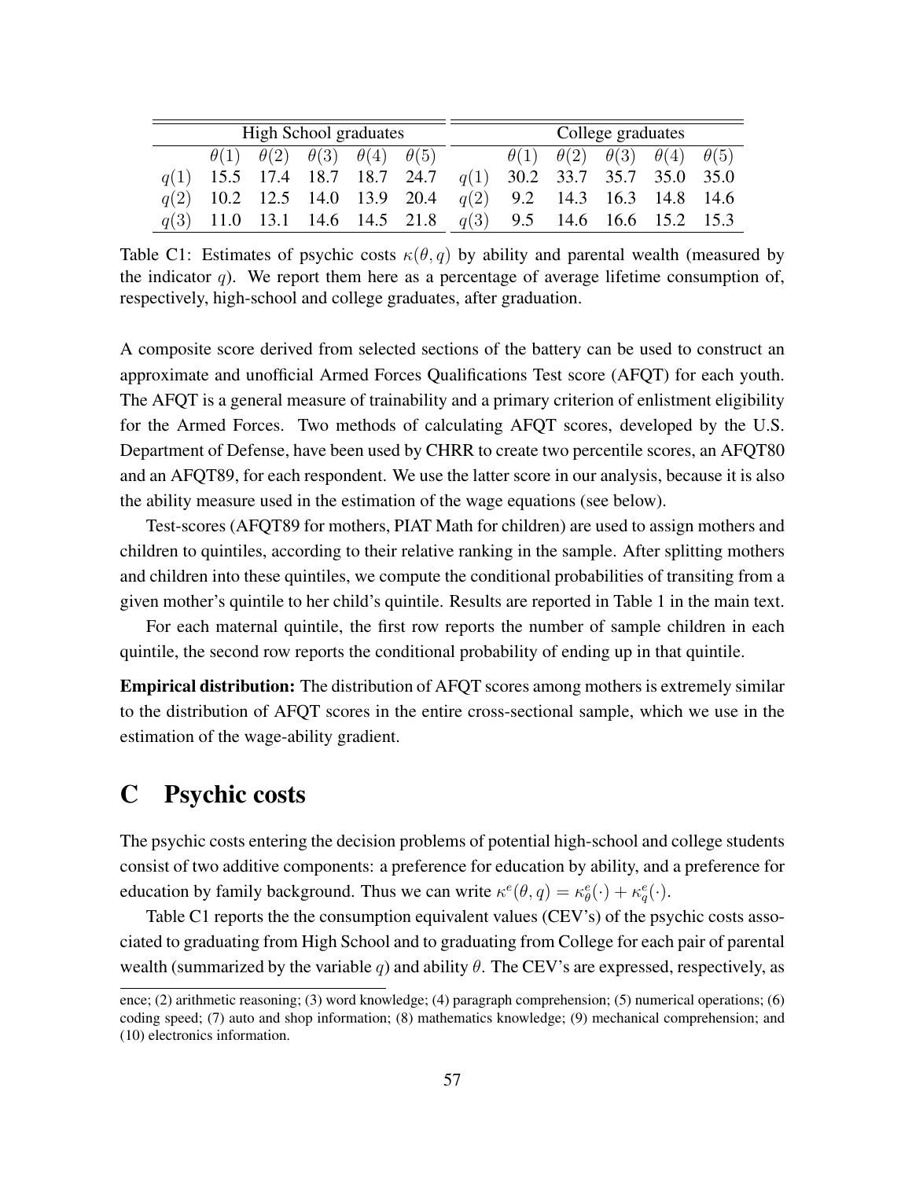| High School graduates | | | | | | College graduates | | | | | |
|---|---|---|---|---|---|---|---|---|---|---|---|
| | $\theta(1)$ | $\theta(2)$ | $\theta(3)$ | $\theta(4)$ | $\theta(5)$ | | $\theta(1)$ | $\theta(2)$ | $\theta(3)$ | $\theta(4)$ | $\theta(5)$ |
| $q(1)$ | 15.5 | 17.4 | 18.7 | 18.7 | 24.7 | $q(1)$ | 30.2 | 33.7 | 35.7 | 35.0 | 35.0 |
| $q(2)$ | 10.2 | 12.5 | 14.0 | 13.9 | 20.4 | $q(2)$ | 9.2 | 14.3 | 16.3 | 14.8 | 14.6 |
| $q(3)$ | 11.0 | 13.1 | 14.6 | 14.5 | 21.8 | $q(3)$ | 9.5 | 14.6 | 16.6 | 15.2 | 15.3 |

Table C1: Estimates of psychic costs $\kappa(\theta, q)$ by ability and parental wealth (measured by the indicator $q$). We report them here as a percentage of average lifetime consumption of, respectively, high-school and college graduates, after graduation.

A composite score derived from selected sections of the battery can be used to construct an approximate and unofficial Armed Forces Qualifications Test score (AFQT) for each youth. The AFQT is a general measure of trainability and a primary criterion of enlistment eligibility for the Armed Forces. Two methods of calculating AFQT scores, developed by the U.S. Department of Defense, have been used by CHRR to create two percentile scores, an AFQT80 and an AFQT89, for each respondent. We use the latter score in our analysis, because it is also the ability measure used in the estimation of the wage equations (see below).

Test-scores (AFQT89 for mothers, PIAT Math for children) are used to assign mothers and children to quintiles, according to their relative ranking in the sample. After splitting mothers and children into these quintiles, we compute the conditional probabilities of transiting from a given mother's quintile to her child's quintile. Results are reported in Table 1 in the main text.

For each maternal quintile, the first row reports the number of sample children in each quintile, the second row reports the conditional probability of ending up in that quintile.

**Empirical distribution:** The distribution of AFQT scores among mothers is extremely similar to the distribution of AFQT scores in the entire cross-sectional sample, which we use in the estimation of the wage-ability gradient.

# C Psychic costs

The psychic costs entering the decision problems of potential high-school and college students consist of two additive components: a preference for education by ability, and a preference for education by family background. Thus we can write $\kappa^e(\theta, q) = \kappa^e_\theta(\cdot) + \kappa^e_q(\cdot)$.

Table C1 reports the the consumption equivalent values (CEV's) of the psychic costs associated to graduating from High School and to graduating from College for each pair of parental wealth (summarized by the variable $q$) and ability $\theta$. The CEV's are expressed, respectively, as

ence; (2) arithmetic reasoning; (3) word knowledge; (4) paragraph comprehension; (5) numerical operations; (6) coding speed; (7) auto and shop information; (8) mathematics knowledge; (9) mechanical comprehension; and (10) electronics information.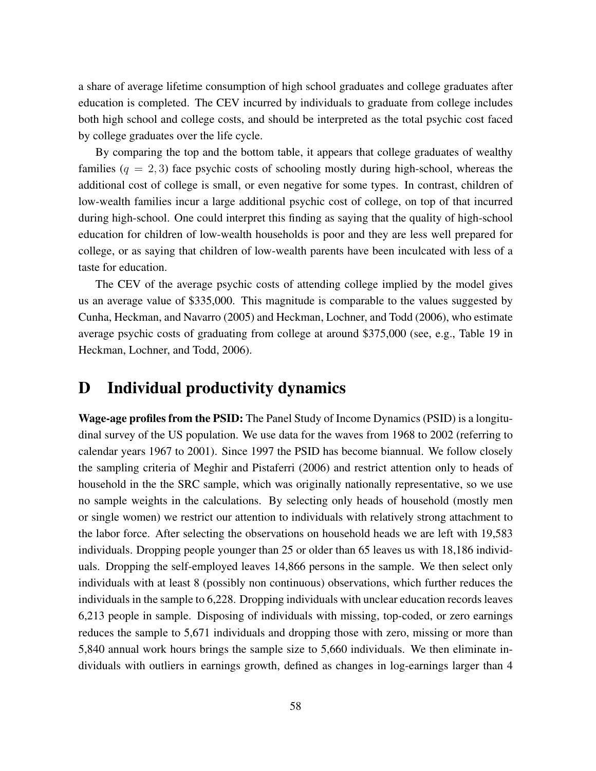a share of average lifetime consumption of high school graduates and college graduates after education is completed. The CEV incurred by individuals to graduate from college includes both high school and college costs, and should be interpreted as the total psychic cost faced by college graduates over the life cycle.

By comparing the top and the bottom table, it appears that college graduates of wealthy families ($q = 2, 3$) face psychic costs of schooling mostly during high-school, whereas the additional cost of college is small, or even negative for some types. In contrast, children of low-wealth families incur a large additional psychic cost of college, on top of that incurred during high-school. One could interpret this finding as saying that the quality of high-school education for children of low-wealth households is poor and they are less well prepared for college, or as saying that children of low-wealth parents have been inculcated with less of a taste for education.

The CEV of the average psychic costs of attending college implied by the model gives us an average value of \$335,000. This magnitude is comparable to the values suggested by Cunha, Heckman, and Navarro (2005) and Heckman, Lochner, and Todd (2006), who estimate average psychic costs of graduating from college at around \$375,000 (see, e.g., Table 19 in Heckman, Lochner, and Todd, 2006).

# D Individual productivity dynamics

**Wage-age profiles from the PSID:** The Panel Study of Income Dynamics (PSID) is a longitudinal survey of the US population. We use data for the waves from 1968 to 2002 (referring to calendar years 1967 to 2001). Since 1997 the PSID has become biannual. We follow closely the sampling criteria of Meghir and Pistaferri (2006) and restrict attention only to heads of household in the the SRC sample, which was originally nationally representative, so we use no sample weights in the calculations. By selecting only heads of household (mostly men or single women) we restrict our attention to individuals with relatively strong attachment to the labor force. After selecting the observations on household heads we are left with 19,583 individuals. Dropping people younger than 25 or older than 65 leaves us with 18,186 individuals. Dropping the self-employed leaves 14,866 persons in the sample. We then select only individuals with at least 8 (possibly non continuous) observations, which further reduces the individuals in the sample to 6,228. Dropping individuals with unclear education records leaves 6,213 people in sample. Disposing of individuals with missing, top-coded, or zero earnings reduces the sample to 5,671 individuals and dropping those with zero, missing or more than 5,840 annual work hours brings the sample size to 5,660 individuals. We then eliminate individuals with outliers in earnings growth, defined as changes in log-earnings larger than 4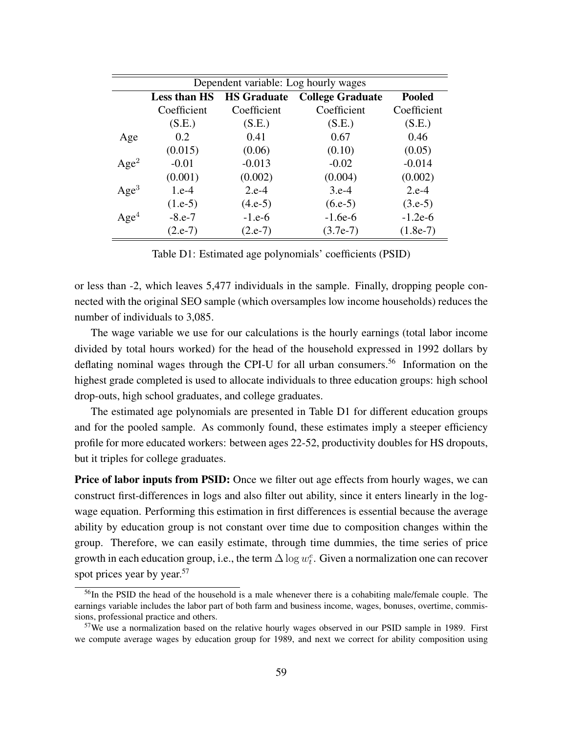| Dependent variable: Log hourly wages | | | | |
|---|---|---|---|---|
| | **Less than HS** | **HS Graduate** | **College Graduate** | **Pooled** |
| | Coefficient | Coefficient | Coefficient | Coefficient |
| | (S.E.) | (S.E.) | (S.E.) | (S.E.) |
| Age | 0.2 | 0.41 | 0.67 | 0.46 |
| | (0.015) | (0.06) | (0.10) | (0.05) |
| Age$^2$ | -0.01 | -0.013 | -0.02 | -0.014 |
| | (0.001) | (0.002) | (0.004) | (0.002) |
| Age$^3$ | 1.e-4 | 2.e-4 | 3.e-4 | 2.e-4 |
| | (1.e-5) | (4.e-5) | (6.e-5) | (3.e-5) |
| Age$^4$ | -8.e-7 | -1.e-6 | -1.6e-6 | -1.2e-6 |
| | (2.e-7) | (2.e-7) | (3.7e-7) | (1.8e-7) |

Table D1: Estimated age polynomials' coefficients (PSID)

or less than -2, which leaves 5,477 individuals in the sample. Finally, dropping people connected with the original SEO sample (which oversamples low income households) reduces the number of individuals to 3,085.

The wage variable we use for our calculations is the hourly earnings (total labor income divided by total hours worked) for the head of the household expressed in 1992 dollars by deflating nominal wages through the CPI-U for all urban consumers.[56] Information on the highest grade completed is used to allocate individuals to three education groups: high school drop-outs, high school graduates, and college graduates.

The estimated age polynomials are presented in Table D1 for different education groups and for the pooled sample. As commonly found, these estimates imply a steeper efficiency profile for more educated workers: between ages 22-52, productivity doubles for HS dropouts, but it triples for college graduates.

**Price of labor inputs from PSID:** Once we filter out age effects from hourly wages, we can construct first-differences in logs and also filter out ability, since it enters linearly in the log-wage equation. Performing this estimation in first differences is essential because the average ability by education group is not constant over time due to composition changes within the group. Therefore, we can easily estimate, through time dummies, the time series of price growth in each education group, i.e., the term $\Delta \log w_t^e$. Given a normalization one can recover spot prices year by year.[57]

[56] In the PSID the head of the household is a male whenever there is a cohabiting male/female couple. The earnings variable includes the labor part of both farm and business income, wages, bonuses, overtime, commissions, professional practice and others.

[57] We use a normalization based on the relative hourly wages observed in our PSID sample in 1989. First we compute average wages by education group for 1989, and next we correct for ability composition using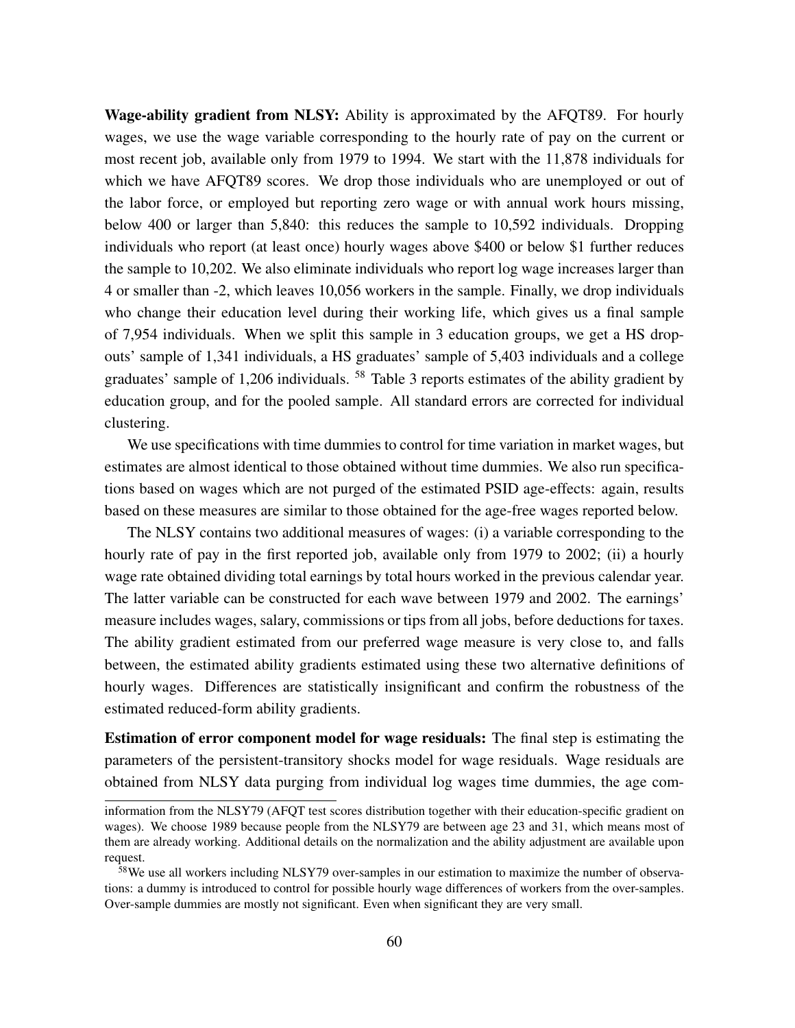**Wage-ability gradient from NLSY:** Ability is approximated by the AFQT89. For hourly wages, we use the wage variable corresponding to the hourly rate of pay on the current or most recent job, available only from 1979 to 1994. We start with the 11,878 individuals for which we have AFQT89 scores. We drop those individuals who are unemployed or out of the labor force, or employed but reporting zero wage or with annual work hours missing, below 400 or larger than 5,840: this reduces the sample to 10,592 individuals. Dropping individuals who report (at least once) hourly wages above \$400 or below \$1 further reduces the sample to 10,202. We also eliminate individuals who report log wage increases larger than 4 or smaller than -2, which leaves 10,056 workers in the sample. Finally, we drop individuals who change their education level during their working life, which gives us a final sample of 7,954 individuals. When we split this sample in 3 education groups, we get a HS drop-outs' sample of 1,341 individuals, a HS graduates' sample of 5,403 individuals and a college graduates' sample of 1,206 individuals. [58] Table 3 reports estimates of the ability gradient by education group, and for the pooled sample. All standard errors are corrected for individual clustering.

We use specifications with time dummies to control for time variation in market wages, but estimates are almost identical to those obtained without time dummies. We also run specifications based on wages which are not purged of the estimated PSID age-effects: again, results based on these measures are similar to those obtained for the age-free wages reported below.

The NLSY contains two additional measures of wages: (i) a variable corresponding to the hourly rate of pay in the first reported job, available only from 1979 to 2002; (ii) a hourly wage rate obtained dividing total earnings by total hours worked in the previous calendar year. The latter variable can be constructed for each wave between 1979 and 2002. The earnings' measure includes wages, salary, commissions or tips from all jobs, before deductions for taxes. The ability gradient estimated from our preferred wage measure is very close to, and falls between, the estimated ability gradients estimated using these two alternative definitions of hourly wages. Differences are statistically insignificant and confirm the robustness of the estimated reduced-form ability gradients.

**Estimation of error component model for wage residuals:** The final step is estimating the parameters of the persistent-transitory shocks model for wage residuals. Wage residuals are obtained from NLSY data purging from individual log wages time dummies, the age com-

---

information from the NLSY79 (AFQT test scores distribution together with their education-specific gradient on wages). We choose 1989 because people from the NLSY79 are between age 23 and 31, which means most of them are already working. Additional details on the normalization and the ability adjustment are available upon request.

[58] We use all workers including NLSY79 over-samples in our estimation to maximize the number of observations: a dummy is introduced to control for possible hourly wage differences of workers from the over-samples. Over-sample dummies are mostly not significant. Even when significant they are very small.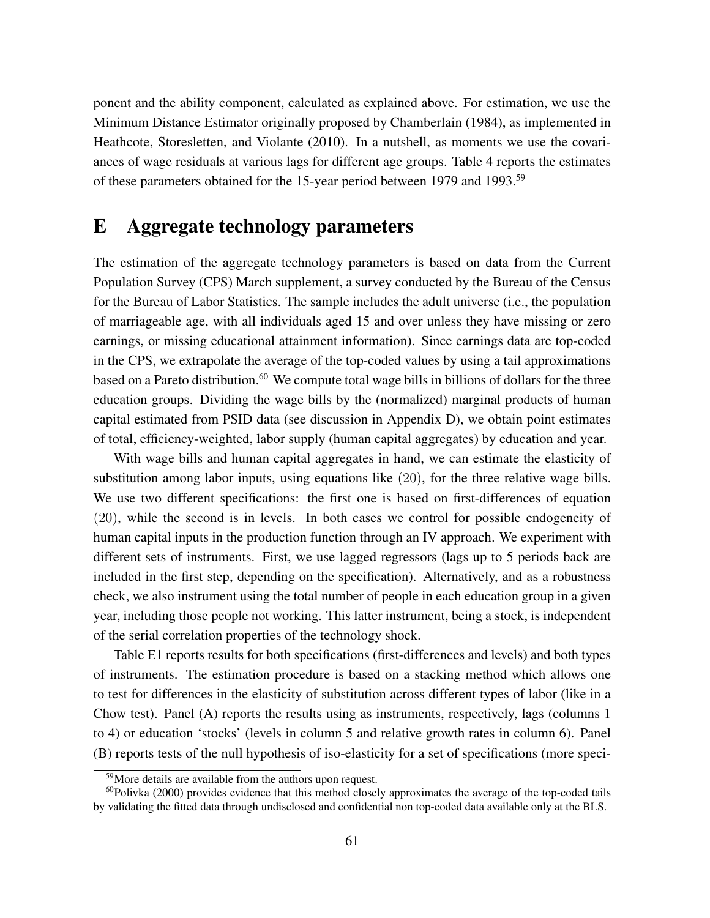ponent and the ability component, calculated as explained above. For estimation, we use the Minimum Distance Estimator originally proposed by Chamberlain (1984), as implemented in Heathcote, Storesletten, and Violante (2010). In a nutshell, as moments we use the covariances of wage residuals at various lags for different age groups. Table 4 reports the estimates of these parameters obtained for the 15-year period between 1979 and 1993.[59]

# E Aggregate technology parameters

The estimation of the aggregate technology parameters is based on data from the Current Population Survey (CPS) March supplement, a survey conducted by the Bureau of the Census for the Bureau of Labor Statistics. The sample includes the adult universe (i.e., the population of marriageable age, with all individuals aged 15 and over unless they have missing or zero earnings, or missing educational attainment information). Since earnings data are top-coded in the CPS, we extrapolate the average of the top-coded values by using a tail approximations based on a Pareto distribution.[60] We compute total wage bills in billions of dollars for the three education groups. Dividing the wage bills by the (normalized) marginal products of human capital estimated from PSID data (see discussion in Appendix D), we obtain point estimates of total, efficiency-weighted, labor supply (human capital aggregates) by education and year.

With wage bills and human capital aggregates in hand, we can estimate the elasticity of substitution among labor inputs, using equations like (20), for the three relative wage bills. We use two different specifications: the first one is based on first-differences of equation (20), while the second is in levels. In both cases we control for possible endogeneity of human capital inputs in the production function through an IV approach. We experiment with different sets of instruments. First, we use lagged regressors (lags up to 5 periods back are included in the first step, depending on the specification). Alternatively, and as a robustness check, we also instrument using the total number of people in each education group in a given year, including those people not working. This latter instrument, being a stock, is independent of the serial correlation properties of the technology shock.

Table E1 reports results for both specifications (first-differences and levels) and both types of instruments. The estimation procedure is based on a stacking method which allows one to test for differences in the elasticity of substitution across different types of labor (like in a Chow test). Panel (A) reports the results using as instruments, respectively, lags (columns 1 to 4) or education 'stocks' (levels in column 5 and relative growth rates in column 6). Panel (B) reports tests of the null hypothesis of iso-elasticity for a set of specifications (more speci-

[59] More details are available from the authors upon request.

[60] Polivka (2000) provides evidence that this method closely approximates the average of the top-coded tails by validating the fitted data through undisclosed and confidential non top-coded data available only at the BLS.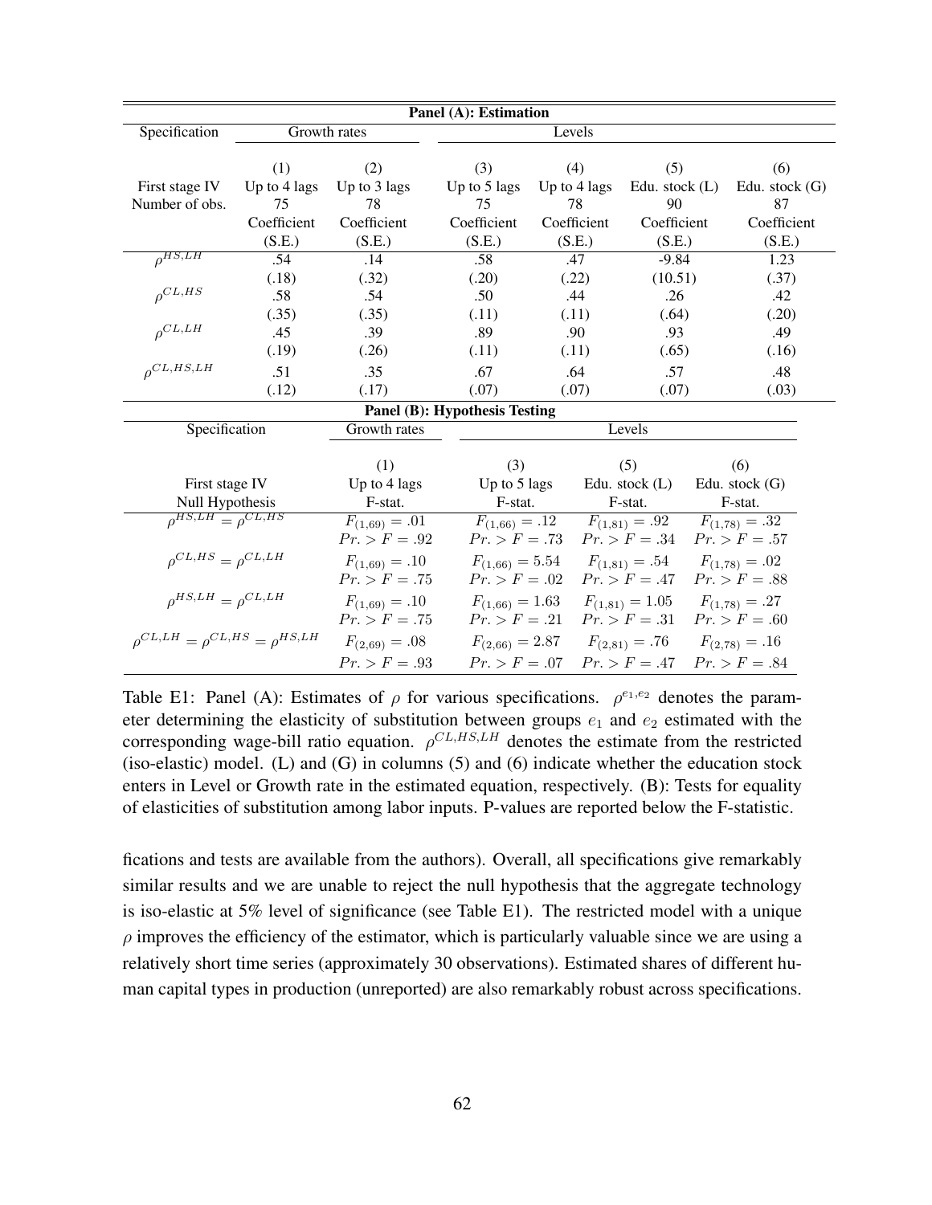**Panel (A): Estimation**

| Specification | Growth rates | | Levels | | | |
|---|---|---|---|---|---|---|
| | (1) | (2) | (3) | (4) | (5) | (6) |
| First stage IV | Up to 4 lags | Up to 3 lags | Up to 5 lags | Up to 4 lags | Edu. stock (L) | Edu. stock (G) |
| Number of obs. | 75 | 78 | 75 | 78 | 90 | 87 |
| | Coefficient | Coefficient | Coefficient | Coefficient | Coefficient | Coefficient |
| | (S.E.) | (S.E.) | (S.E.) | (S.E.) | (S.E.) | (S.E.) |
| $\rho^{HS,LH}$ | .54 | .14 | .58 | .47 | -9.84 | 1.23 |
| | (.18) | (.32) | (.20) | (.22) | (10.51) | (.37) |
| $\rho^{CL,HS}$ | .58 | .54 | .50 | .44 | .26 | .42 |
| | (.35) | (.35) | (.11) | (.11) | (.64) | (.20) |
| $\rho^{CL,LH}$ | .45 | .39 | .89 | .90 | .93 | .49 |
| | (.19) | (.26) | (.11) | (.11) | (.65) | (.16) |
| $\rho^{CL,HS,LH}$ | .51 | .35 | .67 | .64 | .57 | .48 |
| | (.12) | (.17) | (.07) | (.07) | (.07) | (.03) |

**Panel (B): Hypothesis Testing**

| Specification | Growth rates | Levels | | |
|---|---|---|---|---|
| | (1) | (3) | (5) | (6) |
| First stage IV | Up to 4 lags | Up to 5 lags | Edu. stock (L) | Edu. stock (G) |
| Null Hypothesis | F-stat. | F-stat. | F-stat. | F-stat. |
| $\rho^{HS,LH} = \rho^{CL,HS}$ | $F_{(1,69)} = .01$ | $F_{(1,66)} = .12$ | $F_{(1,81)} = .92$ | $F_{(1,78)} = .32$ |
| | $Pr. > F = .92$ | $Pr. > F = .73$ | $Pr. > F = .34$ | $Pr. > F = .57$ |
| $\rho^{CL,HS} = \rho^{CL,LH}$ | $F_{(1,69)} = .10$ | $F_{(1,66)} = 5.54$ | $F_{(1,81)} = .54$ | $F_{(1,78)} = .02$ |
| | $Pr. > F = .75$ | $Pr. > F = .02$ | $Pr. > F = .47$ | $Pr. > F = .88$ |
| $\rho^{HS,LH} = \rho^{CL,LH}$ | $F_{(1,69)} = .10$ | $F_{(1,66)} = 1.63$ | $F_{(1,81)} = 1.05$ | $F_{(1,78)} = .27$ |
| | $Pr. > F = .75$ | $Pr. > F = .21$ | $Pr. > F = .31$ | $Pr. > F = .60$ |
| $\rho^{CL,LH} = \rho^{CL,HS} = \rho^{HS,LH}$ | $F_{(2,69)} = .08$ | $F_{(2,66)} = 2.87$ | $F_{(2,81)} = .76$ | $F_{(2,78)} = .16$ |
| | $Pr. > F = .93$ | $Pr. > F = .07$ | $Pr. > F = .47$ | $Pr. > F = .84$ |

Table E1: Panel (A): Estimates of $\rho$ for various specifications. $\rho^{e_1,e_2}$ denotes the parameter determining the elasticity of substitution between groups $e_1$ and $e_2$ estimated with the corresponding wage-bill ratio equation. $\rho^{CL,HS,LH}$ denotes the estimate from the restricted (iso-elastic) model. (L) and (G) in columns (5) and (6) indicate whether the education stock enters in Level or Growth rate in the estimated equation, respectively. (B): Tests for equality of elasticities of substitution among labor inputs. P-values are reported below the F-statistic.

fications and tests are available from the authors). Overall, all specifications give remarkably similar results and we are unable to reject the null hypothesis that the aggregate technology is iso-elastic at 5% level of significance (see Table E1). The restricted model with a unique $\rho$ improves the efficiency of the estimator, which is particularly valuable since we are using a relatively short time series (approximately 30 observations). Estimated shares of different human capital types in production (unreported) are also remarkably robust across specifications.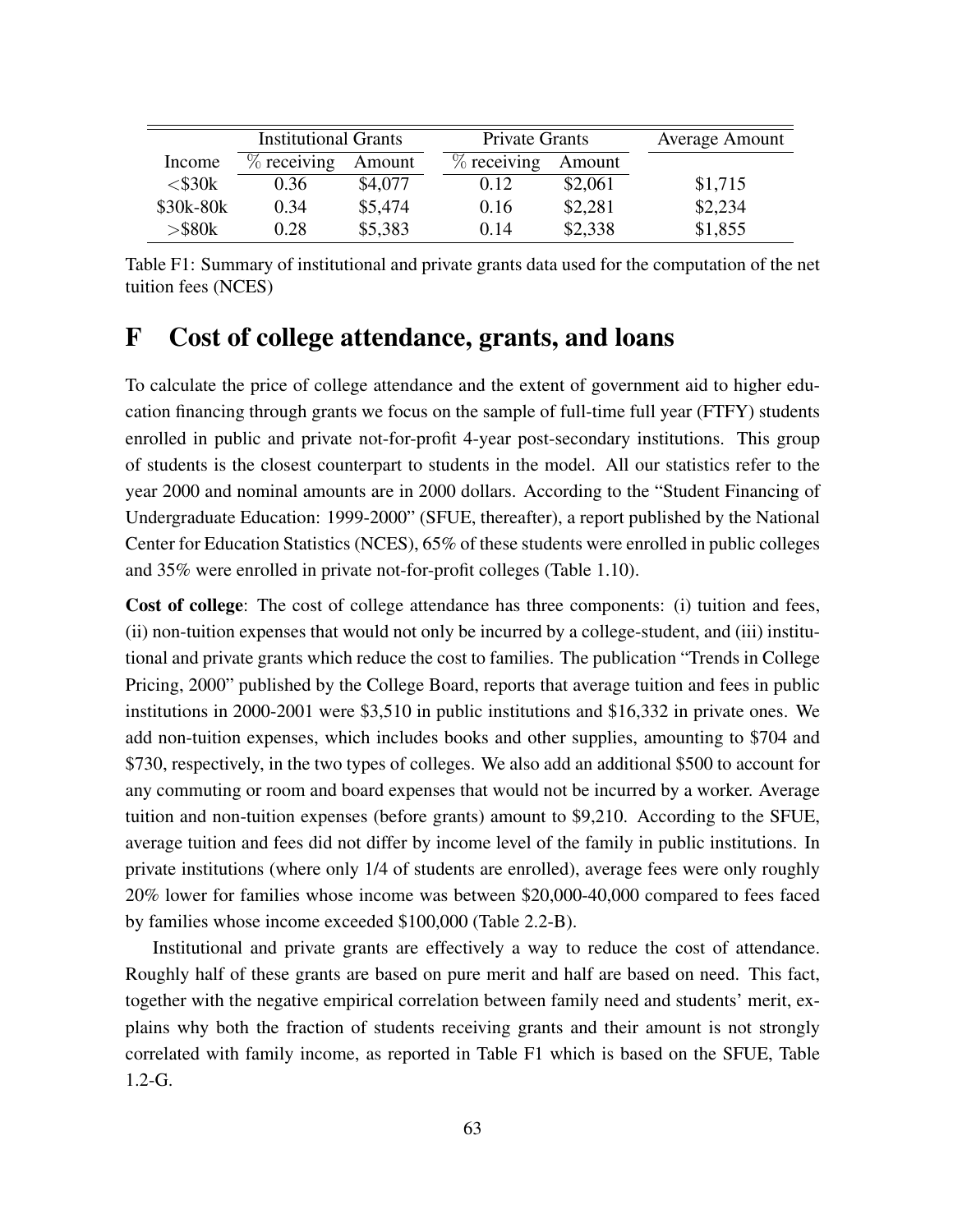| | Institutional Grants | | Private Grants | | Average Amount |
|---|---|---|---|---|---|
| Income | % receiving | Amount | % receiving | Amount | |
| <$30k | 0.36 | $4,077 | 0.12 | $2,061 | $1,715 |
| $30k-80k | 0.34 | $5,474 | 0.16 | $2,281 | $2,234 |
| >$80k | 0.28 | $5,383 | 0.14 | $2,338 | $1,855 |

Table F1: Summary of institutional and private grants data used for the computation of the net tuition fees (NCES)

# F Cost of college attendance, grants, and loans

To calculate the price of college attendance and the extent of government aid to higher education financing through grants we focus on the sample of full-time full year (FTFY) students enrolled in public and private not-for-profit 4-year post-secondary institutions. This group of students is the closest counterpart to students in the model. All our statistics refer to the year 2000 and nominal amounts are in 2000 dollars. According to the "Student Financing of Undergraduate Education: 1999-2000" (SFUE, thereafter), a report published by the National Center for Education Statistics (NCES), 65% of these students were enrolled in public colleges and 35% were enrolled in private not-for-profit colleges (Table 1.10).

**Cost of college**: The cost of college attendance has three components: (i) tuition and fees, (ii) non-tuition expenses that would not only be incurred by a college-student, and (iii) institutional and private grants which reduce the cost to families. The publication "Trends in College Pricing, 2000" published by the College Board, reports that average tuition and fees in public institutions in 2000-2001 were $3,510 in public institutions and $16,332 in private ones. We add non-tuition expenses, which includes books and other supplies, amounting to $704 and $730, respectively, in the two types of colleges. We also add an additional $500 to account for any commuting or room and board expenses that would not be incurred by a worker. Average tuition and non-tuition expenses (before grants) amount to $9,210. According to the SFUE, average tuition and fees did not differ by income level of the family in public institutions. In private institutions (where only 1/4 of students are enrolled), average fees were only roughly 20% lower for families whose income was between $20,000-40,000 compared to fees faced by families whose income exceeded $100,000 (Table 2.2-B).

Institutional and private grants are effectively a way to reduce the cost of attendance. Roughly half of these grants are based on pure merit and half are based on need. This fact, together with the negative empirical correlation between family need and students' merit, explains why both the fraction of students receiving grants and their amount is not strongly correlated with family income, as reported in Table F1 which is based on the SFUE, Table 1.2-G.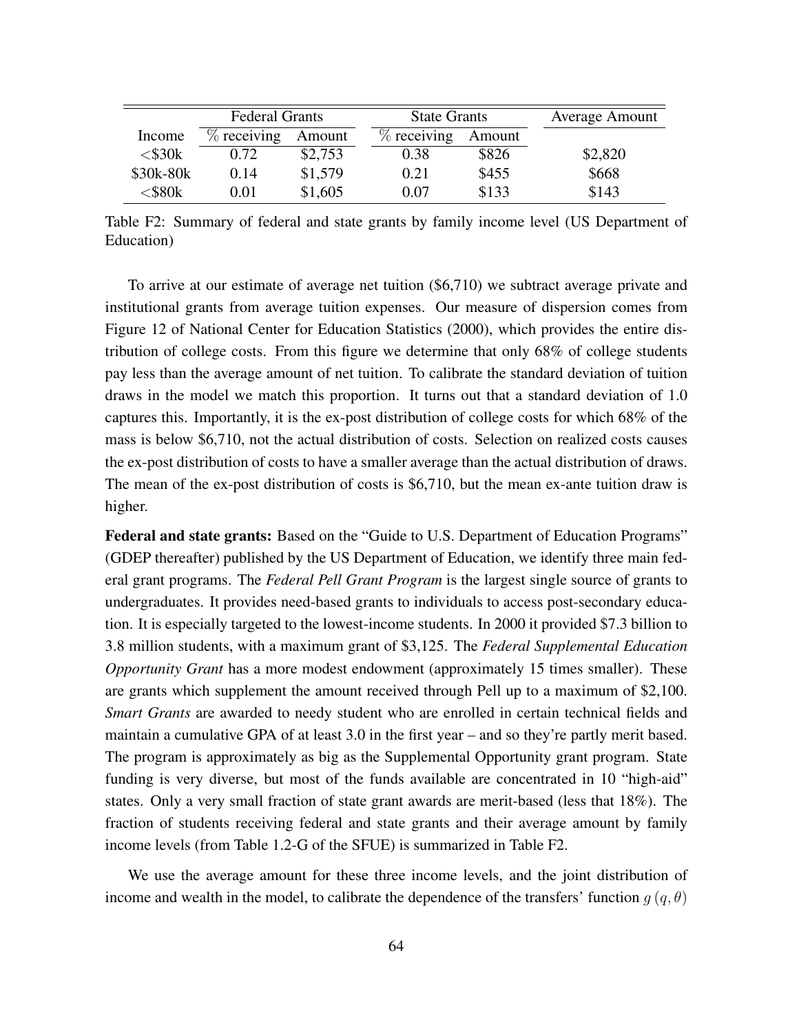| Income | Federal Grants | | State Grants | | Average Amount |
|---|---|---|---|---|---|
| | % receiving | Amount | % receiving | Amount | |
| <$30k | 0.72 | $2,753 | 0.38 | $826 | $2,820 |
| $30k-80k | 0.14 | $1,579 | 0.21 | $455 | $668 |
| <$80k | 0.01 | $1,605 | 0.07 | $133 | $143 |

Table F2: Summary of federal and state grants by family income level (US Department of Education)

To arrive at our estimate of average net tuition ($6,710) we subtract average private and institutional grants from average tuition expenses. Our measure of dispersion comes from Figure 12 of National Center for Education Statistics (2000), which provides the entire distribution of college costs. From this figure we determine that only 68% of college students pay less than the average amount of net tuition. To calibrate the standard deviation of tuition draws in the model we match this proportion. It turns out that a standard deviation of 1.0 captures this. Importantly, it is the ex-post distribution of college costs for which 68% of the mass is below $6,710, not the actual distribution of costs. Selection on realized costs causes the ex-post distribution of costs to have a smaller average than the actual distribution of draws. The mean of the ex-post distribution of costs is $6,710, but the mean ex-ante tuition draw is higher.

**Federal and state grants:** Based on the "Guide to U.S. Department of Education Programs" (GDEP thereafter) published by the US Department of Education, we identify three main federal grant programs. The *Federal Pell Grant Program* is the largest single source of grants to undergraduates. It provides need-based grants to individuals to access post-secondary education. It is especially targeted to the lowest-income students. In 2000 it provided $7.3 billion to 3.8 million students, with a maximum grant of $3,125. The *Federal Supplemental Education Opportunity Grant* has a more modest endowment (approximately 15 times smaller). These are grants which supplement the amount received through Pell up to a maximum of $2,100. *Smart Grants* are awarded to needy student who are enrolled in certain technical fields and maintain a cumulative GPA of at least 3.0 in the first year – and so they're partly merit based. The program is approximately as big as the Supplemental Opportunity grant program. State funding is very diverse, but most of the funds available are concentrated in 10 "high-aid" states. Only a very small fraction of state grant awards are merit-based (less that 18%). The fraction of students receiving federal and state grants and their average amount by family income levels (from Table 1.2-G of the SFUE) is summarized in Table F2.

We use the average amount for these three income levels, and the joint distribution of income and wealth in the model, to calibrate the dependence of the transfers' function $g(q, \theta)$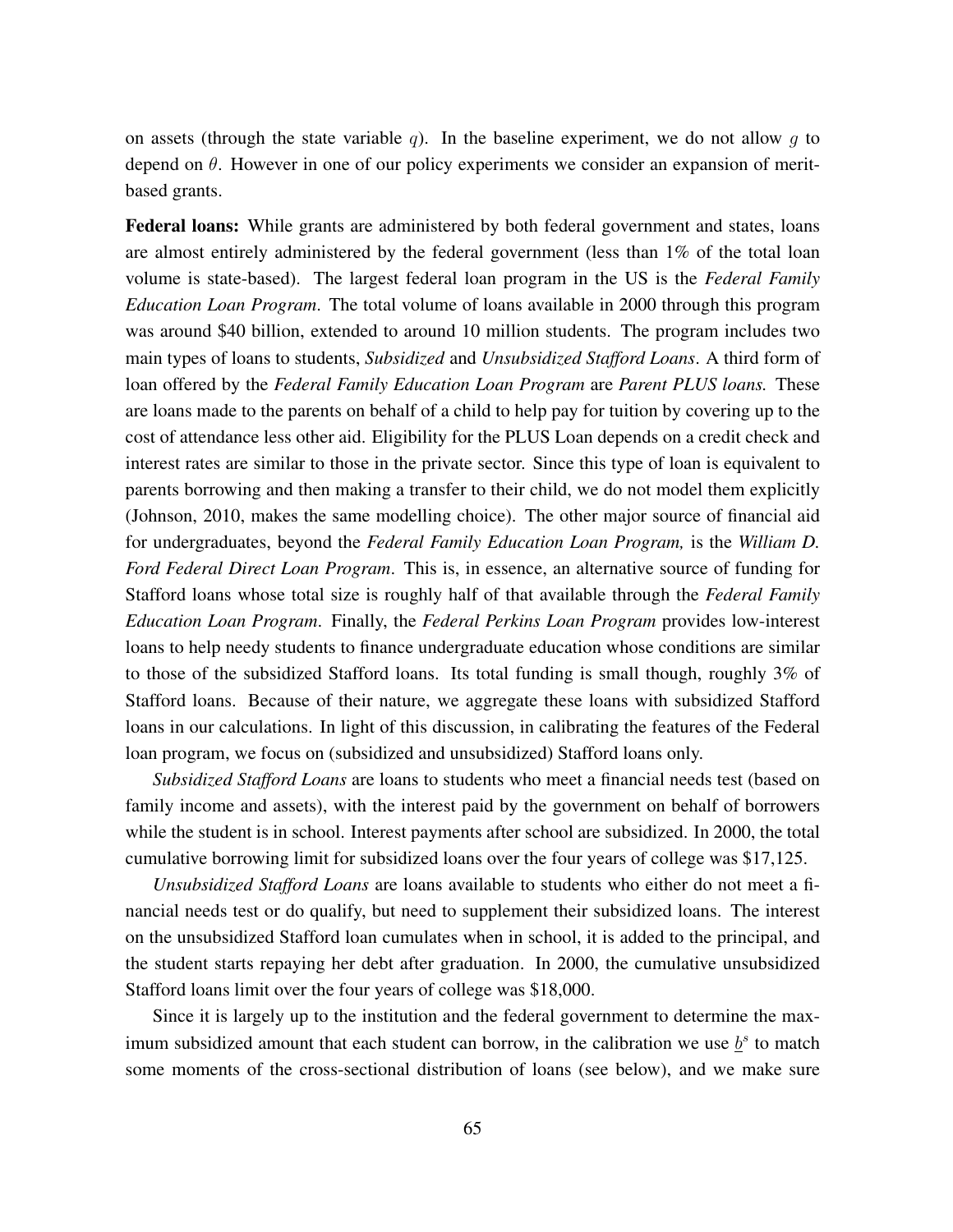on assets (through the state variable $q$). In the baseline experiment, we do not allow $g$ to depend on $\theta$. However in one of our policy experiments we consider an expansion of merit-based grants.

**Federal loans:** While grants are administered by both federal government and states, loans are almost entirely administered by the federal government (less than 1% of the total loan volume is state-based). The largest federal loan program in the US is the *Federal Family Education Loan Program*. The total volume of loans available in 2000 through this program was around \$40 billion, extended to around 10 million students. The program includes two main types of loans to students, *Subsidized* and *Unsubsidized Stafford Loans*. A third form of loan offered by the *Federal Family Education Loan Program* are *Parent PLUS loans.* These are loans made to the parents on behalf of a child to help pay for tuition by covering up to the cost of attendance less other aid. Eligibility for the PLUS Loan depends on a credit check and interest rates are similar to those in the private sector. Since this type of loan is equivalent to parents borrowing and then making a transfer to their child, we do not model them explicitly (Johnson, 2010, makes the same modelling choice). The other major source of financial aid for undergraduates, beyond the *Federal Family Education Loan Program,* is the *William D. Ford Federal Direct Loan Program*. This is, in essence, an alternative source of funding for Stafford loans whose total size is roughly half of that available through the *Federal Family Education Loan Program*. Finally, the *Federal Perkins Loan Program* provides low-interest loans to help needy students to finance undergraduate education whose conditions are similar to those of the subsidized Stafford loans. Its total funding is small though, roughly 3% of Stafford loans. Because of their nature, we aggregate these loans with subsidized Stafford loans in our calculations. In light of this discussion, in calibrating the features of the Federal loan program, we focus on (subsidized and unsubsidized) Stafford loans only.

*Subsidized Stafford Loans* are loans to students who meet a financial needs test (based on family income and assets), with the interest paid by the government on behalf of borrowers while the student is in school. Interest payments after school are subsidized. In 2000, the total cumulative borrowing limit for subsidized loans over the four years of college was \$17,125.

*Unsubsidized Stafford Loans* are loans available to students who either do not meet a financial needs test or do qualify, but need to supplement their subsidized loans. The interest on the unsubsidized Stafford loan cumulates when in school, it is added to the principal, and the student starts repaying her debt after graduation. In 2000, the cumulative unsubsidized Stafford loans limit over the four years of college was \$18,000.

Since it is largely up to the institution and the federal government to determine the maximum subsidized amount that each student can borrow, in the calibration we use $\underline{b}^s$ to match some moments of the cross-sectional distribution of loans (see below), and we make sure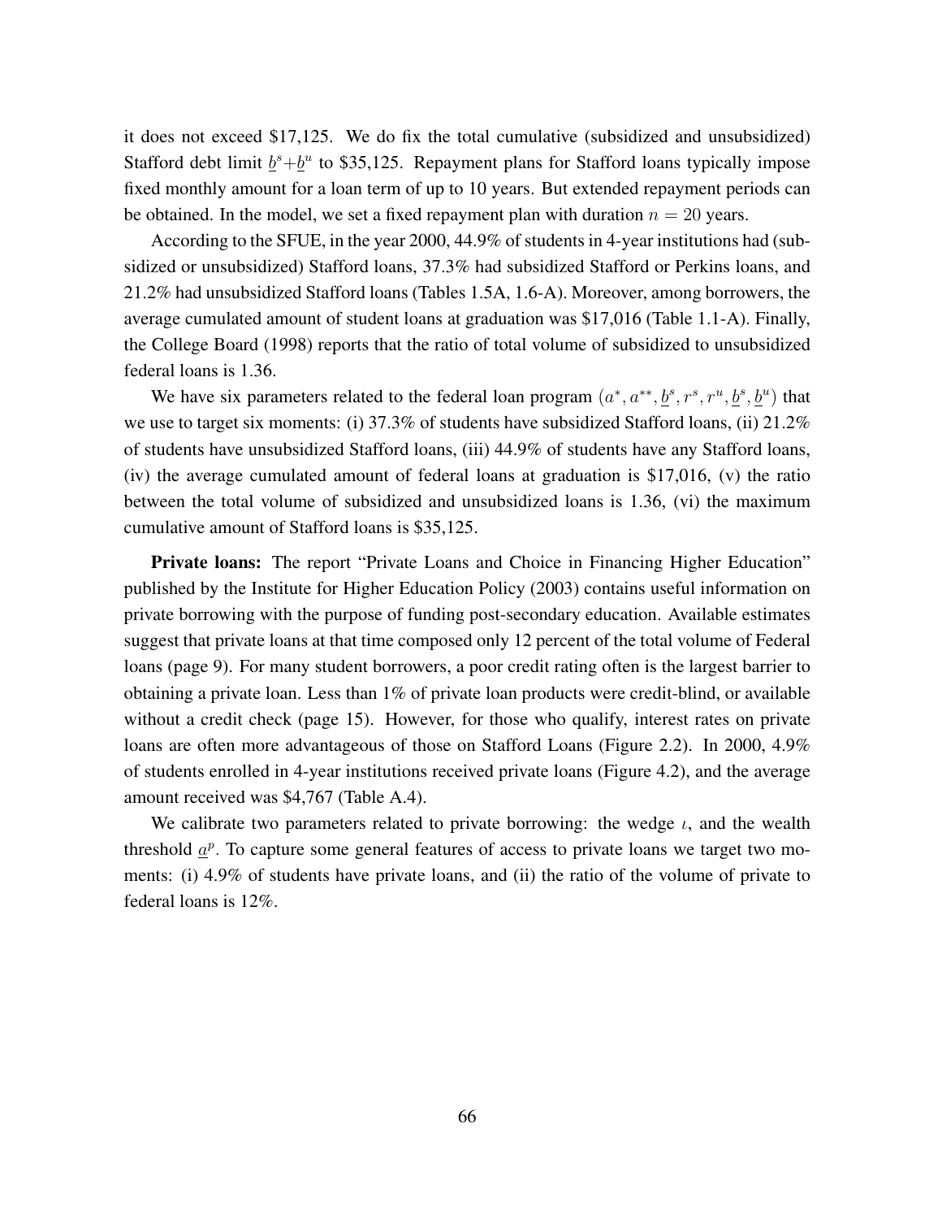it does not exceed \$17,125. We do fix the total cumulative (subsidized and unsubsidized) Stafford debt limit $\underline{b}^s + \underline{b}^u$ to \$35,125. Repayment plans for Stafford loans typically impose fixed monthly amount for a loan term of up to 10 years. But extended repayment periods can be obtained. In the model, we set a fixed repayment plan with duration $n = 20$ years.

According to the SFUE, in the year 2000, 44.9% of students in 4-year institutions had (subsidized or unsubsidized) Stafford loans, 37.3% had subsidized Stafford or Perkins loans, and 21.2% had unsubsidized Stafford loans (Tables 1.5A, 1.6-A). Moreover, among borrowers, the average cumulated amount of student loans at graduation was \$17,016 (Table 1.1-A). Finally, the College Board (1998) reports that the ratio of total volume of subsidized to unsubsidized federal loans is 1.36.

We have six parameters related to the federal loan program $(a^*, a^{**}, \underline{b}^s, r^s, r^u, \underline{b}^s, \underline{b}^u)$ that we use to target six moments: (i) 37.3% of students have subsidized Stafford loans, (ii) 21.2% of students have unsubsidized Stafford loans, (iii) 44.9% of students have any Stafford loans, (iv) the average cumulated amount of federal loans at graduation is \$17,016, (v) the ratio between the total volume of subsidized and unsubsidized loans is 1.36, (vi) the maximum cumulative amount of Stafford loans is \$35,125.

**Private loans:** The report "Private Loans and Choice in Financing Higher Education" published by the Institute for Higher Education Policy (2003) contains useful information on private borrowing with the purpose of funding post-secondary education. Available estimates suggest that private loans at that time composed only 12 percent of the total volume of Federal loans (page 9). For many student borrowers, a poor credit rating often is the largest barrier to obtaining a private loan. Less than 1% of private loan products were credit-blind, or available without a credit check (page 15). However, for those who qualify, interest rates on private loans are often more advantageous of those on Stafford Loans (Figure 2.2). In 2000, 4.9% of students enrolled in 4-year institutions received private loans (Figure 4.2), and the average amount received was \$4,767 (Table A.4).

We calibrate two parameters related to private borrowing: the wedge $\iota$, and the wealth threshold $\underline{a}^p$. To capture some general features of access to private loans we target two moments: (i) 4.9% of students have private loans, and (ii) the ratio of the volume of private to federal loans is 12%.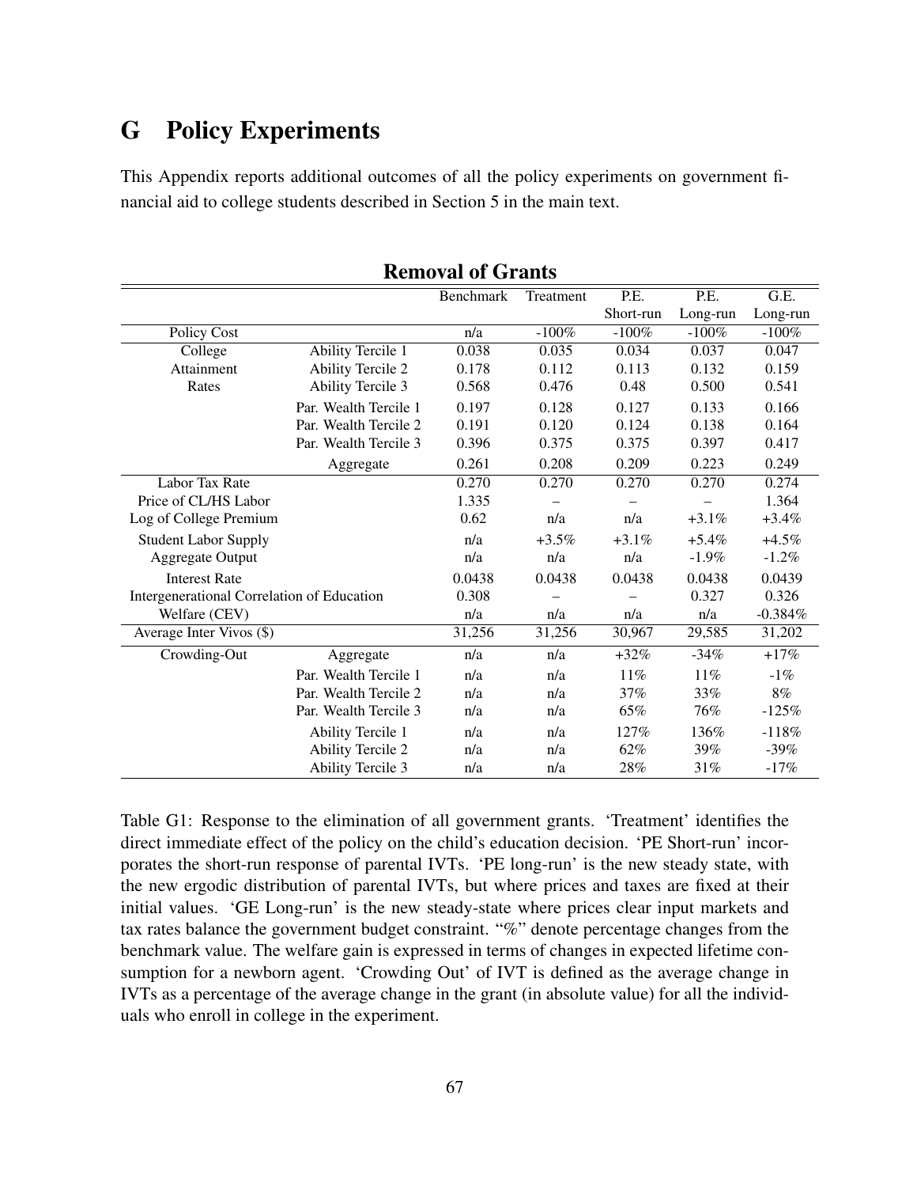# G Policy Experiments

This Appendix reports additional outcomes of all the policy experiments on government financial aid to college students described in Section 5 in the main text.

**Removal of Grants**

| | | Benchmark | Treatment | P.E. Short-run | P.E. Long-run | G.E. Long-run |
|---|---|---|---|---|---|---|
| Policy Cost | | n/a | -100% | -100% | -100% | -100% |
| College Attainment Rates | Ability Tercile 1 | 0.038 | 0.035 | 0.034 | 0.037 | 0.047 |
| | Ability Tercile 2 | 0.178 | 0.112 | 0.113 | 0.132 | 0.159 |
| | Ability Tercile 3 | 0.568 | 0.476 | 0.48 | 0.500 | 0.541 |
| | Par. Wealth Tercile 1 | 0.197 | 0.128 | 0.127 | 0.133 | 0.166 |
| | Par. Wealth Tercile 2 | 0.191 | 0.120 | 0.124 | 0.138 | 0.164 |
| | Par. Wealth Tercile 3 | 0.396 | 0.375 | 0.375 | 0.397 | 0.417 |
| | Aggregate | 0.261 | 0.208 | 0.209 | 0.223 | 0.249 |
| Labor Tax Rate | | 0.270 | 0.270 | 0.270 | 0.270 | 0.274 |
| Price of CL/HS Labor | | 1.335 | – | – | – | 1.364 |
| Log of College Premium | | 0.62 | n/a | n/a | +3.1% | +3.4% |
| Student Labor Supply | | n/a | +3.5% | +3.1% | +5.4% | +4.5% |
| Aggregate Output | | n/a | n/a | n/a | -1.9% | -1.2% |
| Interest Rate | | 0.0438 | 0.0438 | 0.0438 | 0.0438 | 0.0439 |
| Intergenerational Correlation of Education | | 0.308 | – | – | 0.327 | 0.326 |
| Welfare (CEV) | | n/a | n/a | n/a | n/a | -0.384% |
| Average Inter Vivos ($) | | 31,256 | 31,256 | 30,967 | 29,585 | 31,202 |
| Crowding-Out | Aggregate | n/a | n/a | +32% | -34% | +17% |
| | Par. Wealth Tercile 1 | n/a | n/a | 11% | 11% | -1% |
| | Par. Wealth Tercile 2 | n/a | n/a | 37% | 33% | 8% |
| | Par. Wealth Tercile 3 | n/a | n/a | 65% | 76% | -125% |
| | Ability Tercile 1 | n/a | n/a | 127% | 136% | -118% |
| | Ability Tercile 2 | n/a | n/a | 62% | 39% | -39% |
| | Ability Tercile 3 | n/a | n/a | 28% | 31% | -17% |

Table G1: Response to the elimination of all government grants. 'Treatment' identifies the direct immediate effect of the policy on the child's education decision. 'PE Short-run' incorporates the short-run response of parental IVTs. 'PE long-run' is the new steady state, with the new ergodic distribution of parental IVTs, but where prices and taxes are fixed at their initial values. 'GE Long-run' is the new steady-state where prices clear input markets and tax rates balance the government budget constraint. "%" denote percentage changes from the benchmark value. The welfare gain is expressed in terms of changes in expected lifetime consumption for a newborn agent. 'Crowding Out' of IVT is defined as the average change in IVTs as a percentage of the average change in the grant (in absolute value) for all the individuals who enroll in college in the experiment.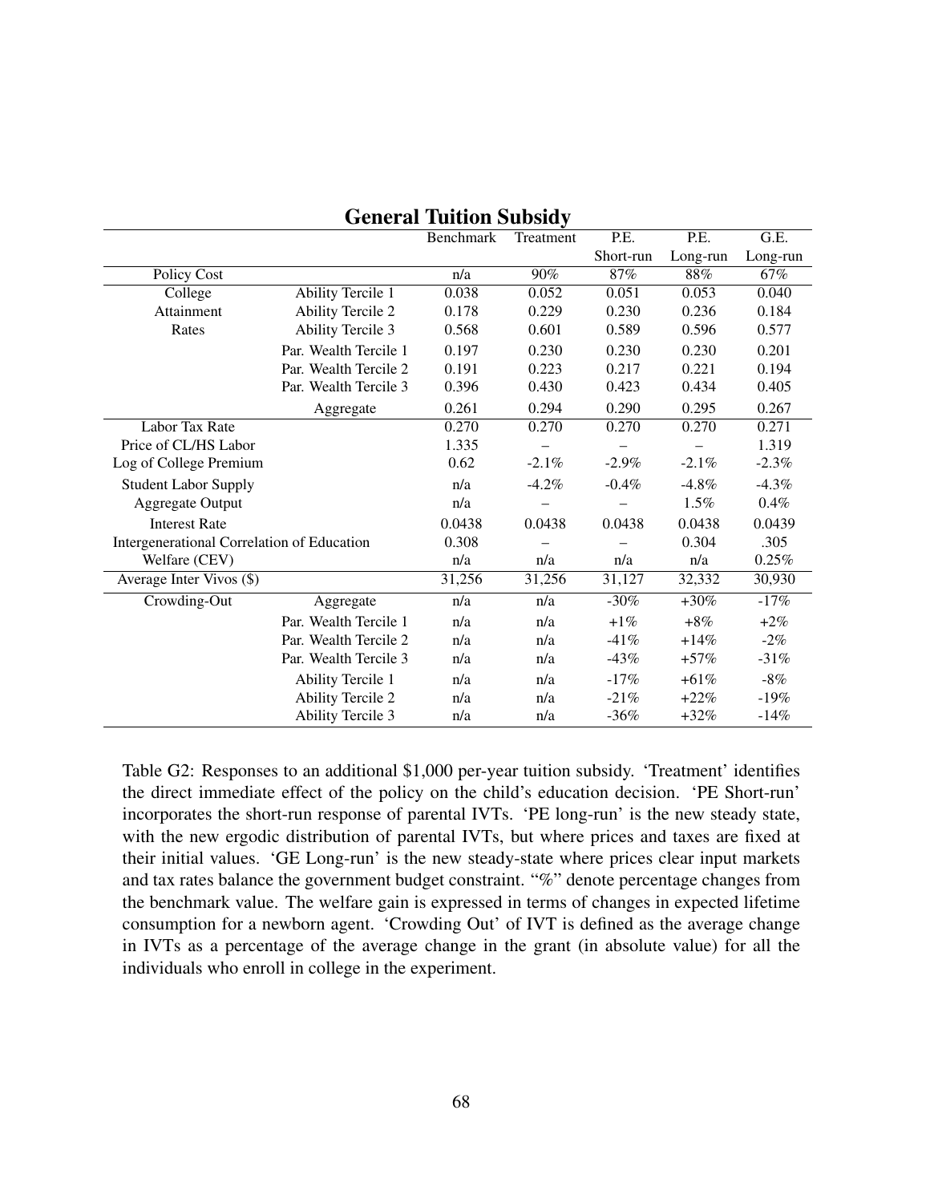## General Tuition Subsidy

| | | Benchmark | Treatment | P.E. Short-run | P.E. Long-run | G.E. Long-run |
|---|---|---|---|---|---|---|
| Policy Cost | | n/a | 90% | 87% | 88% | 67% |
| College | Ability Tercile 1 | 0.038 | 0.052 | 0.051 | 0.053 | 0.040 |
| Attainment | Ability Tercile 2 | 0.178 | 0.229 | 0.230 | 0.236 | 0.184 |
| Rates | Ability Tercile 3 | 0.568 | 0.601 | 0.589 | 0.596 | 0.577 |
| | Par. Wealth Tercile 1 | 0.197 | 0.230 | 0.230 | 0.230 | 0.201 |
| | Par. Wealth Tercile 2 | 0.191 | 0.223 | 0.217 | 0.221 | 0.194 |
| | Par. Wealth Tercile 3 | 0.396 | 0.430 | 0.423 | 0.434 | 0.405 |
| | Aggregate | 0.261 | 0.294 | 0.290 | 0.295 | 0.267 |
| Labor Tax Rate | | 0.270 | 0.270 | 0.270 | 0.270 | 0.271 |
| Price of CL/HS Labor | | 1.335 | – | – | – | 1.319 |
| Log of College Premium | | 0.62 | -2.1% | -2.9% | -2.1% | -2.3% |
| Student Labor Supply | | n/a | -4.2% | -0.4% | -4.8% | -4.3% |
| Aggregate Output | | n/a | – | – | 1.5% | 0.4% |
| Interest Rate | | 0.0438 | 0.0438 | 0.0438 | 0.0438 | 0.0439 |
| Intergenerational Correlation of Education | | 0.308 | – | – | 0.304 | .305 |
| Welfare (CEV) | | n/a | n/a | n/a | n/a | 0.25% |
| Average Inter Vivos ($) | | 31,256 | 31,256 | 31,127 | 32,332 | 30,930 |
| Crowding-Out | Aggregate | n/a | n/a | -30% | +30% | -17% |
| | Par. Wealth Tercile 1 | n/a | n/a | +1% | +8% | +2% |
| | Par. Wealth Tercile 2 | n/a | n/a | -41% | +14% | -2% |
| | Par. Wealth Tercile 3 | n/a | n/a | -43% | +57% | -31% |
| | Ability Tercile 1 | n/a | n/a | -17% | +61% | -8% |
| | Ability Tercile 2 | n/a | n/a | -21% | +22% | -19% |
| | Ability Tercile 3 | n/a | n/a | -36% | +32% | -14% |

Table G2: Responses to an additional $1,000 per-year tuition subsidy. 'Treatment' identifies the direct immediate effect of the policy on the child's education decision. 'PE Short-run' incorporates the short-run response of parental IVTs. 'PE long-run' is the new steady state, with the new ergodic distribution of parental IVTs, but where prices and taxes are fixed at their initial values. 'GE Long-run' is the new steady-state where prices clear input markets and tax rates balance the government budget constraint. "%" denote percentage changes from the benchmark value. The welfare gain is expressed in terms of changes in expected lifetime consumption for a newborn agent. 'Crowding Out' of IVT is defined as the average change in IVTs as a percentage of the average change in the grant (in absolute value) for all the individuals who enroll in college in the experiment.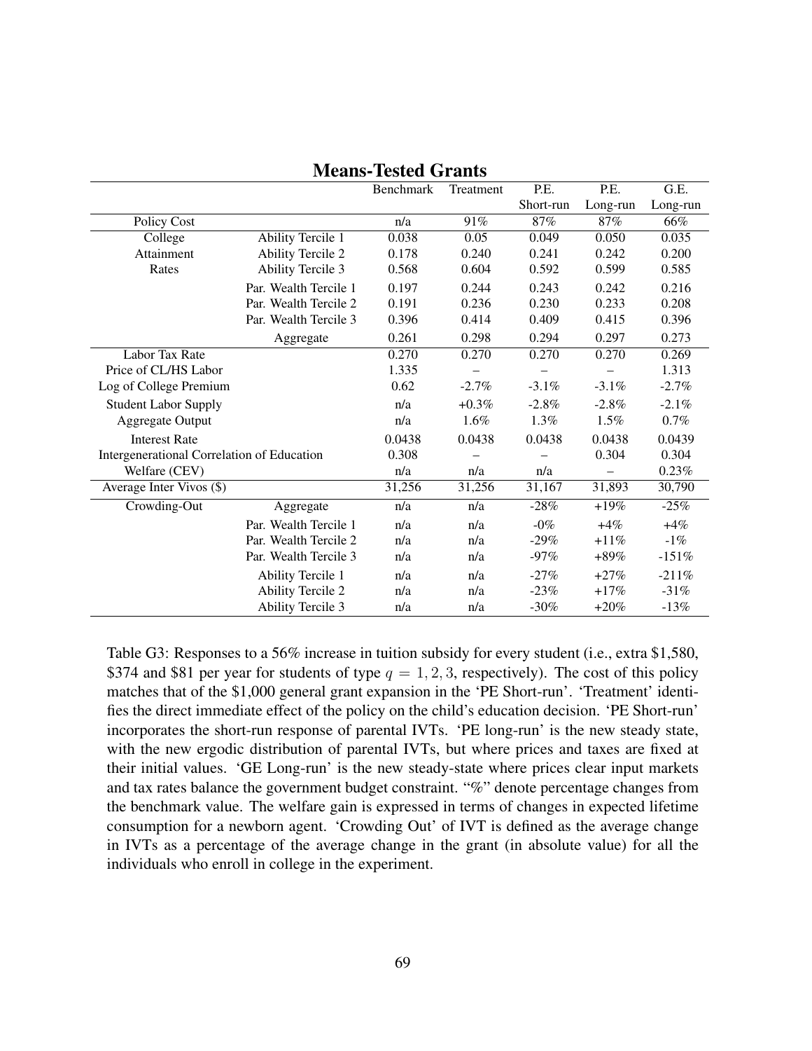## Means-Tested Grants

| | | Benchmark | Treatment | P.E. Short-run | P.E. Long-run | G.E. Long-run |
|---|---|---|---|---|---|---|
| Policy Cost | | n/a | 91% | 87% | 87% | 66% |
| College Attainment Rates | Ability Tercile 1 | 0.038 | 0.05 | 0.049 | 0.050 | 0.035 |
| | Ability Tercile 2 | 0.178 | 0.240 | 0.241 | 0.242 | 0.200 |
| | Ability Tercile 3 | 0.568 | 0.604 | 0.592 | 0.599 | 0.585 |
| | Par. Wealth Tercile 1 | 0.197 | 0.244 | 0.243 | 0.242 | 0.216 |
| | Par. Wealth Tercile 2 | 0.191 | 0.236 | 0.230 | 0.233 | 0.208 |
| | Par. Wealth Tercile 3 | 0.396 | 0.414 | 0.409 | 0.415 | 0.396 |
| | Aggregate | 0.261 | 0.298 | 0.294 | 0.297 | 0.273 |
| Labor Tax Rate | | 0.270 | 0.270 | 0.270 | 0.270 | 0.269 |
| Price of CL/HS Labor | | 1.335 | – | – | – | 1.313 |
| Log of College Premium | | 0.62 | -2.7% | -3.1% | -3.1% | -2.7% |
| Student Labor Supply | | n/a | +0.3% | -2.8% | -2.8% | -2.1% |
| Aggregate Output | | n/a | 1.6% | 1.3% | 1.5% | 0.7% |
| Interest Rate | | 0.0438 | 0.0438 | 0.0438 | 0.0438 | 0.0439 |
| Intergenerational Correlation of Education | | 0.308 | – | – | 0.304 | 0.304 |
| Welfare (CEV) | | n/a | n/a | n/a | – | 0.23% |
| Average Inter Vivos ($) | | 31,256 | 31,256 | 31,167 | 31,893 | 30,790 |
| Crowding-Out | Aggregate | n/a | n/a | -28% | +19% | -25% |
| | Par. Wealth Tercile 1 | n/a | n/a | -0% | +4% | +4% |
| | Par. Wealth Tercile 2 | n/a | n/a | -29% | +11% | -1% |
| | Par. Wealth Tercile 3 | n/a | n/a | -97% | +89% | -151% |
| | Ability Tercile 1 | n/a | n/a | -27% | +27% | -211% |
| | Ability Tercile 2 | n/a | n/a | -23% | +17% | -31% |
| | Ability Tercile 3 | n/a | n/a | -30% | +20% | -13% |

Table G3: Responses to a 56% increase in tuition subsidy for every student (i.e., extra $1,580, $374 and $81 per year for students of type $q = 1, 2, 3$, respectively). The cost of this policy matches that of the $1,000 general grant expansion in the 'PE Short-run'. 'Treatment' identifies the direct immediate effect of the policy on the child's education decision. 'PE Short-run' incorporates the short-run response of parental IVTs. 'PE long-run' is the new steady state, with the new ergodic distribution of parental IVTs, but where prices and taxes are fixed at their initial values. 'GE Long-run' is the new steady-state where prices clear input markets and tax rates balance the government budget constraint. "%" denote percentage changes from the benchmark value. The welfare gain is expressed in terms of changes in expected lifetime consumption for a newborn agent. 'Crowding Out' of IVT is defined as the average change in IVTs as a percentage of the average change in the grant (in absolute value) for all the individuals who enroll in college in the experiment.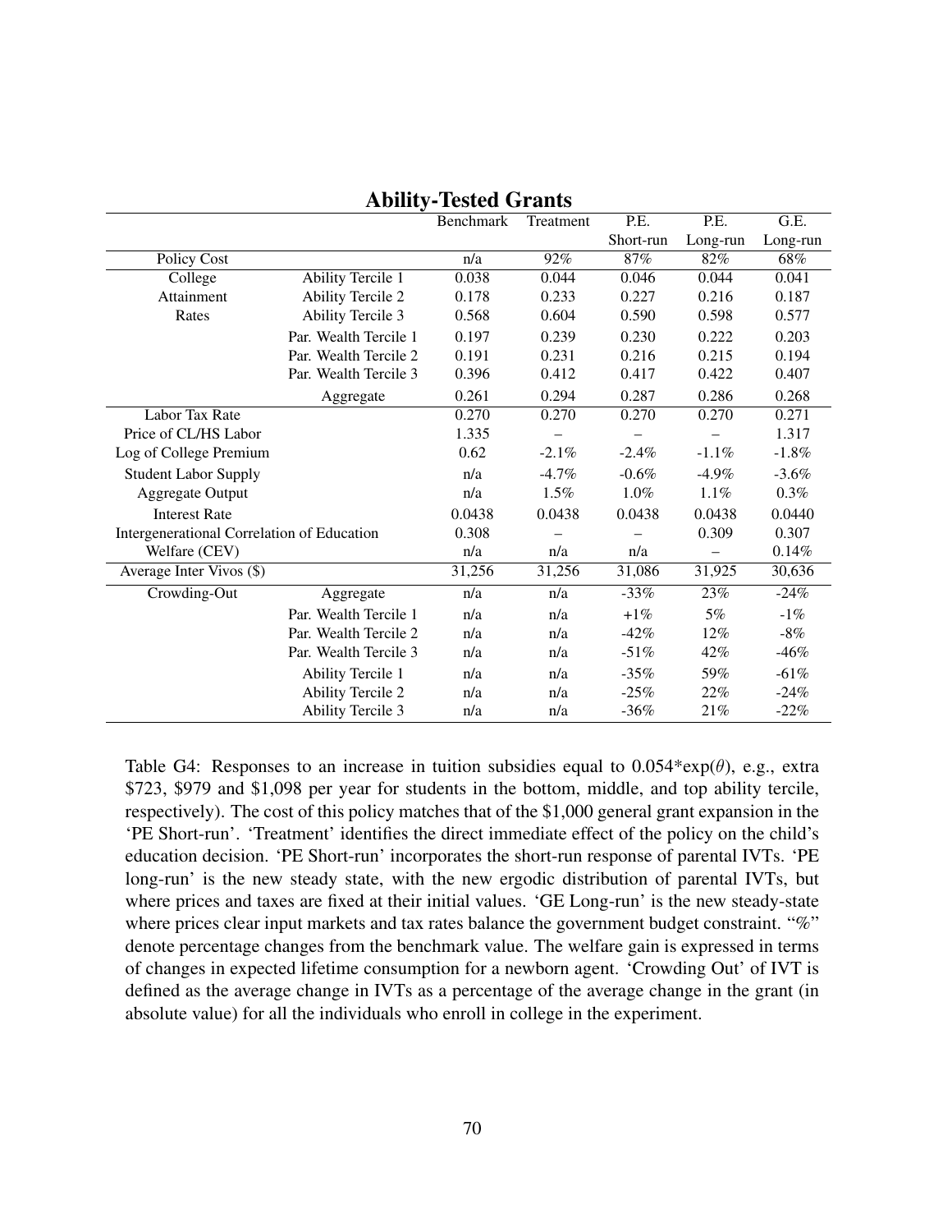## Ability-Tested Grants

| | | Benchmark | Treatment | P.E. Short-run | P.E. Long-run | G.E. Long-run |
|---|---|---|---|---|---|---|
| Policy Cost | | n/a | 92% | 87% | 82% | 68% |
| College Attainment Rates | Ability Tercile 1 | 0.038 | 0.044 | 0.046 | 0.044 | 0.041 |
| | Ability Tercile 2 | 0.178 | 0.233 | 0.227 | 0.216 | 0.187 |
| | Ability Tercile 3 | 0.568 | 0.604 | 0.590 | 0.598 | 0.577 |
| | Par. Wealth Tercile 1 | 0.197 | 0.239 | 0.230 | 0.222 | 0.203 |
| | Par. Wealth Tercile 2 | 0.191 | 0.231 | 0.216 | 0.215 | 0.194 |
| | Par. Wealth Tercile 3 | 0.396 | 0.412 | 0.417 | 0.422 | 0.407 |
| | Aggregate | 0.261 | 0.294 | 0.287 | 0.286 | 0.268 |
| Labor Tax Rate | | 0.270 | 0.270 | 0.270 | 0.270 | 0.271 |
| Price of CL/HS Labor | | 1.335 | – | – | – | 1.317 |
| Log of College Premium | | 0.62 | -2.1% | -2.4% | -1.1% | -1.8% |
| Student Labor Supply | | n/a | -4.7% | -0.6% | -4.9% | -3.6% |
| Aggregate Output | | n/a | 1.5% | 1.0% | 1.1% | 0.3% |
| Interest Rate | | 0.0438 | 0.0438 | 0.0438 | 0.0438 | 0.0440 |
| Intergenerational Correlation of Education | | 0.308 | – | – | 0.309 | 0.307 |
| Welfare (CEV) | | n/a | n/a | n/a | – | 0.14% |
| Average Inter Vivos ($) | | 31,256 | 31,256 | 31,086 | 31,925 | 30,636 |
| Crowding-Out | Aggregate | n/a | n/a | -33% | 23% | -24% |
| | Par. Wealth Tercile 1 | n/a | n/a | +1% | 5% | -1% |
| | Par. Wealth Tercile 2 | n/a | n/a | -42% | 12% | -8% |
| | Par. Wealth Tercile 3 | n/a | n/a | -51% | 42% | -46% |
| | Ability Tercile 1 | n/a | n/a | -35% | 59% | -61% |
| | Ability Tercile 2 | n/a | n/a | -25% | 22% | -24% |
| | Ability Tercile 3 | n/a | n/a | -36% | 21% | -22% |

Table G4: Responses to an increase in tuition subsidies equal to 0.054*exp($\theta$), e.g., extra $723, $979 and $1,098 per year for students in the bottom, middle, and top ability tercile, respectively). The cost of this policy matches that of the $1,000 general grant expansion in the 'PE Short-run'. 'Treatment' identifies the direct immediate effect of the policy on the child's education decision. 'PE Short-run' incorporates the short-run response of parental IVTs. 'PE long-run' is the new steady state, with the new ergodic distribution of parental IVTs, but where prices and taxes are fixed at their initial values. 'GE Long-run' is the new steady-state where prices clear input markets and tax rates balance the government budget constraint. "%" denote percentage changes from the benchmark value. The welfare gain is expressed in terms of changes in expected lifetime consumption for a newborn agent. 'Crowding Out' of IVT is defined as the average change in IVTs as a percentage of the average change in the grant (in absolute value) for all the individuals who enroll in college in the experiment.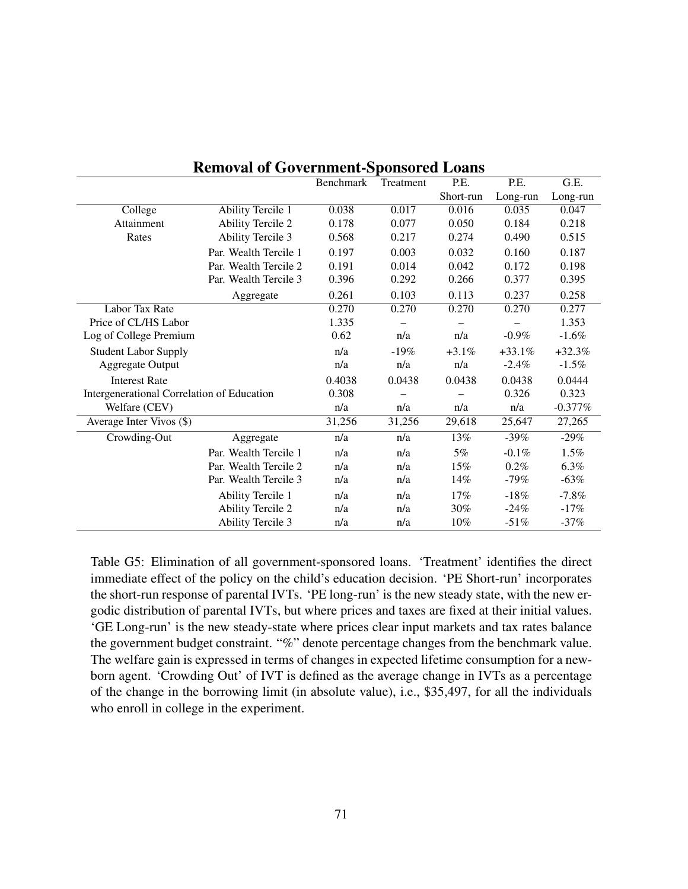**Removal of Government-Sponsored Loans**

| | | Benchmark | Treatment | P.E. Short-run | P.E. Long-run | G.E. Long-run |
|---|---|---|---|---|---|---|
| College Attainment Rates | Ability Tercile 1 | 0.038 | 0.017 | 0.016 | 0.035 | 0.047 |
| | Ability Tercile 2 | 0.178 | 0.077 | 0.050 | 0.184 | 0.218 |
| | Ability Tercile 3 | 0.568 | 0.217 | 0.274 | 0.490 | 0.515 |
| | Par. Wealth Tercile 1 | 0.197 | 0.003 | 0.032 | 0.160 | 0.187 |
| | Par. Wealth Tercile 2 | 0.191 | 0.014 | 0.042 | 0.172 | 0.198 |
| | Par. Wealth Tercile 3 | 0.396 | 0.292 | 0.266 | 0.377 | 0.395 |
| | Aggregate | 0.261 | 0.103 | 0.113 | 0.237 | 0.258 |
| Labor Tax Rate | | 0.270 | 0.270 | 0.270 | 0.270 | 0.277 |
| Price of CL/HS Labor | | 1.335 | – | – | – | 1.353 |
| Log of College Premium | | 0.62 | n/a | n/a | -0.9% | -1.6% |
| Student Labor Supply | | n/a | -19% | +3.1% | +33.1% | +32.3% |
| Aggregate Output | | n/a | n/a | n/a | -2.4% | -1.5% |
| Interest Rate | | 0.4038 | 0.0438 | 0.0438 | 0.0438 | 0.0444 |
| Intergenerational Correlation of Education | | 0.308 | – | – | 0.326 | 0.323 |
| Welfare (CEV) | | n/a | n/a | n/a | n/a | -0.377% |
| Average Inter Vivos ($) | | 31,256 | 31,256 | 29,618 | 25,647 | 27,265 |
| Crowding-Out | Aggregate | n/a | n/a | 13% | -39% | -29% |
| | Par. Wealth Tercile 1 | n/a | n/a | 5% | -0.1% | 1.5% |
| | Par. Wealth Tercile 2 | n/a | n/a | 15% | 0.2% | 6.3% |
| | Par. Wealth Tercile 3 | n/a | n/a | 14% | -79% | -63% |
| | Ability Tercile 1 | n/a | n/a | 17% | -18% | -7.8% |
| | Ability Tercile 2 | n/a | n/a | 30% | -24% | -17% |
| | Ability Tercile 3 | n/a | n/a | 10% | -51% | -37% |

Table G5: Elimination of all government-sponsored loans. 'Treatment' identifies the direct immediate effect of the policy on the child's education decision. 'PE Short-run' incorporates the short-run response of parental IVTs. 'PE long-run' is the new steady state, with the new ergodic distribution of parental IVTs, but where prices and taxes are fixed at their initial values. 'GE Long-run' is the new steady-state where prices clear input markets and tax rates balance the government budget constraint. "%" denote percentage changes from the benchmark value. The welfare gain is expressed in terms of changes in expected lifetime consumption for a newborn agent. 'Crowding Out' of IVT is defined as the average change in IVTs as a percentage of the change in the borrowing limit (in absolute value), i.e., $35,497, for all the individuals who enroll in college in the experiment.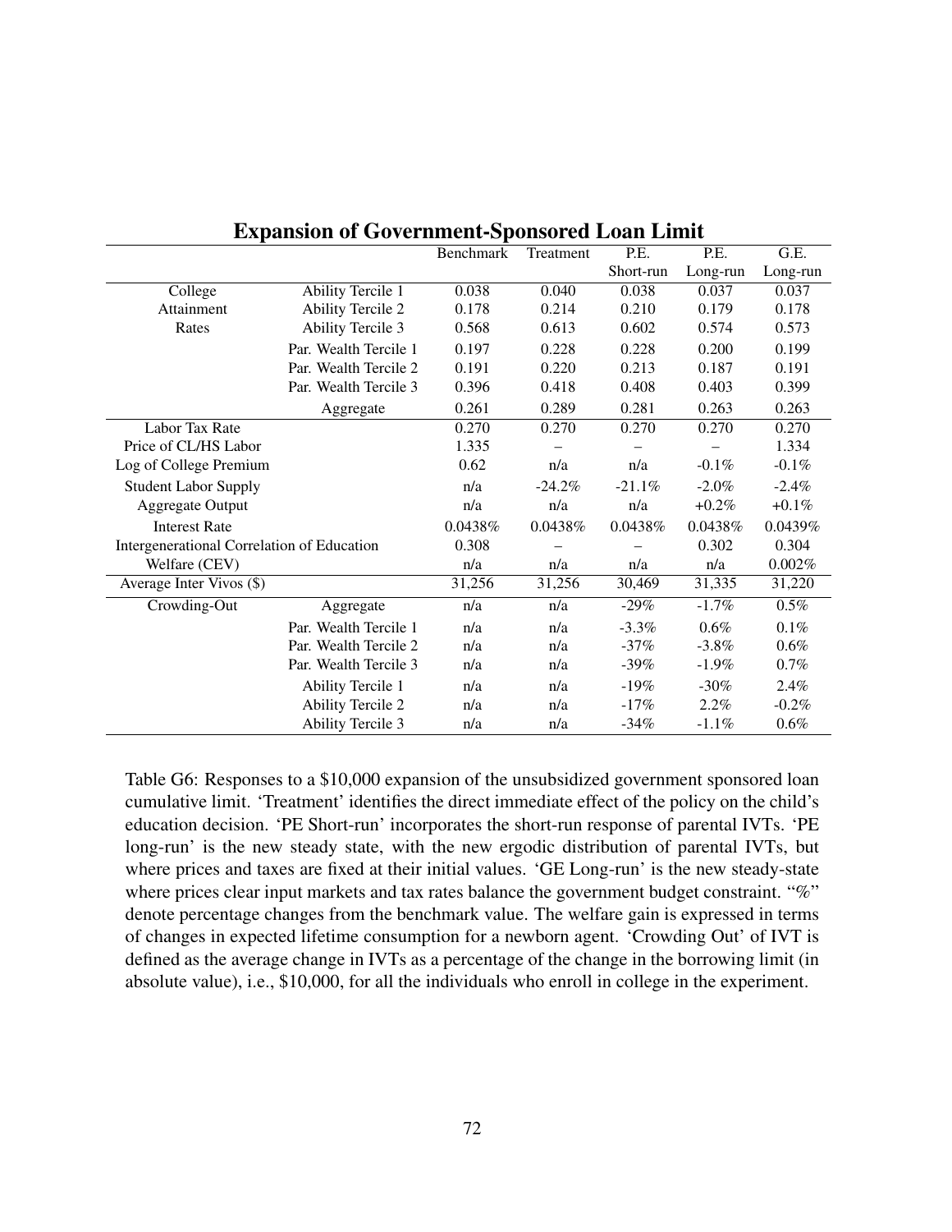## Expansion of Government-Sponsored Loan Limit

| | | Benchmark | Treatment | P.E. Short-run | P.E. Long-run | G.E. Long-run |
|---|---|---|---|---|---|---|
| College Attainment Rates | Ability Tercile 1 | 0.038 | 0.040 | 0.038 | 0.037 | 0.037 |
| | Ability Tercile 2 | 0.178 | 0.214 | 0.210 | 0.179 | 0.178 |
| | Ability Tercile 3 | 0.568 | 0.613 | 0.602 | 0.574 | 0.573 |
| | Par. Wealth Tercile 1 | 0.197 | 0.228 | 0.228 | 0.200 | 0.199 |
| | Par. Wealth Tercile 2 | 0.191 | 0.220 | 0.213 | 0.187 | 0.191 |
| | Par. Wealth Tercile 3 | 0.396 | 0.418 | 0.408 | 0.403 | 0.399 |
| | Aggregate | 0.261 | 0.289 | 0.281 | 0.263 | 0.263 |
| Labor Tax Rate | | 0.270 | 0.270 | 0.270 | 0.270 | 0.270 |
| Price of CL/HS Labor | | 1.335 | – | – | – | 1.334 |
| Log of College Premium | | 0.62 | n/a | n/a | -0.1% | -0.1% |
| Student Labor Supply | | n/a | -24.2% | -21.1% | -2.0% | -2.4% |
| Aggregate Output | | n/a | n/a | n/a | +0.2% | +0.1% |
| Interest Rate | | 0.0438% | 0.0438% | 0.0438% | 0.0438% | 0.0439% |
| Intergenerational Correlation of Education | | 0.308 | – | – | 0.302 | 0.304 |
| Welfare (CEV) | | n/a | n/a | n/a | n/a | 0.002% |
| Average Inter Vivos ($) | | 31,256 | 31,256 | 30,469 | 31,335 | 31,220 |
| Crowding-Out | Aggregate | n/a | n/a | -29% | -1.7% | 0.5% |
| | Par. Wealth Tercile 1 | n/a | n/a | -3.3% | 0.6% | 0.1% |
| | Par. Wealth Tercile 2 | n/a | n/a | -37% | -3.8% | 0.6% |
| | Par. Wealth Tercile 3 | n/a | n/a | -39% | -1.9% | 0.7% |
| | Ability Tercile 1 | n/a | n/a | -19% | -30% | 2.4% |
| | Ability Tercile 2 | n/a | n/a | -17% | 2.2% | -0.2% |
| | Ability Tercile 3 | n/a | n/a | -34% | -1.1% | 0.6% |

Table G6: Responses to a $10,000 expansion of the unsubsidized government sponsored loan cumulative limit. 'Treatment' identifies the direct immediate effect of the policy on the child's education decision. 'PE Short-run' incorporates the short-run response of parental IVTs. 'PE long-run' is the new steady state, with the new ergodic distribution of parental IVTs, but where prices and taxes are fixed at their initial values. 'GE Long-run' is the new steady-state where prices clear input markets and tax rates balance the government budget constraint. "%" denote percentage changes from the benchmark value. The welfare gain is expressed in terms of changes in expected lifetime consumption for a newborn agent. 'Crowding Out' of IVT is defined as the average change in IVTs as a percentage of the change in the borrowing limit (in absolute value), i.e., $10,000, for all the individuals who enroll in college in the experiment.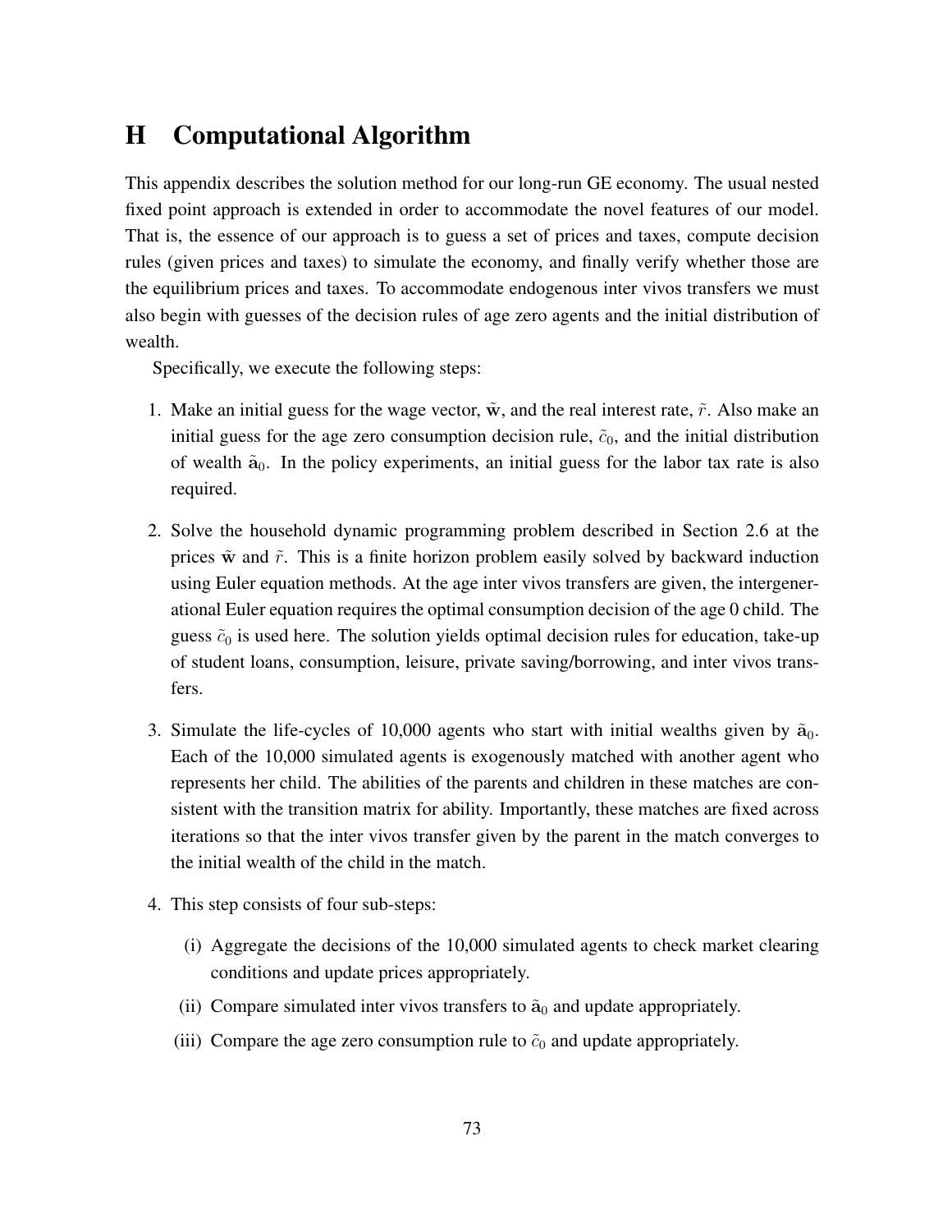# H Computational Algorithm

This appendix describes the solution method for our long-run GE economy. The usual nested fixed point approach is extended in order to accommodate the novel features of our model. That is, the essence of our approach is to guess a set of prices and taxes, compute decision rules (given prices and taxes) to simulate the economy, and finally verify whether those are the equilibrium prices and taxes. To accommodate endogenous inter vivos transfers we must also begin with guesses of the decision rules of age zero agents and the initial distribution of wealth.

Specifically, we execute the following steps:

1. Make an initial guess for the wage vector, $\tilde{\mathbf{w}}$, and the real interest rate, $\tilde{r}$. Also make an initial guess for the age zero consumption decision rule, $\tilde{c}_0$, and the initial distribution of wealth $\tilde{\mathbf{a}}_0$. In the policy experiments, an initial guess for the labor tax rate is also required.

2. Solve the household dynamic programming problem described in Section 2.6 at the prices $\tilde{\mathbf{w}}$ and $\tilde{r}$. This is a finite horizon problem easily solved by backward induction using Euler equation methods. At the age inter vivos transfers are given, the intergenerational Euler equation requires the optimal consumption decision of the age 0 child. The guess $\tilde{c}_0$ is used here. The solution yields optimal decision rules for education, take-up of student loans, consumption, leisure, private saving/borrowing, and inter vivos transfers.

3. Simulate the life-cycles of 10,000 agents who start with initial wealths given by $\tilde{\mathbf{a}}_0$. Each of the 10,000 simulated agents is exogenously matched with another agent who represents her child. The abilities of the parents and children in these matches are consistent with the transition matrix for ability. Importantly, these matches are fixed across iterations so that the inter vivos transfer given by the parent in the match converges to the initial wealth of the child in the match.

4. This step consists of four sub-steps:

   (i) Aggregate the decisions of the 10,000 simulated agents to check market clearing conditions and update prices appropriately.

   (ii) Compare simulated inter vivos transfers to $\tilde{\mathbf{a}}_0$ and update appropriately.

   (iii) Compare the age zero consumption rule to $\tilde{c}_0$ and update appropriately.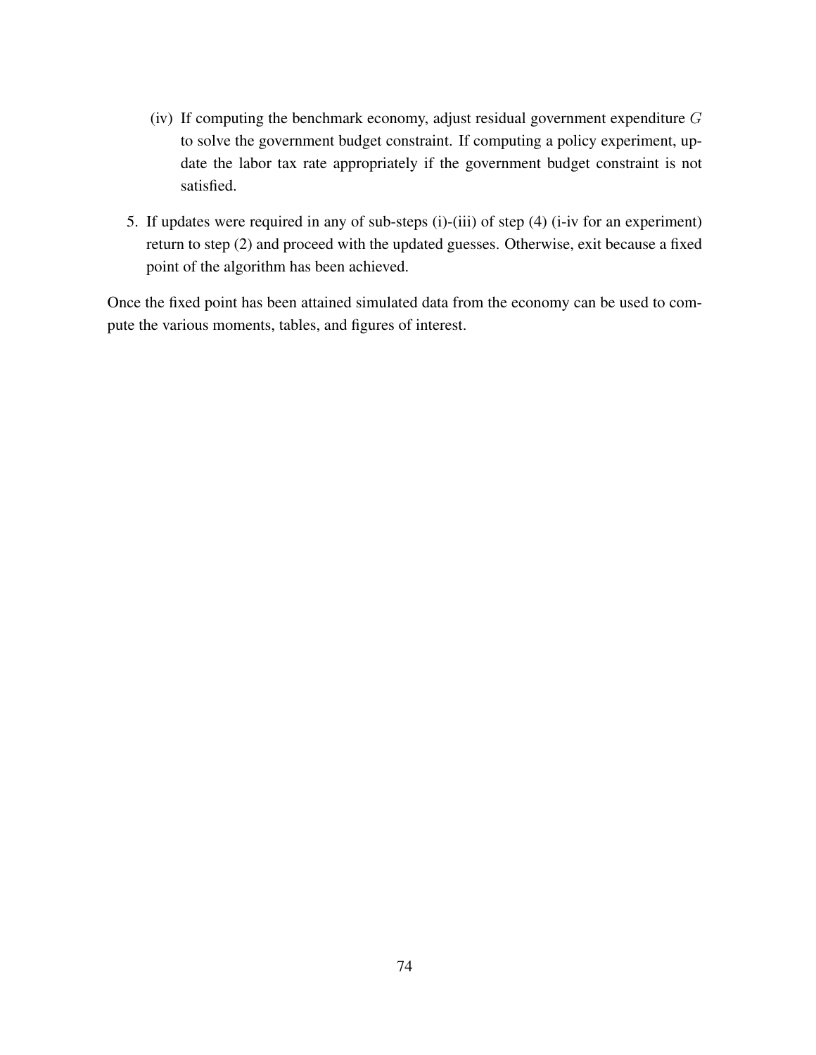(iv) If computing the benchmark economy, adjust residual government expenditure $G$ to solve the government budget constraint. If computing a policy experiment, update the labor tax rate appropriately if the government budget constraint is not satisfied.

5. If updates were required in any of sub-steps (i)-(iii) of step (4) (i-iv for an experiment) return to step (2) and proceed with the updated guesses. Otherwise, exit because a fixed point of the algorithm has been achieved.

Once the fixed point has been attained simulated data from the economy can be used to compute the various moments, tables, and figures of interest.